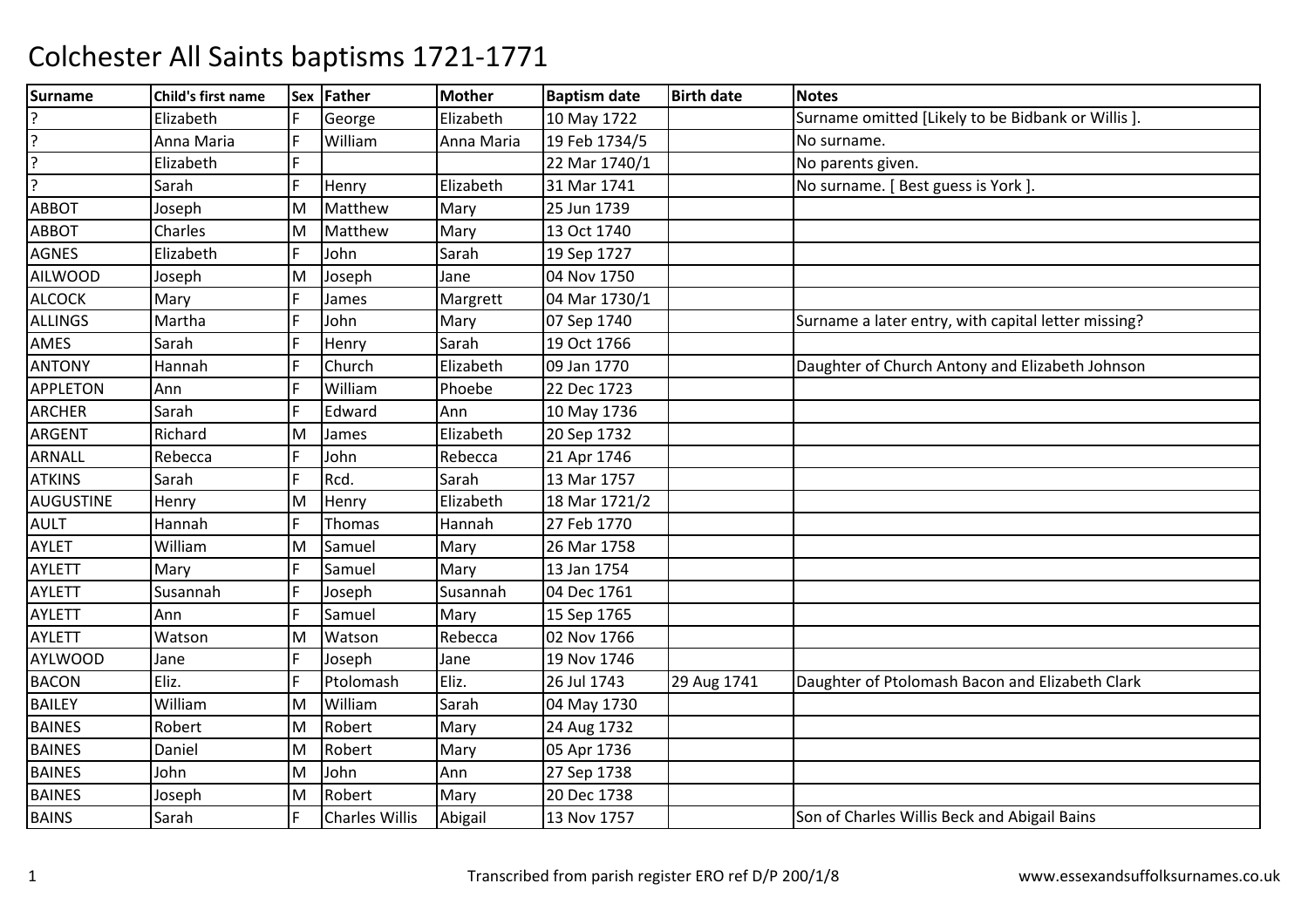# Colchester All Saints baptisms 1721-1771

| Surname | Child's first name | Sex | Father | Mother | Baptism date | Birth date | Notes |
|---|---|---|---|---|---|---|---|
| ? | Elizabeth | F | George | Elizabeth | 10 May 1722 | | Surname omitted [Likely to be Bidbank or Willis ]. |
| ? | Anna Maria | F | William | Anna Maria | 19 Feb 1734/5 | | No surname. |
| ? | Elizabeth | F | | | 22 Mar 1740/1 | | No parents given. |
| ? | Sarah | F | Henry | Elizabeth | 31 Mar 1741 | | No surname. [ Best guess is York ]. |
| ABBOT | Joseph | M | Matthew | Mary | 25 Jun 1739 | | |
| ABBOT | Charles | M | Matthew | Mary | 13 Oct 1740 | | |
| AGNES | Elizabeth | F | John | Sarah | 19 Sep 1727 | | |
| AILWOOD | Joseph | M | Joseph | Jane | 04 Nov 1750 | | |
| ALCOCK | Mary | F | James | Margrett | 04 Mar 1730/1 | | |
| ALLINGS | Martha | F | John | Mary | 07 Sep 1740 | | Surname a later entry, with capital letter missing? |
| AMES | Sarah | F | Henry | Sarah | 19 Oct 1766 | | |
| ANTONY | Hannah | F | Church | Elizabeth | 09 Jan 1770 | | Daughter of Church Antony and Elizabeth Johnson |
| APPLETON | Ann | F | William | Phoebe | 22 Dec 1723 | | |
| ARCHER | Sarah | F | Edward | Ann | 10 May 1736 | | |
| ARGENT | Richard | M | James | Elizabeth | 20 Sep 1732 | | |
| ARNALL | Rebecca | F | John | Rebecca | 21 Apr 1746 | | |
| ATKINS | Sarah | F | Rcd. | Sarah | 13 Mar 1757 | | |
| AUGUSTINE | Henry | M | Henry | Elizabeth | 18 Mar 1721/2 | | |
| AULT | Hannah | F | Thomas | Hannah | 27 Feb 1770 | | |
| AYLET | William | M | Samuel | Mary | 26 Mar 1758 | | |
| AYLETT | Mary | F | Samuel | Mary | 13 Jan 1754 | | |
| AYLETT | Susannah | F | Joseph | Susannah | 04 Dec 1761 | | |
| AYLETT | Ann | F | Samuel | Mary | 15 Sep 1765 | | |
| AYLETT | Watson | M | Watson | Rebecca | 02 Nov 1766 | | |
| AYLWOOD | Jane | F | Joseph | Jane | 19 Nov 1746 | | |
| BACON | Eliz. | F | Ptolomash | Eliz. | 26 Jul 1743 | 29 Aug 1741 | Daughter of Ptolomash Bacon and Elizabeth Clark |
| BAILEY | William | M | William | Sarah | 04 May 1730 | | |
| BAINES | Robert | M | Robert | Mary | 24 Aug 1732 | | |
| BAINES | Daniel | M | Robert | Mary | 05 Apr 1736 | | |
| BAINES | John | M | John | Ann | 27 Sep 1738 | | |
| BAINES | Joseph | M | Robert | Mary | 20 Dec 1738 | | |
| BAINS | Sarah | F | Charles Willis | Abigail | 13 Nov 1757 | | Son of Charles Willis Beck and Abigail Bains |

Transcribed from parish register ERO ref D/P 200/1/8

www.essexandsuffolksurnames.co.uk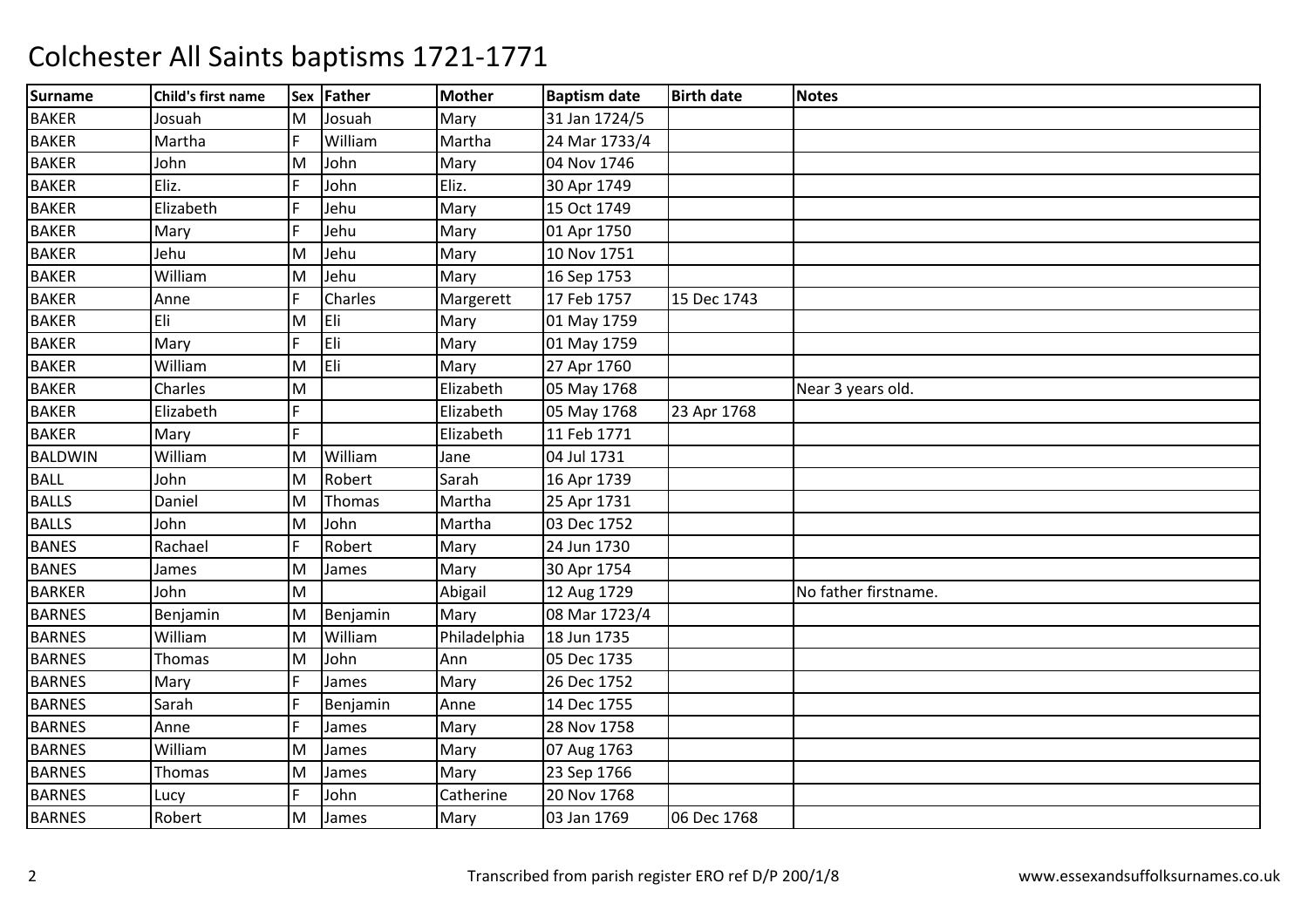# Colchester All Saints baptisms 1721-1771

| Surname | Child's first name | Sex | Father | Mother | Baptism date | Birth date | Notes |
|---|---|---|---|---|---|---|---|
| BAKER | Josuah | M | Josuah | Mary | 31 Jan 1724/5 | | |
| BAKER | Martha | F | William | Martha | 24 Mar 1733/4 | | |
| BAKER | John | M | John | Mary | 04 Nov 1746 | | |
| BAKER | Eliz. | F | John | Eliz. | 30 Apr 1749 | | |
| BAKER | Elizabeth | F | Jehu | Mary | 15 Oct 1749 | | |
| BAKER | Mary | F | Jehu | Mary | 01 Apr 1750 | | |
| BAKER | Jehu | M | Jehu | Mary | 10 Nov 1751 | | |
| BAKER | William | M | Jehu | Mary | 16 Sep 1753 | | |
| BAKER | Anne | F | Charles | Margerett | 17 Feb 1757 | 15 Dec 1743 | |
| BAKER | Eli | M | Eli | Mary | 01 May 1759 | | |
| BAKER | Mary | F | Eli | Mary | 01 May 1759 | | |
| BAKER | William | M | Eli | Mary | 27 Apr 1760 | | |
| BAKER | Charles | M | | Elizabeth | 05 May 1768 | | Near 3 years old. |
| BAKER | Elizabeth | F | | Elizabeth | 05 May 1768 | 23 Apr 1768 | |
| BAKER | Mary | F | | Elizabeth | 11 Feb 1771 | | |
| BALDWIN | William | M | William | Jane | 04 Jul 1731 | | |
| BALL | John | M | Robert | Sarah | 16 Apr 1739 | | |
| BALLS | Daniel | M | Thomas | Martha | 25 Apr 1731 | | |
| BALLS | John | M | John | Martha | 03 Dec 1752 | | |
| BANES | Rachael | F | Robert | Mary | 24 Jun 1730 | | |
| BANES | James | M | James | Mary | 30 Apr 1754 | | |
| BARKER | John | M | | Abigail | 12 Aug 1729 | | No father firstname. |
| BARNES | Benjamin | M | Benjamin | Mary | 08 Mar 1723/4 | | |
| BARNES | William | M | William | Philadelphia | 18 Jun 1735 | | |
| BARNES | Thomas | M | John | Ann | 05 Dec 1735 | | |
| BARNES | Mary | F | James | Mary | 26 Dec 1752 | | |
| BARNES | Sarah | F | Benjamin | Anne | 14 Dec 1755 | | |
| BARNES | Anne | F | James | Mary | 28 Nov 1758 | | |
| BARNES | William | M | James | Mary | 07 Aug 1763 | | |
| BARNES | Thomas | M | James | Mary | 23 Sep 1766 | | |
| BARNES | Lucy | F | John | Catherine | 20 Nov 1768 | | |
| BARNES | Robert | M | James | Mary | 03 Jan 1769 | 06 Dec 1768 | |

Transcribed from parish register ERO ref D/P 200/1/8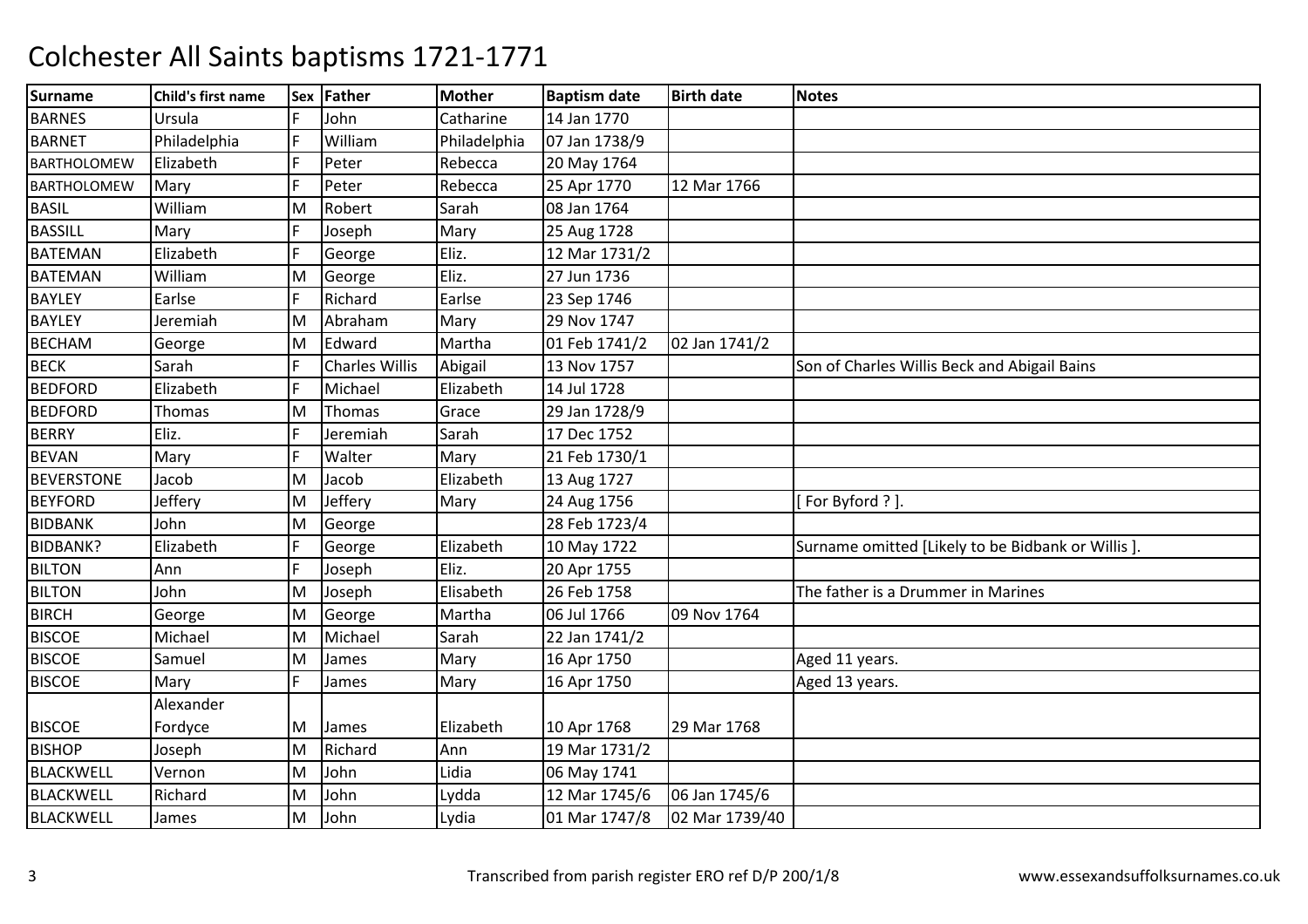# Colchester All Saints baptisms 1721-1771

| Surname | Child's first name | Sex | Father | Mother | Baptism date | Birth date | Notes |
|---|---|---|---|---|---|---|---|
| BARNES | Ursula | F | John | Catharine | 14 Jan 1770 | | |
| BARNET | Philadelphia | F | William | Philadelphia | 07 Jan 1738/9 | | |
| BARTHOLOMEW | Elizabeth | F | Peter | Rebecca | 20 May 1764 | | |
| BARTHOLOMEW | Mary | F | Peter | Rebecca | 25 Apr 1770 | 12 Mar 1766 | |
| BASIL | William | M | Robert | Sarah | 08 Jan 1764 | | |
| BASSILL | Mary | F | Joseph | Mary | 25 Aug 1728 | | |
| BATEMAN | Elizabeth | F | George | Eliz. | 12 Mar 1731/2 | | |
| BATEMAN | William | M | George | Eliz. | 27 Jun 1736 | | |
| BAYLEY | Earlse | F | Richard | Earlse | 23 Sep 1746 | | |
| BAYLEY | Jeremiah | M | Abraham | Mary | 29 Nov 1747 | | |
| BECHAM | George | M | Edward | Martha | 01 Feb 1741/2 | 02 Jan 1741/2 | |
| BECK | Sarah | F | Charles Willis | Abigail | 13 Nov 1757 | | Son of Charles Willis Beck and Abigail Bains |
| BEDFORD | Elizabeth | F | Michael | Elizabeth | 14 Jul 1728 | | |
| BEDFORD | Thomas | M | Thomas | Grace | 29 Jan 1728/9 | | |
| BERRY | Eliz. | F | Jeremiah | Sarah | 17 Dec 1752 | | |
| BEVAN | Mary | F | Walter | Mary | 21 Feb 1730/1 | | |
| BEVERSTONE | Jacob | M | Jacob | Elizabeth | 13 Aug 1727 | | |
| BEYFORD | Jeffery | M | Jeffery | Mary | 24 Aug 1756 | | [ For Byford ? ]. |
| BIDBANK | John | M | George | | 28 Feb 1723/4 | | |
| BIDBANK? | Elizabeth | F | George | Elizabeth | 10 May 1722 | | Surname omitted [Likely to be Bidbank or Willis ]. |
| BILTON | Ann | F | Joseph | Eliz. | 20 Apr 1755 | | |
| BILTON | John | M | Joseph | Elisabeth | 26 Feb 1758 | | The father is a Drummer in Marines |
| BIRCH | George | M | George | Martha | 06 Jul 1766 | 09 Nov 1764 | |
| BISCOE | Michael | M | Michael | Sarah | 22 Jan 1741/2 | | |
| BISCOE | Samuel | M | James | Mary | 16 Apr 1750 | | Aged 11 years. |
| BISCOE | Mary | F | James | Mary | 16 Apr 1750 | | Aged 13 years. |
| BISCOE | Alexander Fordyce | M | James | Elizabeth | 10 Apr 1768 | 29 Mar 1768 | |
| BISHOP | Joseph | M | Richard | Ann | 19 Mar 1731/2 | | |
| BLACKWELL | Vernon | M | John | Lidia | 06 May 1741 | | |
| BLACKWELL | Richard | M | John | Lydda | 12 Mar 1745/6 | 06 Jan 1745/6 | |
| BLACKWELL | James | M | John | Lydia | 01 Mar 1747/8 | 02 Mar 1739/40 | |

Transcribed from parish register ERO ref D/P 200/1/8 www.essexandsuffolksurnames.co.uk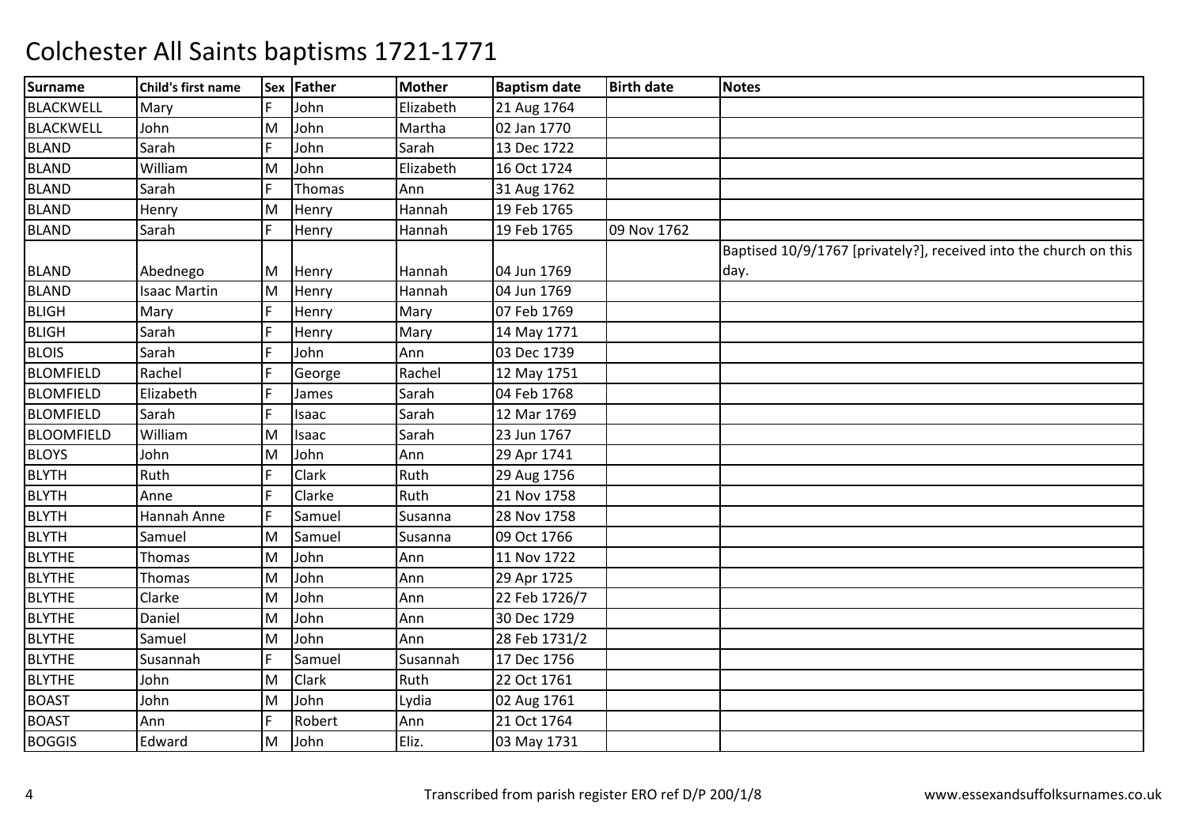# Colchester All Saints baptisms 1721-1771

| Surname | Child's first name | Sex | Father | Mother | Baptism date | Birth date | Notes |
|---|---|---|---|---|---|---|---|
| BLACKWELL | Mary | F | John | Elizabeth | 21 Aug 1764 | | |
| BLACKWELL | John | M | John | Martha | 02 Jan 1770 | | |
| BLAND | Sarah | F | John | Sarah | 13 Dec 1722 | | |
| BLAND | William | M | John | Elizabeth | 16 Oct 1724 | | |
| BLAND | Sarah | F | Thomas | Ann | 31 Aug 1762 | | |
| BLAND | Henry | M | Henry | Hannah | 19 Feb 1765 | | |
| BLAND | Sarah | F | Henry | Hannah | 19 Feb 1765 | 09 Nov 1762 | |
| BLAND | Abednego | M | Henry | Hannah | 04 Jun 1769 | | Baptised 10/9/1767 [privately?], received into the church on this day. |
| BLAND | Isaac Martin | M | Henry | Hannah | 04 Jun 1769 | | |
| BLIGH | Mary | F | Henry | Mary | 07 Feb 1769 | | |
| BLIGH | Sarah | F | Henry | Mary | 14 May 1771 | | |
| BLOIS | Sarah | F | John | Ann | 03 Dec 1739 | | |
| BLOMFIELD | Rachel | F | George | Rachel | 12 May 1751 | | |
| BLOMFIELD | Elizabeth | F | James | Sarah | 04 Feb 1768 | | |
| BLOMFIELD | Sarah | F | Isaac | Sarah | 12 Mar 1769 | | |
| BLOOMFIELD | William | M | Isaac | Sarah | 23 Jun 1767 | | |
| BLOYS | John | M | John | Ann | 29 Apr 1741 | | |
| BLYTH | Ruth | F | Clark | Ruth | 29 Aug 1756 | | |
| BLYTH | Anne | F | Clarke | Ruth | 21 Nov 1758 | | |
| BLYTH | Hannah Anne | F | Samuel | Susanna | 28 Nov 1758 | | |
| BLYTH | Samuel | M | Samuel | Susanna | 09 Oct 1766 | | |
| BLYTHE | Thomas | M | John | Ann | 11 Nov 1722 | | |
| BLYTHE | Thomas | M | John | Ann | 29 Apr 1725 | | |
| BLYTHE | Clarke | M | John | Ann | 22 Feb 1726/7 | | |
| BLYTHE | Daniel | M | John | Ann | 30 Dec 1729 | | |
| BLYTHE | Samuel | M | John | Ann | 28 Feb 1731/2 | | |
| BLYTHE | Susannah | F | Samuel | Susannah | 17 Dec 1756 | | |
| BLYTHE | John | M | Clark | Ruth | 22 Oct 1761 | | |
| BOAST | John | M | John | Lydia | 02 Aug 1761 | | |
| BOAST | Ann | F | Robert | Ann | 21 Oct 1764 | | |
| BOGGIS | Edward | M | John | Eliz. | 03 May 1731 | | |

Transcribed from parish register ERO ref D/P 200/1/8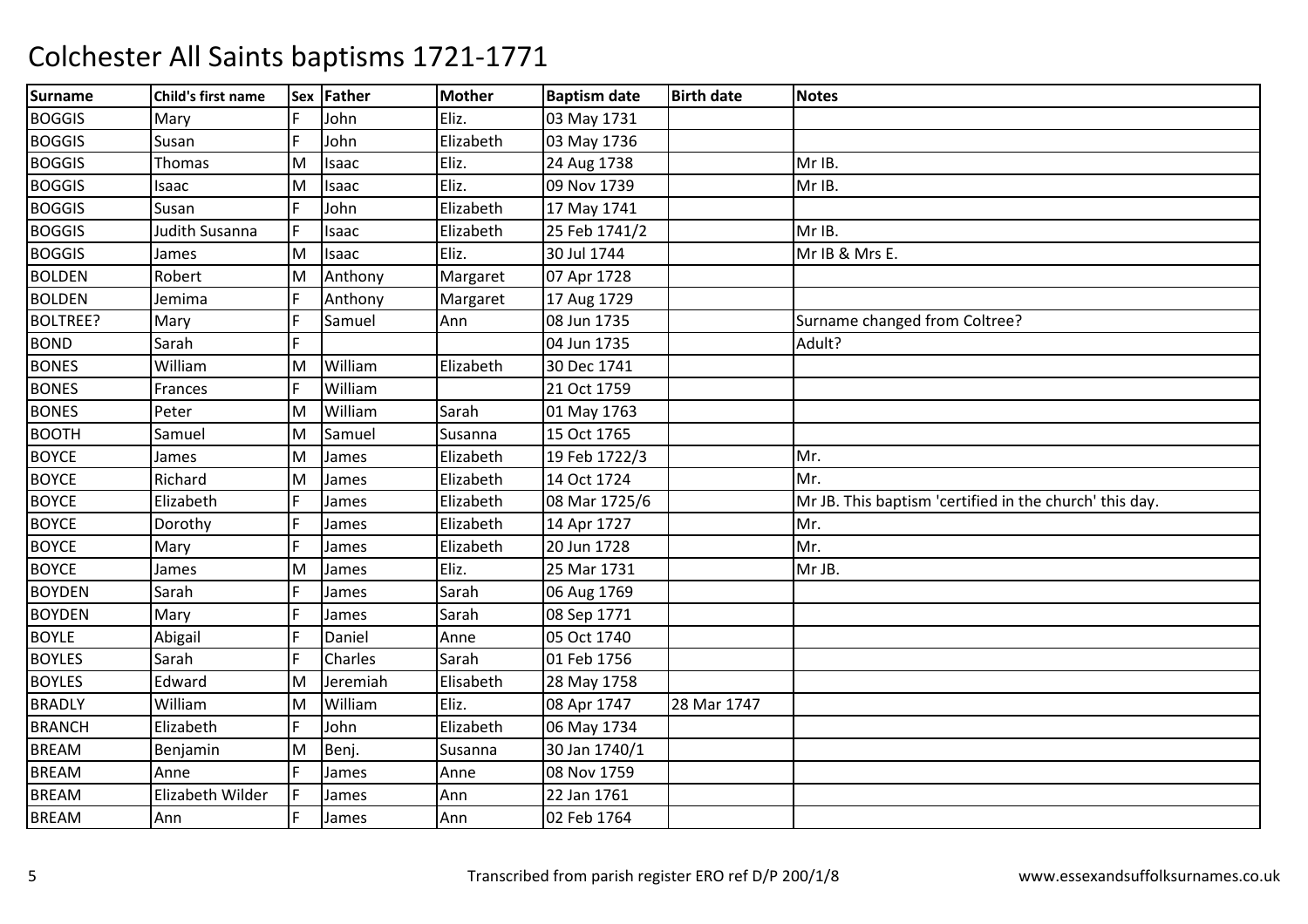# Colchester All Saints baptisms 1721-1771

| Surname | Child's first name | Sex | Father | Mother | Baptism date | Birth date | Notes |
|---|---|---|---|---|---|---|---|
| BOGGIS | Mary | F | John | Eliz. | 03 May 1731 | | |
| BOGGIS | Susan | F | John | Elizabeth | 03 May 1736 | | |
| BOGGIS | Thomas | M | Isaac | Eliz. | 24 Aug 1738 | | Mr IB. |
| BOGGIS | Isaac | M | Isaac | Eliz. | 09 Nov 1739 | | Mr IB. |
| BOGGIS | Susan | F | John | Elizabeth | 17 May 1741 | | |
| BOGGIS | Judith Susanna | F | Isaac | Elizabeth | 25 Feb 1741/2 | | Mr IB. |
| BOGGIS | James | M | Isaac | Eliz. | 30 Jul 1744 | | Mr IB & Mrs E. |
| BOLDEN | Robert | M | Anthony | Margaret | 07 Apr 1728 | | |
| BOLDEN | Jemima | F | Anthony | Margaret | 17 Aug 1729 | | |
| BOLTREE? | Mary | F | Samuel | Ann | 08 Jun 1735 | | Surname changed from Coltree? |
| BOND | Sarah | F | | | 04 Jun 1735 | | Adult? |
| BONES | William | M | William | Elizabeth | 30 Dec 1741 | | |
| BONES | Frances | F | William | | 21 Oct 1759 | | |
| BONES | Peter | M | William | Sarah | 01 May 1763 | | |
| BOOTH | Samuel | M | Samuel | Susanna | 15 Oct 1765 | | |
| BOYCE | James | M | James | Elizabeth | 19 Feb 1722/3 | | Mr. |
| BOYCE | Richard | M | James | Elizabeth | 14 Oct 1724 | | Mr. |
| BOYCE | Elizabeth | F | James | Elizabeth | 08 Mar 1725/6 | | Mr JB. This baptism 'certified in the church' this day. |
| BOYCE | Dorothy | F | James | Elizabeth | 14 Apr 1727 | | Mr. |
| BOYCE | Mary | F | James | Elizabeth | 20 Jun 1728 | | Mr. |
| BOYCE | James | M | James | Eliz. | 25 Mar 1731 | | Mr JB. |
| BOYDEN | Sarah | F | James | Sarah | 06 Aug 1769 | | |
| BOYDEN | Mary | F | James | Sarah | 08 Sep 1771 | | |
| BOYLE | Abigail | F | Daniel | Anne | 05 Oct 1740 | | |
| BOYLES | Sarah | F | Charles | Sarah | 01 Feb 1756 | | |
| BOYLES | Edward | M | Jeremiah | Elisabeth | 28 May 1758 | | |
| BRADLY | William | M | William | Eliz. | 08 Apr 1747 | 28 Mar 1747 | |
| BRANCH | Elizabeth | F | John | Elizabeth | 06 May 1734 | | |
| BREAM | Benjamin | M | Benj. | Susanna | 30 Jan 1740/1 | | |
| BREAM | Anne | F | James | Anne | 08 Nov 1759 | | |
| BREAM | Elizabeth Wilder | F | James | Ann | 22 Jan 1761 | | |
| BREAM | Ann | F | James | Ann | 02 Feb 1764 | | |

Transcribed from parish register ERO ref D/P 200/1/8 — www.essexandsuffolksurnames.co.uk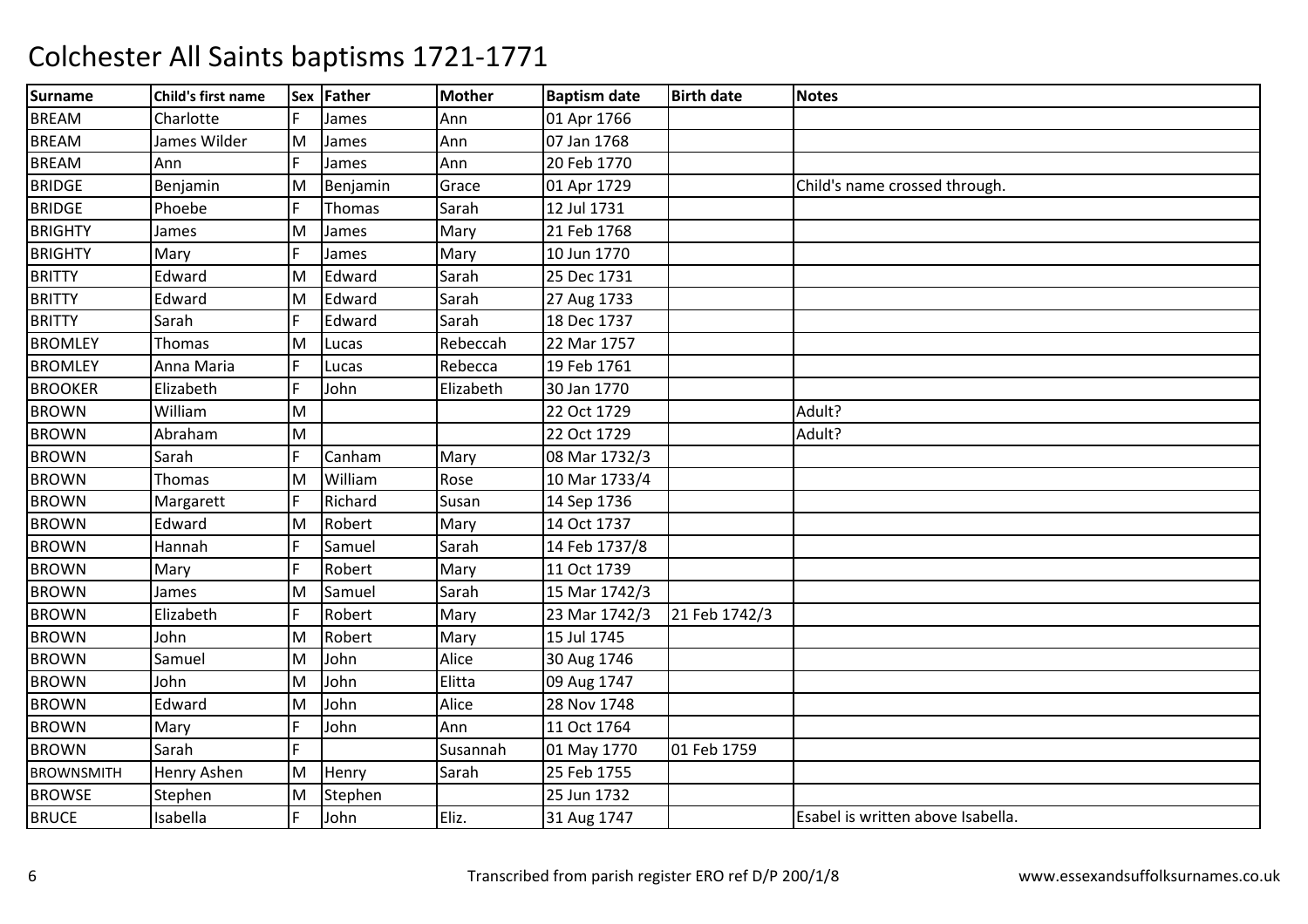# Colchester All Saints baptisms 1721-1771

| Surname | Child's first name | Sex | Father | Mother | Baptism date | Birth date | Notes |
|---|---|---|---|---|---|---|---|
| BREAM | Charlotte | F | James | Ann | 01 Apr 1766 | | |
| BREAM | James Wilder | M | James | Ann | 07 Jan 1768 | | |
| BREAM | Ann | F | James | Ann | 20 Feb 1770 | | |
| BRIDGE | Benjamin | M | Benjamin | Grace | 01 Apr 1729 | | Child's name crossed through. |
| BRIDGE | Phoebe | F | Thomas | Sarah | 12 Jul 1731 | | |
| BRIGHTY | James | M | James | Mary | 21 Feb 1768 | | |
| BRIGHTY | Mary | F | James | Mary | 10 Jun 1770 | | |
| BRITTY | Edward | M | Edward | Sarah | 25 Dec 1731 | | |
| BRITTY | Edward | M | Edward | Sarah | 27 Aug 1733 | | |
| BRITTY | Sarah | F | Edward | Sarah | 18 Dec 1737 | | |
| BROMLEY | Thomas | M | Lucas | Rebeccah | 22 Mar 1757 | | |
| BROMLEY | Anna Maria | F | Lucas | Rebecca | 19 Feb 1761 | | |
| BROOKER | Elizabeth | F | John | Elizabeth | 30 Jan 1770 | | |
| BROWN | William | M | | | 22 Oct 1729 | | Adult? |
| BROWN | Abraham | M | | | 22 Oct 1729 | | Adult? |
| BROWN | Sarah | F | Canham | Mary | 08 Mar 1732/3 | | |
| BROWN | Thomas | M | William | Rose | 10 Mar 1733/4 | | |
| BROWN | Margarett | F | Richard | Susan | 14 Sep 1736 | | |
| BROWN | Edward | M | Robert | Mary | 14 Oct 1737 | | |
| BROWN | Hannah | F | Samuel | Sarah | 14 Feb 1737/8 | | |
| BROWN | Mary | F | Robert | Mary | 11 Oct 1739 | | |
| BROWN | James | M | Samuel | Sarah | 15 Mar 1742/3 | | |
| BROWN | Elizabeth | F | Robert | Mary | 23 Mar 1742/3 | 21 Feb 1742/3 | |
| BROWN | John | M | Robert | Mary | 15 Jul 1745 | | |
| BROWN | Samuel | M | John | Alice | 30 Aug 1746 | | |
| BROWN | John | M | John | Elitta | 09 Aug 1747 | | |
| BROWN | Edward | M | John | Alice | 28 Nov 1748 | | |
| BROWN | Mary | F | John | Ann | 11 Oct 1764 | | |
| BROWN | Sarah | F | | Susannah | 01 May 1770 | 01 Feb 1759 | |
| BROWNSMITH | Henry Ashen | M | Henry | Sarah | 25 Feb 1755 | | |
| BROWSE | Stephen | M | Stephen | | 25 Jun 1732 | | |
| BRUCE | Isabella | F | John | Eliz. | 31 Aug 1747 | | Esabel is written above Isabella. |

Transcribed from parish register ERO ref D/P 200/1/8 www.essexandsuffolksurnames.co.uk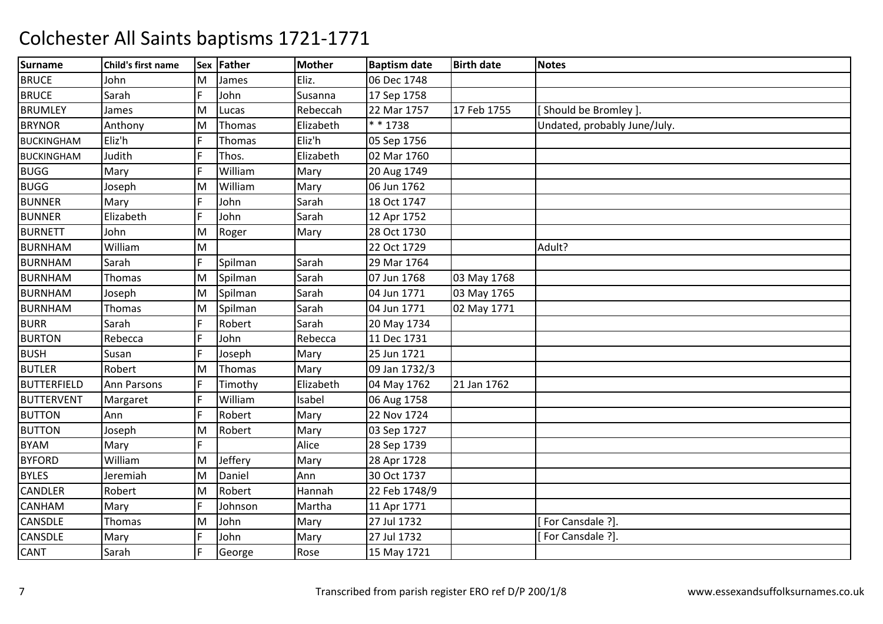# Colchester All Saints baptisms 1721-1771

| Surname | Child's first name | Sex | Father | Mother | Baptism date | Birth date | Notes |
|---|---|---|---|---|---|---|---|
| BRUCE | John | M | James | Eliz. | 06 Dec 1748 | | |
| BRUCE | Sarah | F | John | Susanna | 17 Sep 1758 | | |
| BRUMLEY | James | M | Lucas | Rebeccah | 22 Mar 1757 | 17 Feb 1755 | [ Should be Bromley ]. |
| BRYNOR | Anthony | M | Thomas | Elizabeth | * * 1738 | | Undated, probably June/July. |
| BUCKINGHAM | Eliz'h | F | Thomas | Eliz'h | 05 Sep 1756 | | |
| BUCKINGHAM | Judith | F | Thos. | Elizabeth | 02 Mar 1760 | | |
| BUGG | Mary | F | William | Mary | 20 Aug 1749 | | |
| BUGG | Joseph | M | William | Mary | 06 Jun 1762 | | |
| BUNNER | Mary | F | John | Sarah | 18 Oct 1747 | | |
| BUNNER | Elizabeth | F | John | Sarah | 12 Apr 1752 | | |
| BURNETT | John | M | Roger | Mary | 28 Oct 1730 | | |
| BURNHAM | William | M | | | 22 Oct 1729 | | Adult? |
| BURNHAM | Sarah | F | Spilman | Sarah | 29 Mar 1764 | | |
| BURNHAM | Thomas | M | Spilman | Sarah | 07 Jun 1768 | 03 May 1768 | |
| BURNHAM | Joseph | M | Spilman | Sarah | 04 Jun 1771 | 03 May 1765 | |
| BURNHAM | Thomas | M | Spilman | Sarah | 04 Jun 1771 | 02 May 1771 | |
| BURR | Sarah | F | Robert | Sarah | 20 May 1734 | | |
| BURTON | Rebecca | F | John | Rebecca | 11 Dec 1731 | | |
| BUSH | Susan | F | Joseph | Mary | 25 Jun 1721 | | |
| BUTLER | Robert | M | Thomas | Mary | 09 Jan 1732/3 | | |
| BUTTERFIELD | Ann Parsons | F | Timothy | Elizabeth | 04 May 1762 | 21 Jan 1762 | |
| BUTTERVENT | Margaret | F | William | Isabel | 06 Aug 1758 | | |
| BUTTON | Ann | F | Robert | Mary | 22 Nov 1724 | | |
| BUTTON | Joseph | M | Robert | Mary | 03 Sep 1727 | | |
| BYAM | Mary | F | | Alice | 28 Sep 1739 | | |
| BYFORD | William | M | Jeffery | Mary | 28 Apr 1728 | | |
| BYLES | Jeremiah | M | Daniel | Ann | 30 Oct 1737 | | |
| CANDLER | Robert | M | Robert | Hannah | 22 Feb 1748/9 | | |
| CANHAM | Mary | F | Johnson | Martha | 11 Apr 1771 | | |
| CANSDLE | Thomas | M | John | Mary | 27 Jul 1732 | | [ For Cansdale ?]. |
| CANSDLE | Mary | F | John | Mary | 27 Jul 1732 | | [ For Cansdale ?]. |
| CANT | Sarah | F | George | Rose | 15 May 1721 | | |

Transcribed from parish register ERO ref D/P 200/1/8 www.essexandsuffolksurnames.co.uk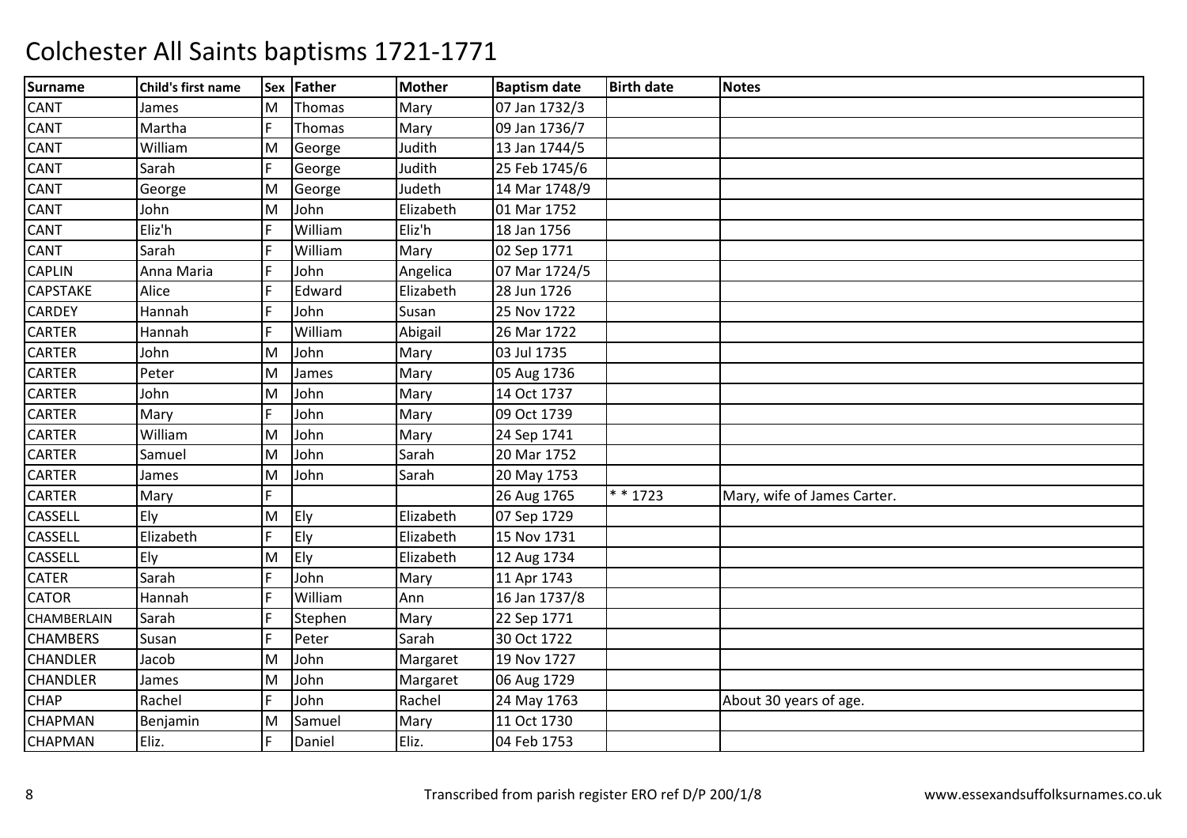# Colchester All Saints baptisms 1721-1771

| Surname | Child's first name | Sex | Father | Mother | Baptism date | Birth date | Notes |
|---|---|---|---|---|---|---|---|
| CANT | James | M | Thomas | Mary | 07 Jan 1732/3 | | |
| CANT | Martha | F | Thomas | Mary | 09 Jan 1736/7 | | |
| CANT | William | M | George | Judith | 13 Jan 1744/5 | | |
| CANT | Sarah | F | George | Judith | 25 Feb 1745/6 | | |
| CANT | George | M | George | Judeth | 14 Mar 1748/9 | | |
| CANT | John | M | John | Elizabeth | 01 Mar 1752 | | |
| CANT | Eliz'h | F | William | Eliz'h | 18 Jan 1756 | | |
| CANT | Sarah | F | William | Mary | 02 Sep 1771 | | |
| CAPLIN | Anna Maria | F | John | Angelica | 07 Mar 1724/5 | | |
| CAPSTAKE | Alice | F | Edward | Elizabeth | 28 Jun 1726 | | |
| CARDEY | Hannah | F | John | Susan | 25 Nov 1722 | | |
| CARTER | Hannah | F | William | Abigail | 26 Mar 1722 | | |
| CARTER | John | M | John | Mary | 03 Jul 1735 | | |
| CARTER | Peter | M | James | Mary | 05 Aug 1736 | | |
| CARTER | John | M | John | Mary | 14 Oct 1737 | | |
| CARTER | Mary | F | John | Mary | 09 Oct 1739 | | |
| CARTER | William | M | John | Mary | 24 Sep 1741 | | |
| CARTER | Samuel | M | John | Sarah | 20 Mar 1752 | | |
| CARTER | James | M | John | Sarah | 20 May 1753 | | |
| CARTER | Mary | F | | | 26 Aug 1765 | * * 1723 | Mary, wife of James Carter. |
| CASSELL | Ely | M | Ely | Elizabeth | 07 Sep 1729 | | |
| CASSELL | Elizabeth | F | Ely | Elizabeth | 15 Nov 1731 | | |
| CASSELL | Ely | M | Ely | Elizabeth | 12 Aug 1734 | | |
| CATER | Sarah | F | John | Mary | 11 Apr 1743 | | |
| CATOR | Hannah | F | William | Ann | 16 Jan 1737/8 | | |
| CHAMBERLAIN | Sarah | F | Stephen | Mary | 22 Sep 1771 | | |
| CHAMBERS | Susan | F | Peter | Sarah | 30 Oct 1722 | | |
| CHANDLER | Jacob | M | John | Margaret | 19 Nov 1727 | | |
| CHANDLER | James | M | John | Margaret | 06 Aug 1729 | | |
| CHAP | Rachel | F | John | Rachel | 24 May 1763 | | About 30 years of age. |
| CHAPMAN | Benjamin | M | Samuel | Mary | 11 Oct 1730 | | |
| CHAPMAN | Eliz. | F | Daniel | Eliz. | 04 Feb 1753 | | |

Transcribed from parish register ERO ref D/P 200/1/8

www.essexandsuffolksurnames.co.uk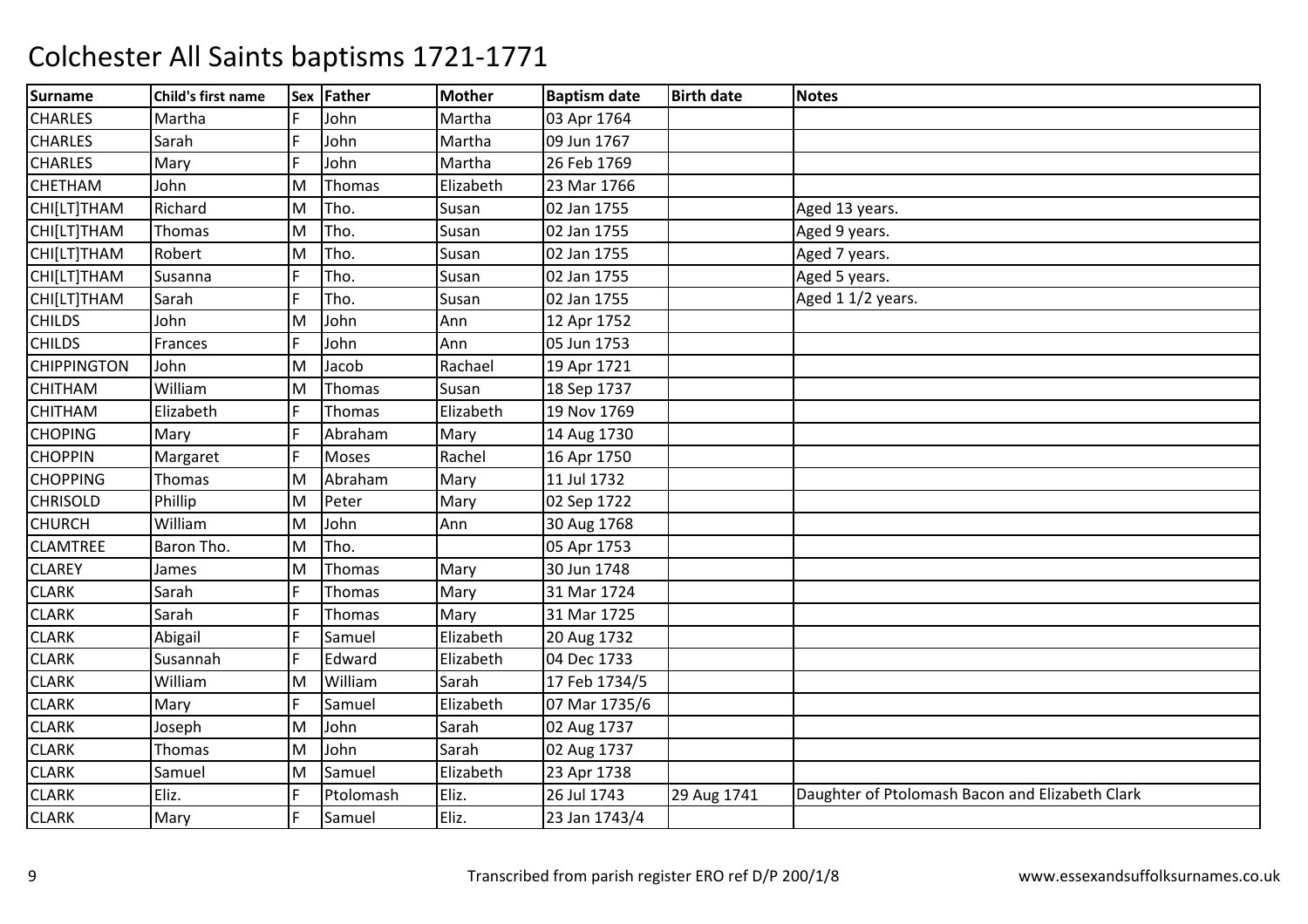# Colchester All Saints baptisms 1721-1771

| Surname | Child's first name | Sex | Father | Mother | Baptism date | Birth date | Notes |
|---|---|---|---|---|---|---|---|
| CHARLES | Martha | F | John | Martha | 03 Apr 1764 | | |
| CHARLES | Sarah | F | John | Martha | 09 Jun 1767 | | |
| CHARLES | Mary | F | John | Martha | 26 Feb 1769 | | |
| CHETHAM | John | M | Thomas | Elizabeth | 23 Mar 1766 | | |
| CHI[LT]THAM | Richard | M | Tho. | Susan | 02 Jan 1755 | | Aged 13 years. |
| CHI[LT]THAM | Thomas | M | Tho. | Susan | 02 Jan 1755 | | Aged 9 years. |
| CHI[LT]THAM | Robert | M | Tho. | Susan | 02 Jan 1755 | | Aged 7 years. |
| CHI[LT]THAM | Susanna | F | Tho. | Susan | 02 Jan 1755 | | Aged 5 years. |
| CHI[LT]THAM | Sarah | F | Tho. | Susan | 02 Jan 1755 | | Aged 1 1/2 years. |
| CHILDS | John | M | John | Ann | 12 Apr 1752 | | |
| CHILDS | Frances | F | John | Ann | 05 Jun 1753 | | |
| CHIPPINGTON | John | M | Jacob | Rachael | 19 Apr 1721 | | |
| CHITHAM | William | M | Thomas | Susan | 18 Sep 1737 | | |
| CHITHAM | Elizabeth | F | Thomas | Elizabeth | 19 Nov 1769 | | |
| CHOPING | Mary | F | Abraham | Mary | 14 Aug 1730 | | |
| CHOPPIN | Margaret | F | Moses | Rachel | 16 Apr 1750 | | |
| CHOPPING | Thomas | M | Abraham | Mary | 11 Jul 1732 | | |
| CHRISOLD | Phillip | M | Peter | Mary | 02 Sep 1722 | | |
| CHURCH | William | M | John | Ann | 30 Aug 1768 | | |
| CLAMTREE | Baron Tho. | M | Tho. | | 05 Apr 1753 | | |
| CLAREY | James | M | Thomas | Mary | 30 Jun 1748 | | |
| CLARK | Sarah | F | Thomas | Mary | 31 Mar 1724 | | |
| CLARK | Sarah | F | Thomas | Mary | 31 Mar 1725 | | |
| CLARK | Abigail | F | Samuel | Elizabeth | 20 Aug 1732 | | |
| CLARK | Susannah | F | Edward | Elizabeth | 04 Dec 1733 | | |
| CLARK | William | M | William | Sarah | 17 Feb 1734/5 | | |
| CLARK | Mary | F | Samuel | Elizabeth | 07 Mar 1735/6 | | |
| CLARK | Joseph | M | John | Sarah | 02 Aug 1737 | | |
| CLARK | Thomas | M | John | Sarah | 02 Aug 1737 | | |
| CLARK | Samuel | M | Samuel | Elizabeth | 23 Apr 1738 | | |
| CLARK | Eliz. | F | Ptolomash | Eliz. | 26 Jul 1743 | 29 Aug 1741 | Daughter of Ptolomash Bacon and Elizabeth Clark |
| CLARK | Mary | F | Samuel | Eliz. | 23 Jan 1743/4 | | |

Transcribed from parish register ERO ref D/P 200/1/8 www.essexandsuffolksurnames.co.uk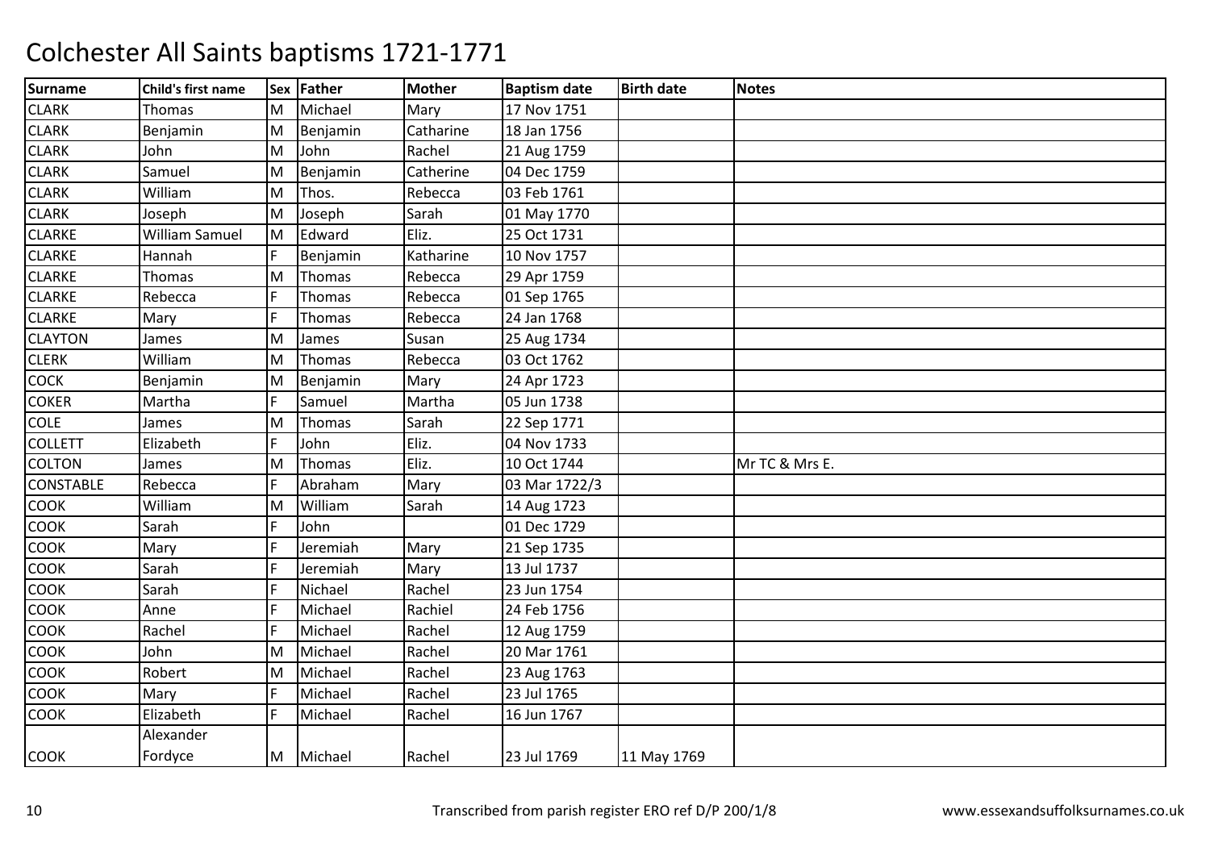# Colchester All Saints baptisms 1721-1771

| Surname | Child's first name | Sex | Father | Mother | Baptism date | Birth date | Notes |
|---|---|---|---|---|---|---|---|
| CLARK | Thomas | M | Michael | Mary | 17 Nov 1751 | | |
| CLARK | Benjamin | M | Benjamin | Catharine | 18 Jan 1756 | | |
| CLARK | John | M | John | Rachel | 21 Aug 1759 | | |
| CLARK | Samuel | M | Benjamin | Catherine | 04 Dec 1759 | | |
| CLARK | William | M | Thos. | Rebecca | 03 Feb 1761 | | |
| CLARK | Joseph | M | Joseph | Sarah | 01 May 1770 | | |
| CLARKE | William Samuel | M | Edward | Eliz. | 25 Oct 1731 | | |
| CLARKE | Hannah | F | Benjamin | Katharine | 10 Nov 1757 | | |
| CLARKE | Thomas | M | Thomas | Rebecca | 29 Apr 1759 | | |
| CLARKE | Rebecca | F | Thomas | Rebecca | 01 Sep 1765 | | |
| CLARKE | Mary | F | Thomas | Rebecca | 24 Jan 1768 | | |
| CLAYTON | James | M | James | Susan | 25 Aug 1734 | | |
| CLERK | William | M | Thomas | Rebecca | 03 Oct 1762 | | |
| COCK | Benjamin | M | Benjamin | Mary | 24 Apr 1723 | | |
| COKER | Martha | F | Samuel | Martha | 05 Jun 1738 | | |
| COLE | James | M | Thomas | Sarah | 22 Sep 1771 | | |
| COLLETT | Elizabeth | F | John | Eliz. | 04 Nov 1733 | | |
| COLTON | James | M | Thomas | Eliz. | 10 Oct 1744 | | Mr TC & Mrs E. |
| CONSTABLE | Rebecca | F | Abraham | Mary | 03 Mar 1722/3 | | |
| COOK | William | M | William | Sarah | 14 Aug 1723 | | |
| COOK | Sarah | F | John | | 01 Dec 1729 | | |
| COOK | Mary | F | Jeremiah | Mary | 21 Sep 1735 | | |
| COOK | Sarah | F | Jeremiah | Mary | 13 Jul 1737 | | |
| COOK | Sarah | F | Nichael | Rachel | 23 Jun 1754 | | |
| COOK | Anne | F | Michael | Rachiel | 24 Feb 1756 | | |
| COOK | Rachel | F | Michael | Rachel | 12 Aug 1759 | | |
| COOK | John | M | Michael | Rachel | 20 Mar 1761 | | |
| COOK | Robert | M | Michael | Rachel | 23 Aug 1763 | | |
| COOK | Mary | F | Michael | Rachel | 23 Jul 1765 | | |
| COOK | Elizabeth | F | Michael | Rachel | 16 Jun 1767 | | |
| COOK | Alexander Fordyce | M | Michael | Rachel | 23 Jul 1769 | 11 May 1769 | |

Transcribed from parish register ERO ref D/P 200/1/8

www.essexandsuffolksurnames.co.uk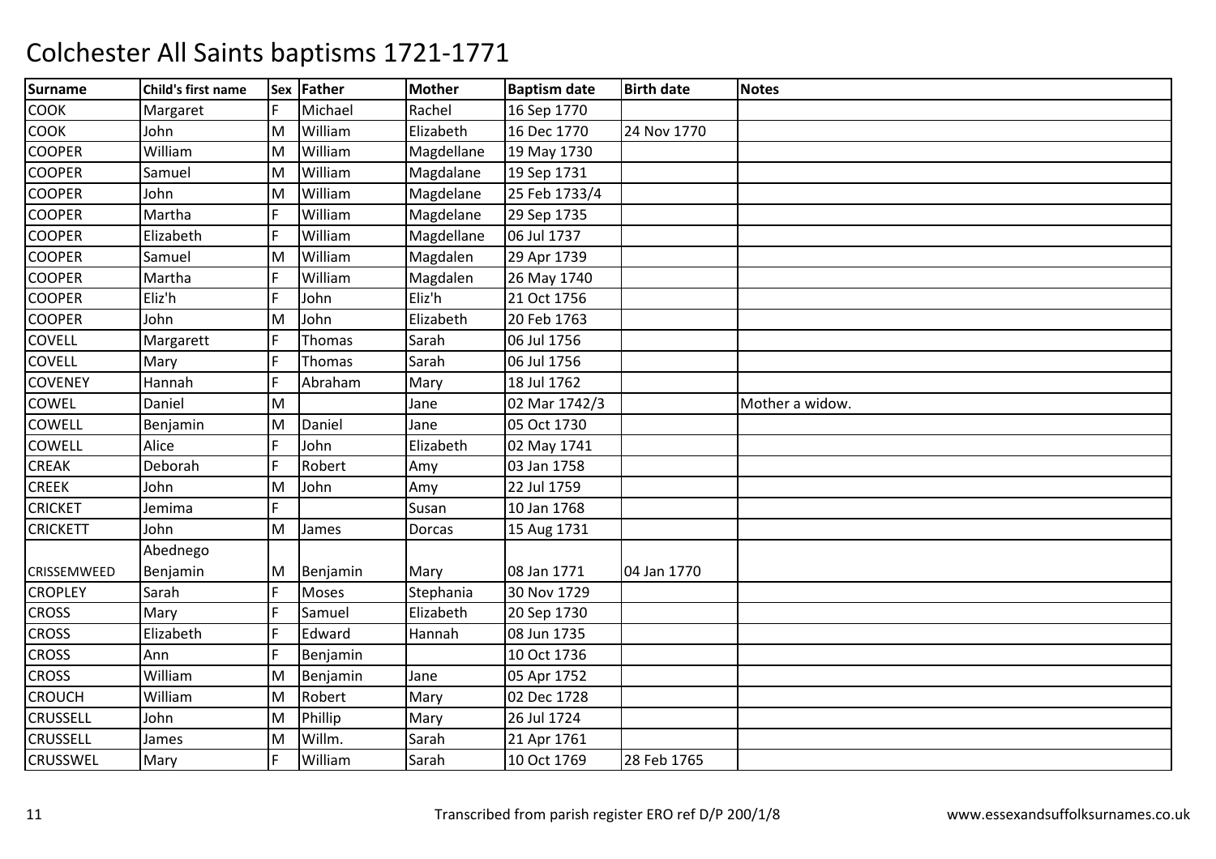# Colchester All Saints baptisms 1721-1771

| Surname | Child's first name | Sex | Father | Mother | Baptism date | Birth date | Notes |
|---|---|---|---|---|---|---|---|
| COOK | Margaret | F | Michael | Rachel | 16 Sep 1770 | | |
| COOK | John | M | William | Elizabeth | 16 Dec 1770 | 24 Nov 1770 | |
| COOPER | William | M | William | Magdellane | 19 May 1730 | | |
| COOPER | Samuel | M | William | Magdalane | 19 Sep 1731 | | |
| COOPER | John | M | William | Magdelane | 25 Feb 1733/4 | | |
| COOPER | Martha | F | William | Magdelane | 29 Sep 1735 | | |
| COOPER | Elizabeth | F | William | Magdellane | 06 Jul 1737 | | |
| COOPER | Samuel | M | William | Magdalen | 29 Apr 1739 | | |
| COOPER | Martha | F | William | Magdalen | 26 May 1740 | | |
| COOPER | Eliz'h | F | John | Eliz'h | 21 Oct 1756 | | |
| COOPER | John | M | John | Elizabeth | 20 Feb 1763 | | |
| COVELL | Margarett | F | Thomas | Sarah | 06 Jul 1756 | | |
| COVELL | Mary | F | Thomas | Sarah | 06 Jul 1756 | | |
| COVENEY | Hannah | F | Abraham | Mary | 18 Jul 1762 | | |
| COWEL | Daniel | M | | Jane | 02 Mar 1742/3 | | Mother a widow. |
| COWELL | Benjamin | M | Daniel | Jane | 05 Oct 1730 | | |
| COWELL | Alice | F | John | Elizabeth | 02 May 1741 | | |
| CREAK | Deborah | F | Robert | Amy | 03 Jan 1758 | | |
| CREEK | John | M | John | Amy | 22 Jul 1759 | | |
| CRICKET | Jemima | F | | Susan | 10 Jan 1768 | | |
| CRICKETT | John | M | James | Dorcas | 15 Aug 1731 | | |
| CRISSEMWEED | Abednego Benjamin | M | Benjamin | Mary | 08 Jan 1771 | 04 Jan 1770 | |
| CROPLEY | Sarah | F | Moses | Stephania | 30 Nov 1729 | | |
| CROSS | Mary | F | Samuel | Elizabeth | 20 Sep 1730 | | |
| CROSS | Elizabeth | F | Edward | Hannah | 08 Jun 1735 | | |
| CROSS | Ann | F | Benjamin | | 10 Oct 1736 | | |
| CROSS | William | M | Benjamin | Jane | 05 Apr 1752 | | |
| CROUCH | William | M | Robert | Mary | 02 Dec 1728 | | |
| CRUSSELL | John | M | Phillip | Mary | 26 Jul 1724 | | |
| CRUSSELL | James | M | Willm. | Sarah | 21 Apr 1761 | | |
| CRUSSWEL | Mary | F | William | Sarah | 10 Oct 1769 | 28 Feb 1765 | |

Transcribed from parish register ERO ref D/P 200/1/8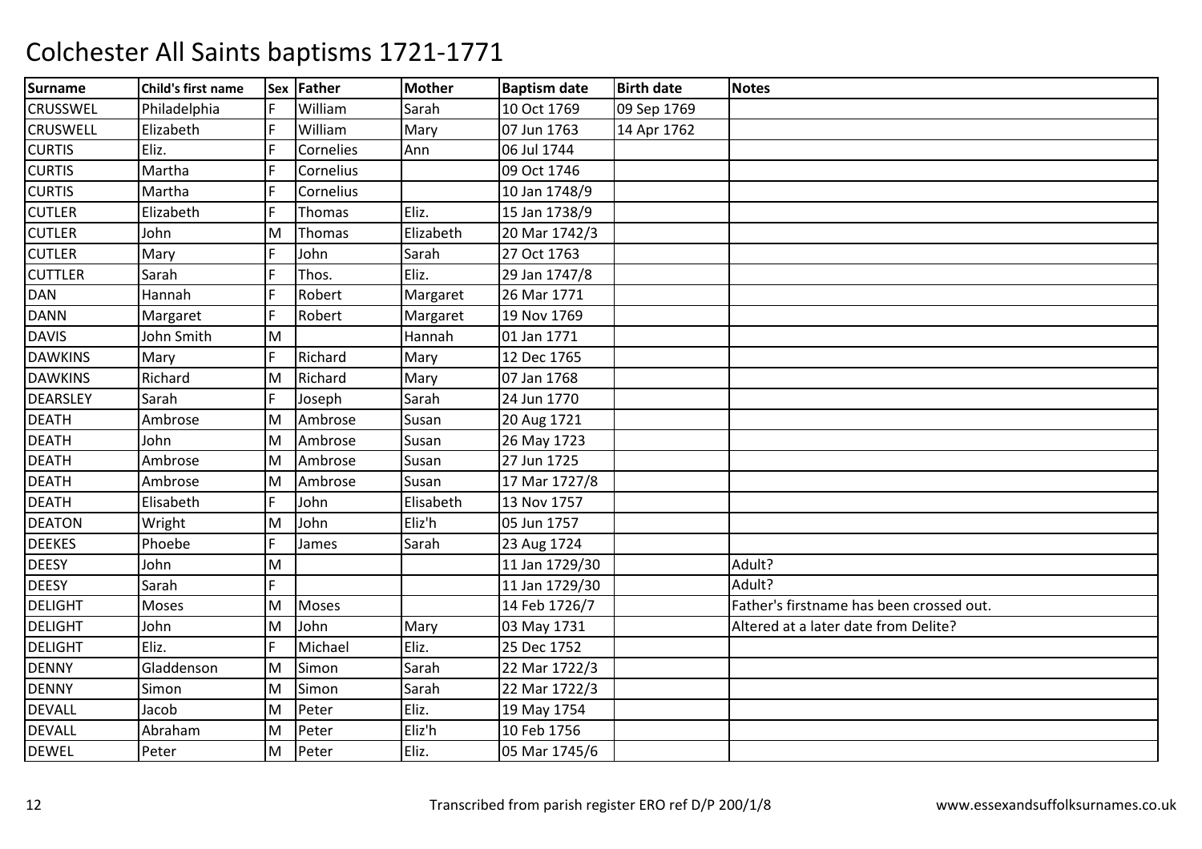# Colchester All Saints baptisms 1721-1771

| Surname | Child's first name | Sex | Father | Mother | Baptism date | Birth date | Notes |
|---|---|---|---|---|---|---|---|
| CRUSSWEL | Philadelphia | F | William | Sarah | 10 Oct 1769 | 09 Sep 1769 | |
| CRUSWELL | Elizabeth | F | William | Mary | 07 Jun 1763 | 14 Apr 1762 | |
| CURTIS | Eliz. | F | Cornelies | Ann | 06 Jul 1744 | | |
| CURTIS | Martha | F | Cornelius | | 09 Oct 1746 | | |
| CURTIS | Martha | F | Cornelius | | 10 Jan 1748/9 | | |
| CUTLER | Elizabeth | F | Thomas | Eliz. | 15 Jan 1738/9 | | |
| CUTLER | John | M | Thomas | Elizabeth | 20 Mar 1742/3 | | |
| CUTLER | Mary | F | John | Sarah | 27 Oct 1763 | | |
| CUTTLER | Sarah | F | Thos. | Eliz. | 29 Jan 1747/8 | | |
| DAN | Hannah | F | Robert | Margaret | 26 Mar 1771 | | |
| DANN | Margaret | F | Robert | Margaret | 19 Nov 1769 | | |
| DAVIS | John Smith | M | | Hannah | 01 Jan 1771 | | |
| DAWKINS | Mary | F | Richard | Mary | 12 Dec 1765 | | |
| DAWKINS | Richard | M | Richard | Mary | 07 Jan 1768 | | |
| DEARSLEY | Sarah | F | Joseph | Sarah | 24 Jun 1770 | | |
| DEATH | Ambrose | M | Ambrose | Susan | 20 Aug 1721 | | |
| DEATH | John | M | Ambrose | Susan | 26 May 1723 | | |
| DEATH | Ambrose | M | Ambrose | Susan | 27 Jun 1725 | | |
| DEATH | Ambrose | M | Ambrose | Susan | 17 Mar 1727/8 | | |
| DEATH | Elisabeth | F | John | Elisabeth | 13 Nov 1757 | | |
| DEATON | Wright | M | John | Eliz'h | 05 Jun 1757 | | |
| DEEKES | Phoebe | F | James | Sarah | 23 Aug 1724 | | |
| DEESY | John | M | | | 11 Jan 1729/30 | | Adult? |
| DEESY | Sarah | F | | | 11 Jan 1729/30 | | Adult? |
| DELIGHT | Moses | M | Moses | | 14 Feb 1726/7 | | Father's firstname has been crossed out. |
| DELIGHT | John | M | John | Mary | 03 May 1731 | | Altered at a later date from Delite? |
| DELIGHT | Eliz. | F | Michael | Eliz. | 25 Dec 1752 | | |
| DENNY | Gladdenson | M | Simon | Sarah | 22 Mar 1722/3 | | |
| DENNY | Simon | M | Simon | Sarah | 22 Mar 1722/3 | | |
| DEVALL | Jacob | M | Peter | Eliz. | 19 May 1754 | | |
| DEVALL | Abraham | M | Peter | Eliz'h | 10 Feb 1756 | | |
| DEWEL | Peter | M | Peter | Eliz. | 05 Mar 1745/6 | | |

Transcribed from parish register ERO ref D/P 200/1/8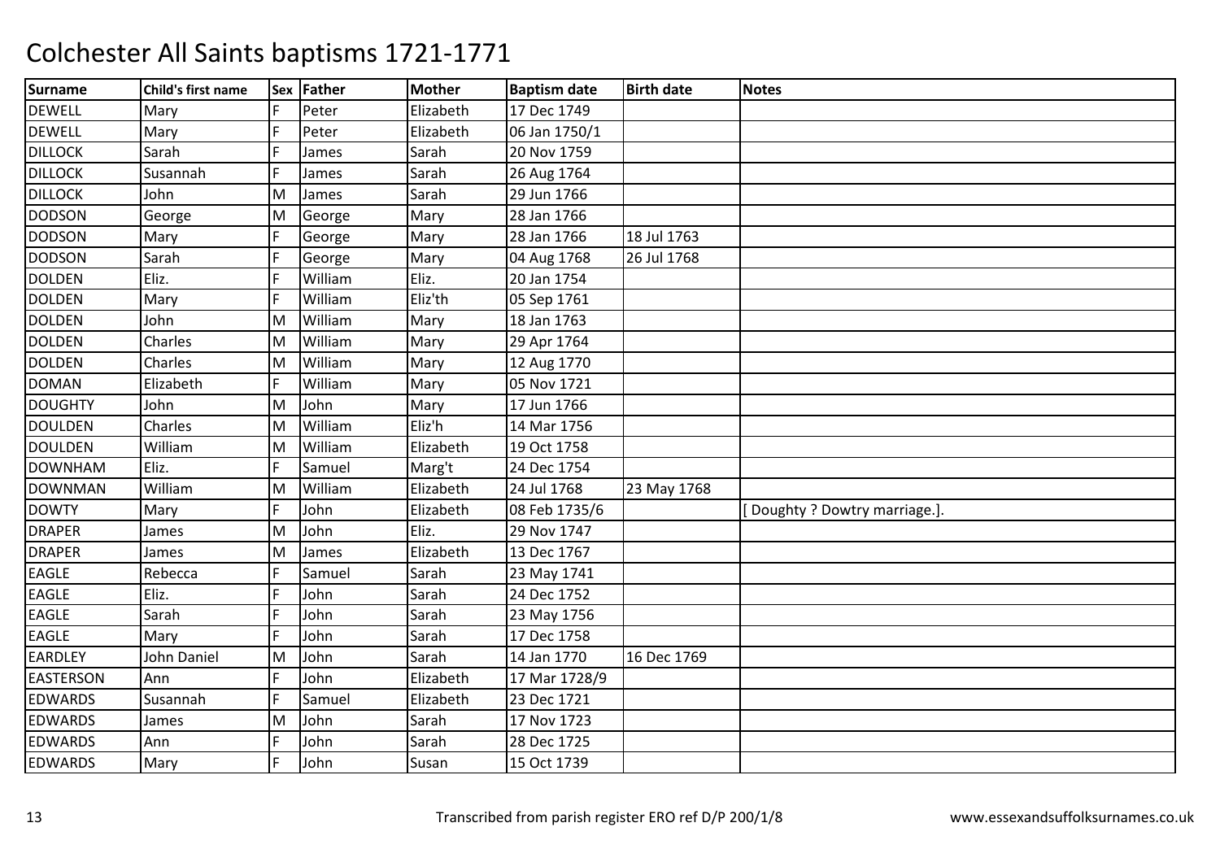# Colchester All Saints baptisms 1721-1771

| Surname | Child's first name | Sex | Father | Mother | Baptism date | Birth date | Notes |
|---|---|---|---|---|---|---|---|
| DEWELL | Mary | F | Peter | Elizabeth | 17 Dec 1749 | | |
| DEWELL | Mary | F | Peter | Elizabeth | 06 Jan 1750/1 | | |
| DILLOCK | Sarah | F | James | Sarah | 20 Nov 1759 | | |
| DILLOCK | Susannah | F | James | Sarah | 26 Aug 1764 | | |
| DILLOCK | John | M | James | Sarah | 29 Jun 1766 | | |
| DODSON | George | M | George | Mary | 28 Jan 1766 | | |
| DODSON | Mary | F | George | Mary | 28 Jan 1766 | 18 Jul 1763 | |
| DODSON | Sarah | F | George | Mary | 04 Aug 1768 | 26 Jul 1768 | |
| DOLDEN | Eliz. | F | William | Eliz. | 20 Jan 1754 | | |
| DOLDEN | Mary | F | William | Eliz'th | 05 Sep 1761 | | |
| DOLDEN | John | M | William | Mary | 18 Jan 1763 | | |
| DOLDEN | Charles | M | William | Mary | 29 Apr 1764 | | |
| DOLDEN | Charles | M | William | Mary | 12 Aug 1770 | | |
| DOMAN | Elizabeth | F | William | Mary | 05 Nov 1721 | | |
| DOUGHTY | John | M | John | Mary | 17 Jun 1766 | | |
| DOULDEN | Charles | M | William | Eliz'h | 14 Mar 1756 | | |
| DOULDEN | William | M | William | Elizabeth | 19 Oct 1758 | | |
| DOWNHAM | Eliz. | F | Samuel | Marg't | 24 Dec 1754 | | |
| DOWNMAN | William | M | William | Elizabeth | 24 Jul 1768 | 23 May 1768 | |
| DOWTY | Mary | F | John | Elizabeth | 08 Feb 1735/6 | | [ Doughty ? Dowtry marriage.]. |
| DRAPER | James | M | John | Eliz. | 29 Nov 1747 | | |
| DRAPER | James | M | James | Elizabeth | 13 Dec 1767 | | |
| EAGLE | Rebecca | F | Samuel | Sarah | 23 May 1741 | | |
| EAGLE | Eliz. | F | John | Sarah | 24 Dec 1752 | | |
| EAGLE | Sarah | F | John | Sarah | 23 May 1756 | | |
| EAGLE | Mary | F | John | Sarah | 17 Dec 1758 | | |
| EARDLEY | John Daniel | M | John | Sarah | 14 Jan 1770 | 16 Dec 1769 | |
| EASTERSON | Ann | F | John | Elizabeth | 17 Mar 1728/9 | | |
| EDWARDS | Susannah | F | Samuel | Elizabeth | 23 Dec 1721 | | |
| EDWARDS | James | M | John | Sarah | 17 Nov 1723 | | |
| EDWARDS | Ann | F | John | Sarah | 28 Dec 1725 | | |
| EDWARDS | Mary | F | John | Susan | 15 Oct 1739 | | |

Transcribed from parish register ERO ref D/P 200/1/8 www.essexandsuffolksurnames.co.uk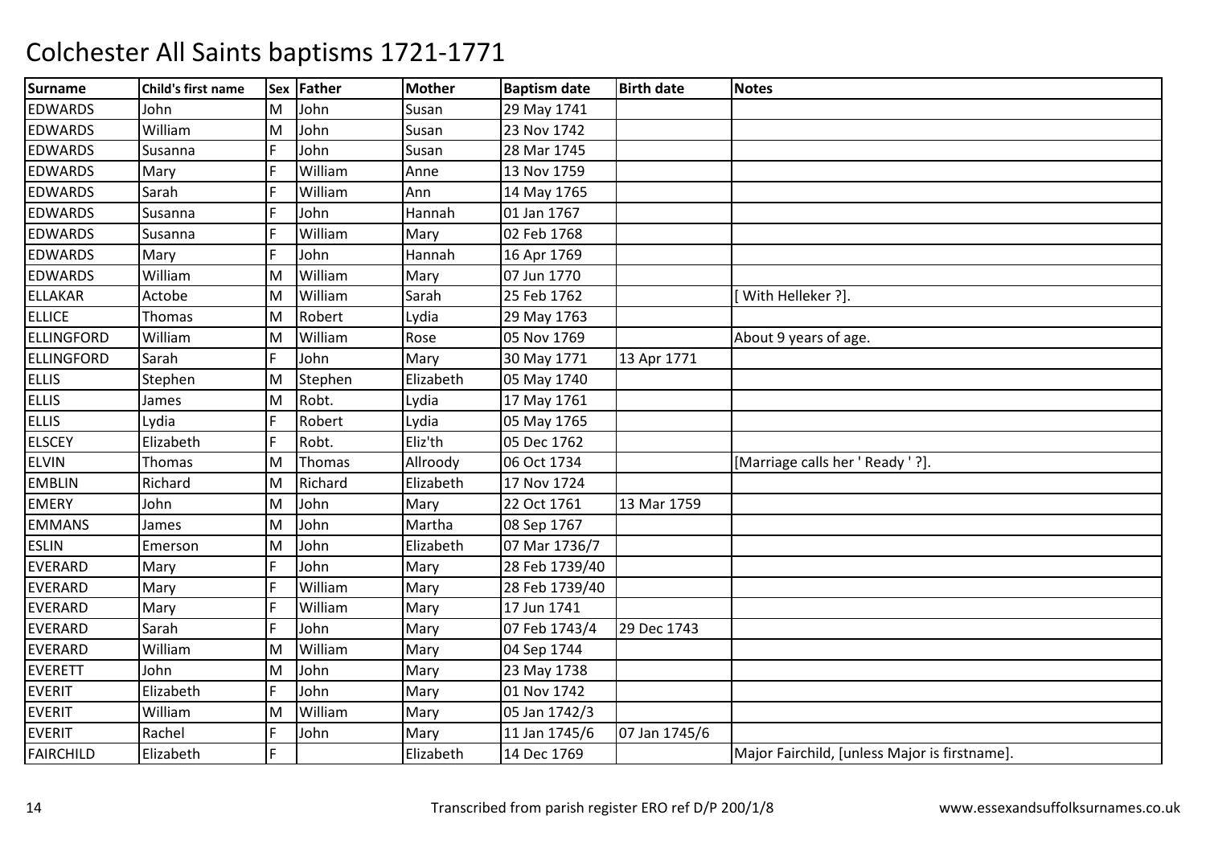# Colchester All Saints baptisms 1721-1771

| Surname | Child's first name | Sex | Father | Mother | Baptism date | Birth date | Notes |
|---|---|---|---|---|---|---|---|
| EDWARDS | John | M | John | Susan | 29 May 1741 | | |
| EDWARDS | William | M | John | Susan | 23 Nov 1742 | | |
| EDWARDS | Susanna | F | John | Susan | 28 Mar 1745 | | |
| EDWARDS | Mary | F | William | Anne | 13 Nov 1759 | | |
| EDWARDS | Sarah | F | William | Ann | 14 May 1765 | | |
| EDWARDS | Susanna | F | John | Hannah | 01 Jan 1767 | | |
| EDWARDS | Susanna | F | William | Mary | 02 Feb 1768 | | |
| EDWARDS | Mary | F | John | Hannah | 16 Apr 1769 | | |
| EDWARDS | William | M | William | Mary | 07 Jun 1770 | | |
| ELLAKAR | Actobe | M | William | Sarah | 25 Feb 1762 | | [ With Helleker ?]. |
| ELLICE | Thomas | M | Robert | Lydia | 29 May 1763 | | |
| ELLINGFORD | William | M | William | Rose | 05 Nov 1769 | | About 9 years of age. |
| ELLINGFORD | Sarah | F | John | Mary | 30 May 1771 | 13 Apr 1771 | |
| ELLIS | Stephen | M | Stephen | Elizabeth | 05 May 1740 | | |
| ELLIS | James | M | Robt. | Lydia | 17 May 1761 | | |
| ELLIS | Lydia | F | Robert | Lydia | 05 May 1765 | | |
| ELSCEY | Elizabeth | F | Robt. | Eliz'th | 05 Dec 1762 | | |
| ELVIN | Thomas | M | Thomas | Allroody | 06 Oct 1734 | | [Marriage calls her ' Ready ' ?]. |
| EMBLIN | Richard | M | Richard | Elizabeth | 17 Nov 1724 | | |
| EMERY | John | M | John | Mary | 22 Oct 1761 | 13 Mar 1759 | |
| EMMANS | James | M | John | Martha | 08 Sep 1767 | | |
| ESLIN | Emerson | M | John | Elizabeth | 07 Mar 1736/7 | | |
| EVERARD | Mary | F | John | Mary | 28 Feb 1739/40 | | |
| EVERARD | Mary | F | William | Mary | 28 Feb 1739/40 | | |
| EVERARD | Mary | F | William | Mary | 17 Jun 1741 | | |
| EVERARD | Sarah | F | John | Mary | 07 Feb 1743/4 | 29 Dec 1743 | |
| EVERARD | William | M | William | Mary | 04 Sep 1744 | | |
| EVERETT | John | M | John | Mary | 23 May 1738 | | |
| EVERIT | Elizabeth | F | John | Mary | 01 Nov 1742 | | |
| EVERIT | William | M | William | Mary | 05 Jan 1742/3 | | |
| EVERIT | Rachel | F | John | Mary | 11 Jan 1745/6 | 07 Jan 1745/6 | |
| FAIRCHILD | Elizabeth | F | | Elizabeth | 14 Dec 1769 | | Major Fairchild, [unless Major is firstname]. |

Transcribed from parish register ERO ref D/P 200/1/8 www.essexandsuffolksurnames.co.uk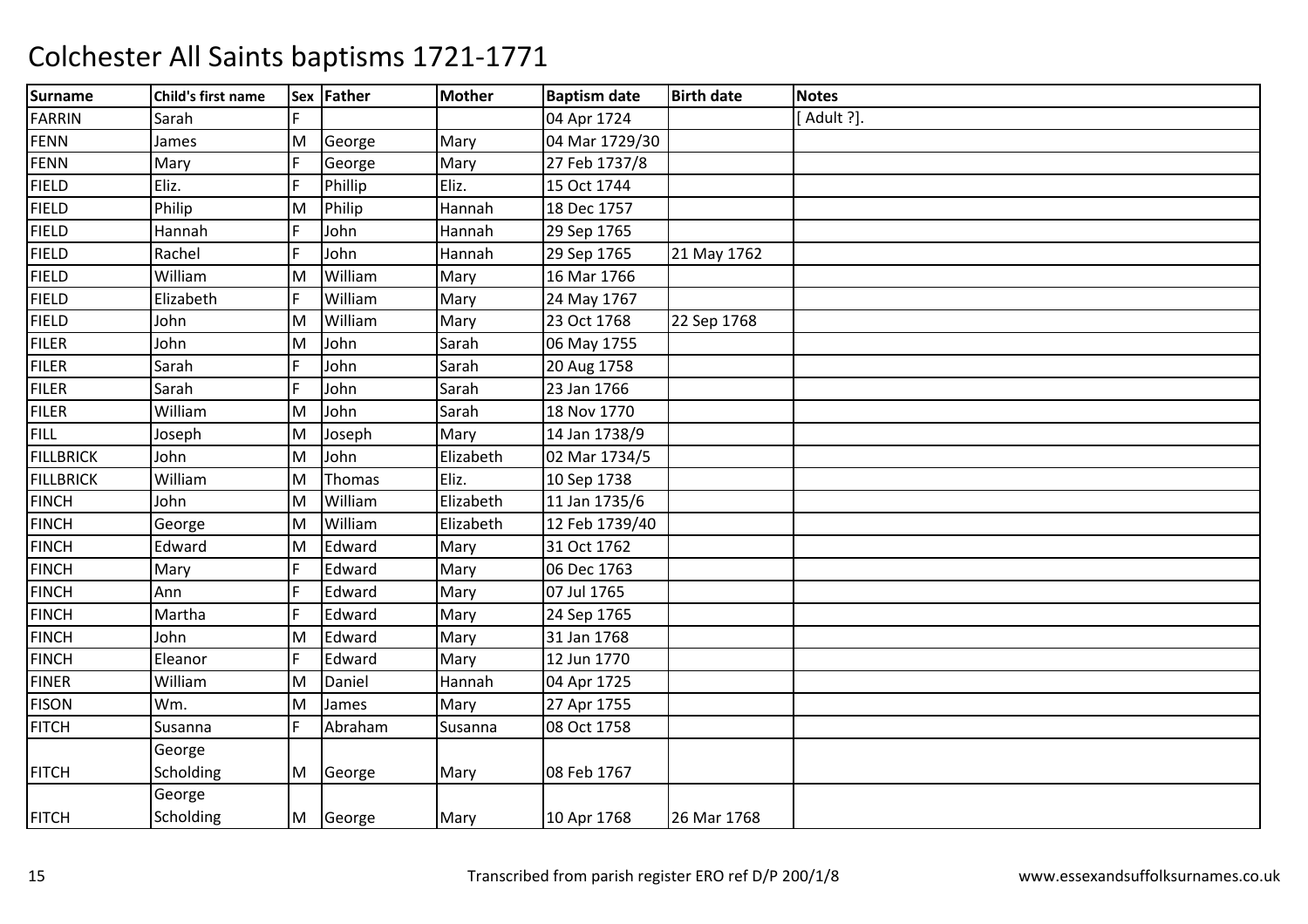# Colchester All Saints baptisms 1721-1771

| Surname | Child's first name | Sex | Father | Mother | Baptism date | Birth date | Notes |
|---|---|---|---|---|---|---|---|
| FARRIN | Sarah | F | | | 04 Apr 1724 | | [ Adult ?]. |
| FENN | James | M | George | Mary | 04 Mar 1729/30 | | |
| FENN | Mary | F | George | Mary | 27 Feb 1737/8 | | |
| FIELD | Eliz. | F | Phillip | Eliz. | 15 Oct 1744 | | |
| FIELD | Philip | M | Philip | Hannah | 18 Dec 1757 | | |
| FIELD | Hannah | F | John | Hannah | 29 Sep 1765 | | |
| FIELD | Rachel | F | John | Hannah | 29 Sep 1765 | 21 May 1762 | |
| FIELD | William | M | William | Mary | 16 Mar 1766 | | |
| FIELD | Elizabeth | F | William | Mary | 24 May 1767 | | |
| FIELD | John | M | William | Mary | 23 Oct 1768 | 22 Sep 1768 | |
| FILER | John | M | John | Sarah | 06 May 1755 | | |
| FILER | Sarah | F | John | Sarah | 20 Aug 1758 | | |
| FILER | Sarah | F | John | Sarah | 23 Jan 1766 | | |
| FILER | William | M | John | Sarah | 18 Nov 1770 | | |
| FILL | Joseph | M | Joseph | Mary | 14 Jan 1738/9 | | |
| FILLBRICK | John | M | John | Elizabeth | 02 Mar 1734/5 | | |
| FILLBRICK | William | M | Thomas | Eliz. | 10 Sep 1738 | | |
| FINCH | John | M | William | Elizabeth | 11 Jan 1735/6 | | |
| FINCH | George | M | William | Elizabeth | 12 Feb 1739/40 | | |
| FINCH | Edward | M | Edward | Mary | 31 Oct 1762 | | |
| FINCH | Mary | F | Edward | Mary | 06 Dec 1763 | | |
| FINCH | Ann | F | Edward | Mary | 07 Jul 1765 | | |
| FINCH | Martha | F | Edward | Mary | 24 Sep 1765 | | |
| FINCH | John | M | Edward | Mary | 31 Jan 1768 | | |
| FINCH | Eleanor | F | Edward | Mary | 12 Jun 1770 | | |
| FINER | William | M | Daniel | Hannah | 04 Apr 1725 | | |
| FISON | Wm. | M | James | Mary | 27 Apr 1755 | | |
| FITCH | Susanna | F | Abraham | Susanna | 08 Oct 1758 | | |
| FITCH | George Scholding | M | George | Mary | 08 Feb 1767 | | |
| FITCH | George Scholding | M | George | Mary | 10 Apr 1768 | 26 Mar 1768 | |

Transcribed from parish register ERO ref D/P 200/1/8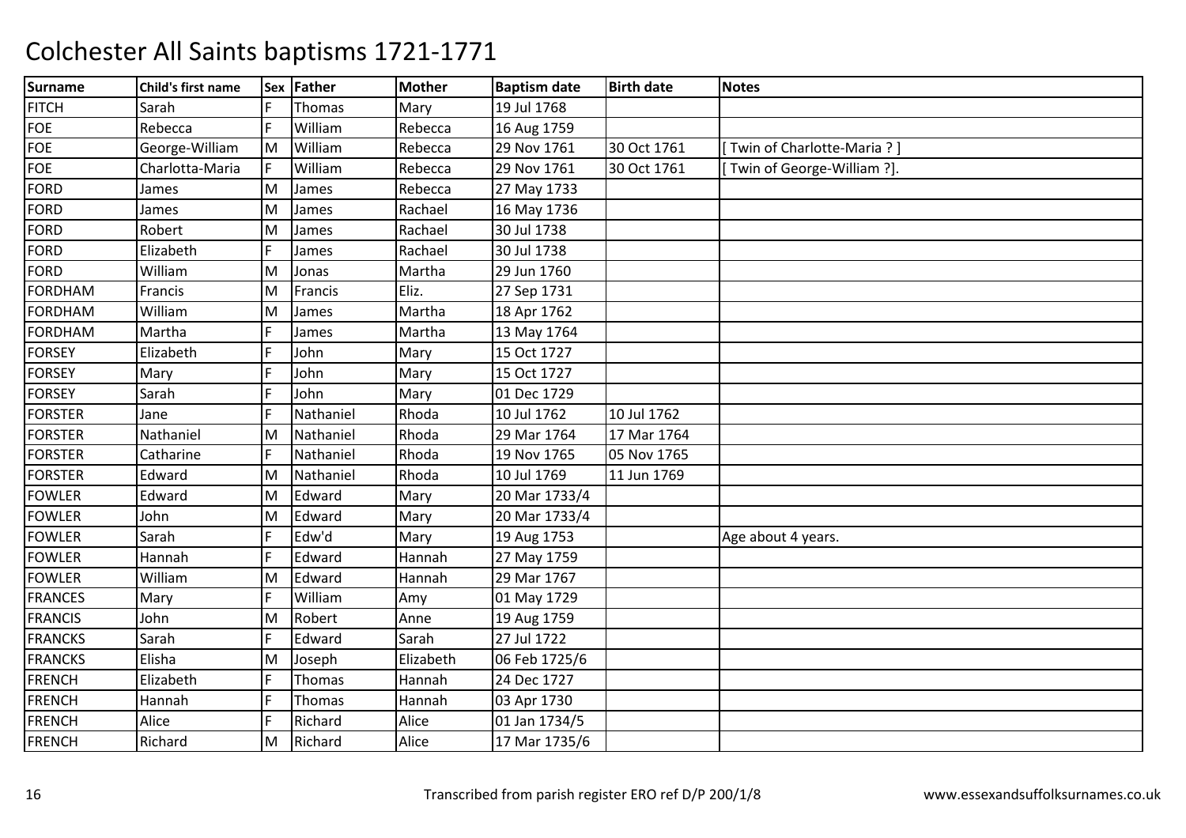# Colchester All Saints baptisms 1721-1771

| Surname | Child's first name | Sex | Father | Mother | Baptism date | Birth date | Notes |
|---|---|---|---|---|---|---|---|
| FITCH | Sarah | F | Thomas | Mary | 19 Jul 1768 | | |
| FOE | Rebecca | F | William | Rebecca | 16 Aug 1759 | | |
| FOE | George-William | M | William | Rebecca | 29 Nov 1761 | 30 Oct 1761 | [ Twin of Charlotte-Maria ? ] |
| FOE | Charlotta-Maria | F | William | Rebecca | 29 Nov 1761 | 30 Oct 1761 | [ Twin of George-William ?]. |
| FORD | James | M | James | Rebecca | 27 May 1733 | | |
| FORD | James | M | James | Rachael | 16 May 1736 | | |
| FORD | Robert | M | James | Rachael | 30 Jul 1738 | | |
| FORD | Elizabeth | F | James | Rachael | 30 Jul 1738 | | |
| FORD | William | M | Jonas | Martha | 29 Jun 1760 | | |
| FORDHAM | Francis | M | Francis | Eliz. | 27 Sep 1731 | | |
| FORDHAM | William | M | James | Martha | 18 Apr 1762 | | |
| FORDHAM | Martha | F | James | Martha | 13 May 1764 | | |
| FORSEY | Elizabeth | F | John | Mary | 15 Oct 1727 | | |
| FORSEY | Mary | F | John | Mary | 15 Oct 1727 | | |
| FORSEY | Sarah | F | John | Mary | 01 Dec 1729 | | |
| FORSTER | Jane | F | Nathaniel | Rhoda | 10 Jul 1762 | 10 Jul 1762 | |
| FORSTER | Nathaniel | M | Nathaniel | Rhoda | 29 Mar 1764 | 17 Mar 1764 | |
| FORSTER | Catharine | F | Nathaniel | Rhoda | 19 Nov 1765 | 05 Nov 1765 | |
| FORSTER | Edward | M | Nathaniel | Rhoda | 10 Jul 1769 | 11 Jun 1769 | |
| FOWLER | Edward | M | Edward | Mary | 20 Mar 1733/4 | | |
| FOWLER | John | M | Edward | Mary | 20 Mar 1733/4 | | |
| FOWLER | Sarah | F | Edw'd | Mary | 19 Aug 1753 | | Age about 4 years. |
| FOWLER | Hannah | F | Edward | Hannah | 27 May 1759 | | |
| FOWLER | William | M | Edward | Hannah | 29 Mar 1767 | | |
| FRANCES | Mary | F | William | Amy | 01 May 1729 | | |
| FRANCIS | John | M | Robert | Anne | 19 Aug 1759 | | |
| FRANCKS | Sarah | F | Edward | Sarah | 27 Jul 1722 | | |
| FRANCKS | Elisha | M | Joseph | Elizabeth | 06 Feb 1725/6 | | |
| FRENCH | Elizabeth | F | Thomas | Hannah | 24 Dec 1727 | | |
| FRENCH | Hannah | F | Thomas | Hannah | 03 Apr 1730 | | |
| FRENCH | Alice | F | Richard | Alice | 01 Jan 1734/5 | | |
| FRENCH | Richard | M | Richard | Alice | 17 Mar 1735/6 | | |

Transcribed from parish register ERO ref D/P 200/1/8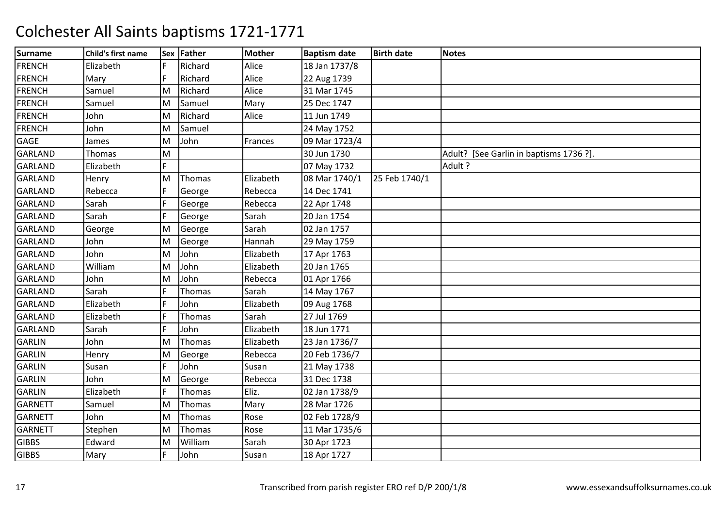# Colchester All Saints baptisms 1721-1771

| Surname | Child's first name | Sex | Father | Mother | Baptism date | Birth date | Notes |
|---|---|---|---|---|---|---|---|
| FRENCH | Elizabeth | F | Richard | Alice | 18 Jan 1737/8 | | |
| FRENCH | Mary | F | Richard | Alice | 22 Aug 1739 | | |
| FRENCH | Samuel | M | Richard | Alice | 31 Mar 1745 | | |
| FRENCH | Samuel | M | Samuel | Mary | 25 Dec 1747 | | |
| FRENCH | John | M | Richard | Alice | 11 Jun 1749 | | |
| FRENCH | John | M | Samuel | | 24 May 1752 | | |
| GAGE | James | M | John | Frances | 09 Mar 1723/4 | | |
| GARLAND | Thomas | M | | | 30 Jun 1730 | | Adult? [See Garlin in baptisms 1736 ?]. |
| GARLAND | Elizabeth | F | | | 07 May 1732 | | Adult ? |
| GARLAND | Henry | M | Thomas | Elizabeth | 08 Mar 1740/1 | 25 Feb 1740/1 | |
| GARLAND | Rebecca | F | George | Rebecca | 14 Dec 1741 | | |
| GARLAND | Sarah | F | George | Rebecca | 22 Apr 1748 | | |
| GARLAND | Sarah | F | George | Sarah | 20 Jan 1754 | | |
| GARLAND | George | M | George | Sarah | 02 Jan 1757 | | |
| GARLAND | John | M | George | Hannah | 29 May 1759 | | |
| GARLAND | John | M | John | Elizabeth | 17 Apr 1763 | | |
| GARLAND | William | M | John | Elizabeth | 20 Jan 1765 | | |
| GARLAND | John | M | John | Rebecca | 01 Apr 1766 | | |
| GARLAND | Sarah | F | Thomas | Sarah | 14 May 1767 | | |
| GARLAND | Elizabeth | F | John | Elizabeth | 09 Aug 1768 | | |
| GARLAND | Elizabeth | F | Thomas | Sarah | 27 Jul 1769 | | |
| GARLAND | Sarah | F | John | Elizabeth | 18 Jun 1771 | | |
| GARLIN | John | M | Thomas | Elizabeth | 23 Jan 1736/7 | | |
| GARLIN | Henry | M | George | Rebecca | 20 Feb 1736/7 | | |
| GARLIN | Susan | F | John | Susan | 21 May 1738 | | |
| GARLIN | John | M | George | Rebecca | 31 Dec 1738 | | |
| GARLIN | Elizabeth | F | Thomas | Eliz. | 02 Jan 1738/9 | | |
| GARNETT | Samuel | M | Thomas | Mary | 28 Mar 1726 | | |
| GARNETT | John | M | Thomas | Rose | 02 Feb 1728/9 | | |
| GARNETT | Stephen | M | Thomas | Rose | 11 Mar 1735/6 | | |
| GIBBS | Edward | M | William | Sarah | 30 Apr 1723 | | |
| GIBBS | Mary | F | John | Susan | 18 Apr 1727 | | |

Transcribed from parish register ERO ref D/P 200/1/8 www.essexandsuffolksurnames.co.uk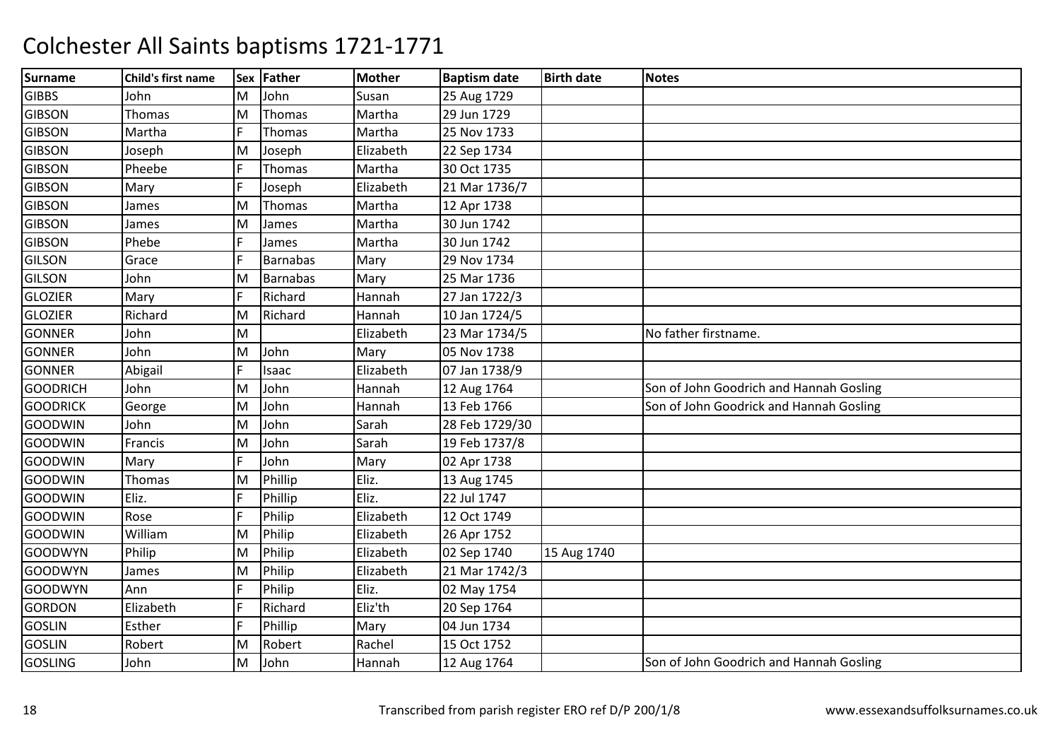# Colchester All Saints baptisms 1721-1771

| Surname | Child's first name | Sex | Father | Mother | Baptism date | Birth date | Notes |
|---|---|---|---|---|---|---|---|
| GIBBS | John | M | John | Susan | 25 Aug 1729 | | |
| GIBSON | Thomas | M | Thomas | Martha | 29 Jun 1729 | | |
| GIBSON | Martha | F | Thomas | Martha | 25 Nov 1733 | | |
| GIBSON | Joseph | M | Joseph | Elizabeth | 22 Sep 1734 | | |
| GIBSON | Pheebe | F | Thomas | Martha | 30 Oct 1735 | | |
| GIBSON | Mary | F | Joseph | Elizabeth | 21 Mar 1736/7 | | |
| GIBSON | James | M | Thomas | Martha | 12 Apr 1738 | | |
| GIBSON | James | M | James | Martha | 30 Jun 1742 | | |
| GIBSON | Phebe | F | James | Martha | 30 Jun 1742 | | |
| GILSON | Grace | F | Barnabas | Mary | 29 Nov 1734 | | |
| GILSON | John | M | Barnabas | Mary | 25 Mar 1736 | | |
| GLOZIER | Mary | F | Richard | Hannah | 27 Jan 1722/3 | | |
| GLOZIER | Richard | M | Richard | Hannah | 10 Jan 1724/5 | | |
| GONNER | John | M | | Elizabeth | 23 Mar 1734/5 | | No father firstname. |
| GONNER | John | M | John | Mary | 05 Nov 1738 | | |
| GONNER | Abigail | F | Isaac | Elizabeth | 07 Jan 1738/9 | | |
| GOODRICH | John | M | John | Hannah | 12 Aug 1764 | | Son of John Goodrich and Hannah Gosling |
| GOODRICK | George | M | John | Hannah | 13 Feb 1766 | | Son of John Goodrick and Hannah Gosling |
| GOODWIN | John | M | John | Sarah | 28 Feb 1729/30 | | |
| GOODWIN | Francis | M | John | Sarah | 19 Feb 1737/8 | | |
| GOODWIN | Mary | F | John | Mary | 02 Apr 1738 | | |
| GOODWIN | Thomas | M | Phillip | Eliz. | 13 Aug 1745 | | |
| GOODWIN | Eliz. | F | Phillip | Eliz. | 22 Jul 1747 | | |
| GOODWIN | Rose | F | Philip | Elizabeth | 12 Oct 1749 | | |
| GOODWIN | William | M | Philip | Elizabeth | 26 Apr 1752 | | |
| GOODWYN | Philip | M | Philip | Elizabeth | 02 Sep 1740 | 15 Aug 1740 | |
| GOODWYN | James | M | Philip | Elizabeth | 21 Mar 1742/3 | | |
| GOODWYN | Ann | F | Philip | Eliz. | 02 May 1754 | | |
| GORDON | Elizabeth | F | Richard | Eliz'th | 20 Sep 1764 | | |
| GOSLIN | Esther | F | Phillip | Mary | 04 Jun 1734 | | |
| GOSLIN | Robert | M | Robert | Rachel | 15 Oct 1752 | | |
| GOSLING | John | M | John | Hannah | 12 Aug 1764 | | Son of John Goodrich and Hannah Gosling |

Transcribed from parish register ERO ref D/P 200/1/8 www.essexandsuffolksurnames.co.uk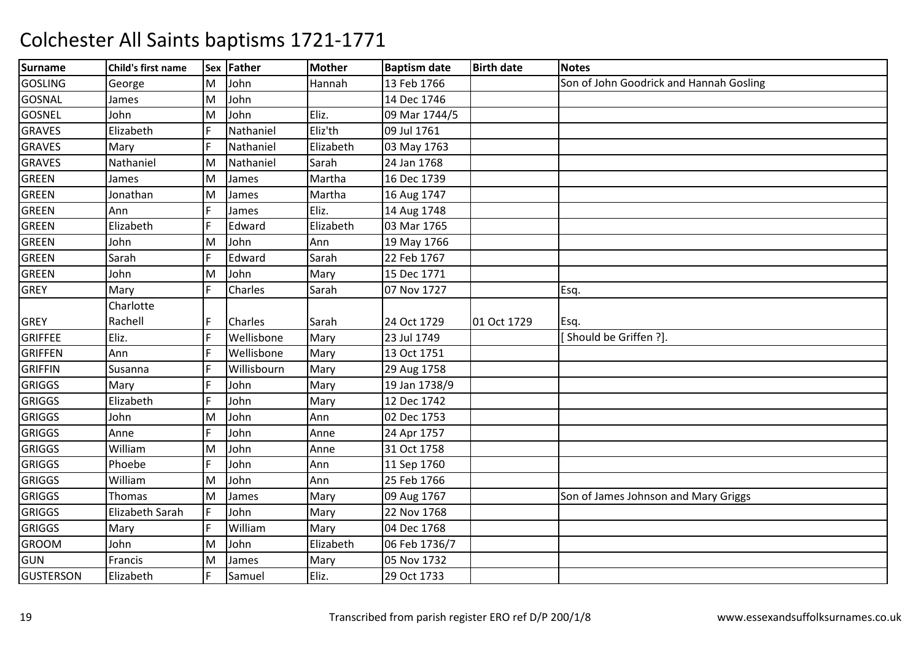# Colchester All Saints baptisms 1721-1771

| Surname | Child's first name | Sex | Father | Mother | Baptism date | Birth date | Notes |
|---|---|---|---|---|---|---|---|
| GOSLING | George | M | John | Hannah | 13 Feb 1766 | | Son of John Goodrick and Hannah Gosling |
| GOSNAL | James | M | John | | 14 Dec 1746 | | |
| GOSNEL | John | M | John | Eliz. | 09 Mar 1744/5 | | |
| GRAVES | Elizabeth | F | Nathaniel | Eliz'th | 09 Jul 1761 | | |
| GRAVES | Mary | F | Nathaniel | Elizabeth | 03 May 1763 | | |
| GRAVES | Nathaniel | M | Nathaniel | Sarah | 24 Jan 1768 | | |
| GREEN | James | M | James | Martha | 16 Dec 1739 | | |
| GREEN | Jonathan | M | James | Martha | 16 Aug 1747 | | |
| GREEN | Ann | F | James | Eliz. | 14 Aug 1748 | | |
| GREEN | Elizabeth | F | Edward | Elizabeth | 03 Mar 1765 | | |
| GREEN | John | M | John | Ann | 19 May 1766 | | |
| GREEN | Sarah | F | Edward | Sarah | 22 Feb 1767 | | |
| GREEN | John | M | John | Mary | 15 Dec 1771 | | |
| GREY | Mary | F | Charles | Sarah | 07 Nov 1727 | | Esq. |
| GREY | Charlotte Rachell | F | Charles | Sarah | 24 Oct 1729 | 01 Oct 1729 | Esq. |
| GRIFFEE | Eliz. | F | Wellisbone | Mary | 23 Jul 1749 | | [ Should be Griffen ?]. |
| GRIFFEN | Ann | F | Wellisbone | Mary | 13 Oct 1751 | | |
| GRIFFIN | Susanna | F | Willisbourn | Mary | 29 Aug 1758 | | |
| GRIGGS | Mary | F | John | Mary | 19 Jan 1738/9 | | |
| GRIGGS | Elizabeth | F | John | Mary | 12 Dec 1742 | | |
| GRIGGS | John | M | John | Ann | 02 Dec 1753 | | |
| GRIGGS | Anne | F | John | Anne | 24 Apr 1757 | | |
| GRIGGS | William | M | John | Anne | 31 Oct 1758 | | |
| GRIGGS | Phoebe | F | John | Ann | 11 Sep 1760 | | |
| GRIGGS | William | M | John | Ann | 25 Feb 1766 | | |
| GRIGGS | Thomas | M | James | Mary | 09 Aug 1767 | | Son of James Johnson and Mary Griggs |
| GRIGGS | Elizabeth Sarah | F | John | Mary | 22 Nov 1768 | | |
| GRIGGS | Mary | F | William | Mary | 04 Dec 1768 | | |
| GROOM | John | M | John | Elizabeth | 06 Feb 1736/7 | | |
| GUN | Francis | M | James | Mary | 05 Nov 1732 | | |
| GUSTERSON | Elizabeth | F | Samuel | Eliz. | 29 Oct 1733 | | |

Transcribed from parish register ERO ref D/P 200/1/8

www.essexandsuffolksurnames.co.uk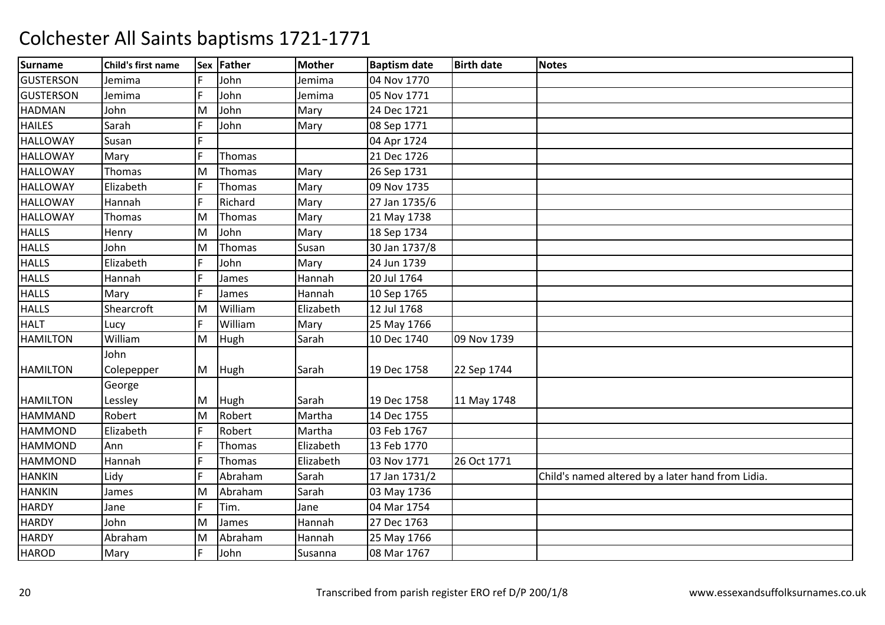# Colchester All Saints baptisms 1721-1771

| Surname | Child's first name | Sex | Father | Mother | Baptism date | Birth date | Notes |
|---|---|---|---|---|---|---|---|
| GUSTERSON | Jemima | F | John | Jemima | 04 Nov 1770 | | |
| GUSTERSON | Jemima | F | John | Jemima | 05 Nov 1771 | | |
| HADMAN | John | M | John | Mary | 24 Dec 1721 | | |
| HAILES | Sarah | F | John | Mary | 08 Sep 1771 | | |
| HALLOWAY | Susan | F | | | 04 Apr 1724 | | |
| HALLOWAY | Mary | F | Thomas | | 21 Dec 1726 | | |
| HALLOWAY | Thomas | M | Thomas | Mary | 26 Sep 1731 | | |
| HALLOWAY | Elizabeth | F | Thomas | Mary | 09 Nov 1735 | | |
| HALLOWAY | Hannah | F | Richard | Mary | 27 Jan 1735/6 | | |
| HALLOWAY | Thomas | M | Thomas | Mary | 21 May 1738 | | |
| HALLS | Henry | M | John | Mary | 18 Sep 1734 | | |
| HALLS | John | M | Thomas | Susan | 30 Jan 1737/8 | | |
| HALLS | Elizabeth | F | John | Mary | 24 Jun 1739 | | |
| HALLS | Hannah | F | James | Hannah | 20 Jul 1764 | | |
| HALLS | Mary | F | James | Hannah | 10 Sep 1765 | | |
| HALLS | Shearcroft | M | William | Elizabeth | 12 Jul 1768 | | |
| HALT | Lucy | F | William | Mary | 25 May 1766 | | |
| HAMILTON | William | M | Hugh | Sarah | 10 Dec 1740 | 09 Nov 1739 | |
| HAMILTON | John Colepepper | M | Hugh | Sarah | 19 Dec 1758 | 22 Sep 1744 | |
| HAMILTON | George Lessley | M | Hugh | Sarah | 19 Dec 1758 | 11 May 1748 | |
| HAMMAND | Robert | M | Robert | Martha | 14 Dec 1755 | | |
| HAMMOND | Elizabeth | F | Robert | Martha | 03 Feb 1767 | | |
| HAMMOND | Ann | F | Thomas | Elizabeth | 13 Feb 1770 | | |
| HAMMOND | Hannah | F | Thomas | Elizabeth | 03 Nov 1771 | 26 Oct 1771 | |
| HANKIN | Lidy | F | Abraham | Sarah | 17 Jan 1731/2 | | Child's named altered by a later hand from Lidia. |
| HANKIN | James | M | Abraham | Sarah | 03 May 1736 | | |
| HARDY | Jane | F | Tim. | Jane | 04 Mar 1754 | | |
| HARDY | John | M | James | Hannah | 27 Dec 1763 | | |
| HARDY | Abraham | M | Abraham | Hannah | 25 May 1766 | | |
| HAROD | Mary | F | John | Susanna | 08 Mar 1767 | | |

Transcribed from parish register ERO ref D/P 200/1/8

www.essexandsuffolksurnames.co.uk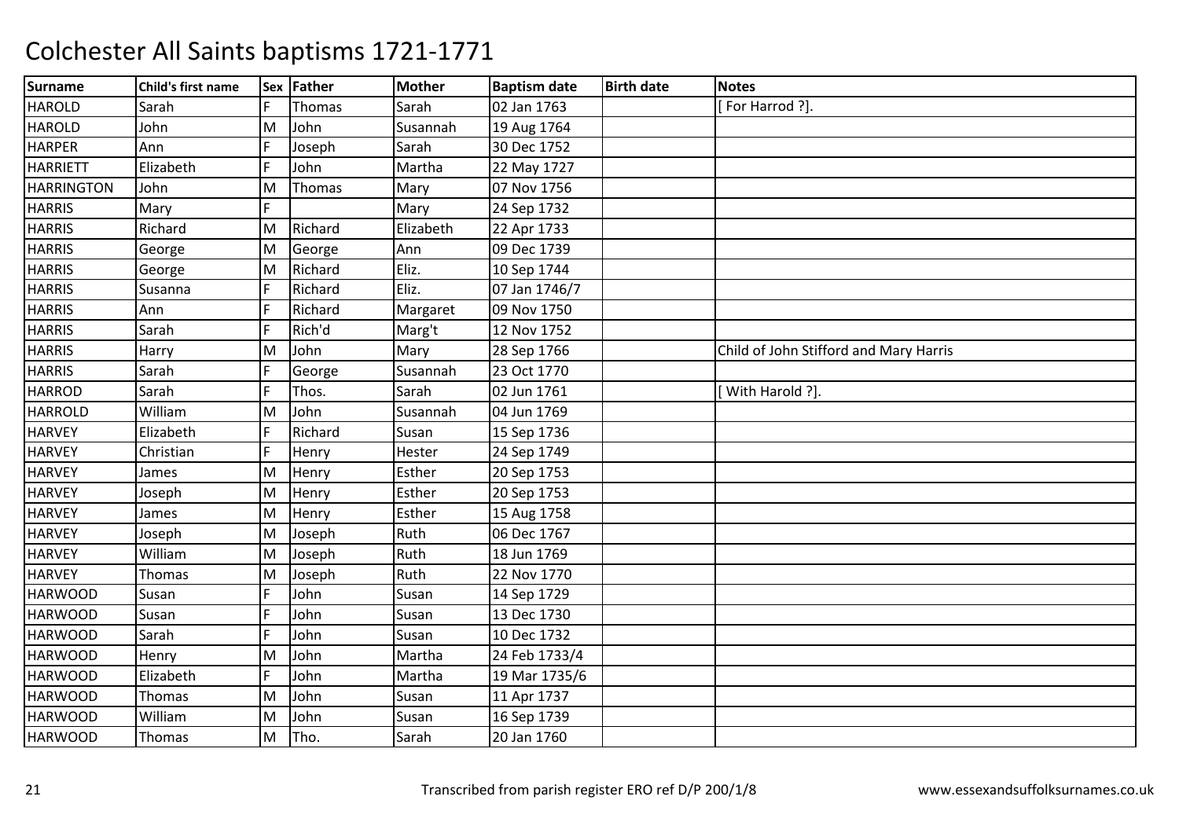# Colchester All Saints baptisms 1721-1771

| Surname | Child's first name | Sex | Father | Mother | Baptism date | Birth date | Notes |
|---|---|---|---|---|---|---|---|
| HAROLD | Sarah | F | Thomas | Sarah | 02 Jan 1763 | | [ For Harrod ?]. |
| HAROLD | John | M | John | Susannah | 19 Aug 1764 | | |
| HARPER | Ann | F | Joseph | Sarah | 30 Dec 1752 | | |
| HARRIETT | Elizabeth | F | John | Martha | 22 May 1727 | | |
| HARRINGTON | John | M | Thomas | Mary | 07 Nov 1756 | | |
| HARRIS | Mary | F | | Mary | 24 Sep 1732 | | |
| HARRIS | Richard | M | Richard | Elizabeth | 22 Apr 1733 | | |
| HARRIS | George | M | George | Ann | 09 Dec 1739 | | |
| HARRIS | George | M | Richard | Eliz. | 10 Sep 1744 | | |
| HARRIS | Susanna | F | Richard | Eliz. | 07 Jan 1746/7 | | |
| HARRIS | Ann | F | Richard | Margaret | 09 Nov 1750 | | |
| HARRIS | Sarah | F | Rich'd | Marg't | 12 Nov 1752 | | |
| HARRIS | Harry | M | John | Mary | 28 Sep 1766 | | Child of John Stifford and Mary Harris |
| HARRIS | Sarah | F | George | Susannah | 23 Oct 1770 | | |
| HARROD | Sarah | F | Thos. | Sarah | 02 Jun 1761 | | [ With Harold ?]. |
| HARROLD | William | M | John | Susannah | 04 Jun 1769 | | |
| HARVEY | Elizabeth | F | Richard | Susan | 15 Sep 1736 | | |
| HARVEY | Christian | F | Henry | Hester | 24 Sep 1749 | | |
| HARVEY | James | M | Henry | Esther | 20 Sep 1753 | | |
| HARVEY | Joseph | M | Henry | Esther | 20 Sep 1753 | | |
| HARVEY | James | M | Henry | Esther | 15 Aug 1758 | | |
| HARVEY | Joseph | M | Joseph | Ruth | 06 Dec 1767 | | |
| HARVEY | William | M | Joseph | Ruth | 18 Jun 1769 | | |
| HARVEY | Thomas | M | Joseph | Ruth | 22 Nov 1770 | | |
| HARWOOD | Susan | F | John | Susan | 14 Sep 1729 | | |
| HARWOOD | Susan | F | John | Susan | 13 Dec 1730 | | |
| HARWOOD | Sarah | F | John | Susan | 10 Dec 1732 | | |
| HARWOOD | Henry | M | John | Martha | 24 Feb 1733/4 | | |
| HARWOOD | Elizabeth | F | John | Martha | 19 Mar 1735/6 | | |
| HARWOOD | Thomas | M | John | Susan | 11 Apr 1737 | | |
| HARWOOD | William | M | John | Susan | 16 Sep 1739 | | |
| HARWOOD | Thomas | M | Tho. | Sarah | 20 Jan 1760 | | |

Transcribed from parish register ERO ref D/P 200/1/8 www.essexandsuffolksurnames.co.uk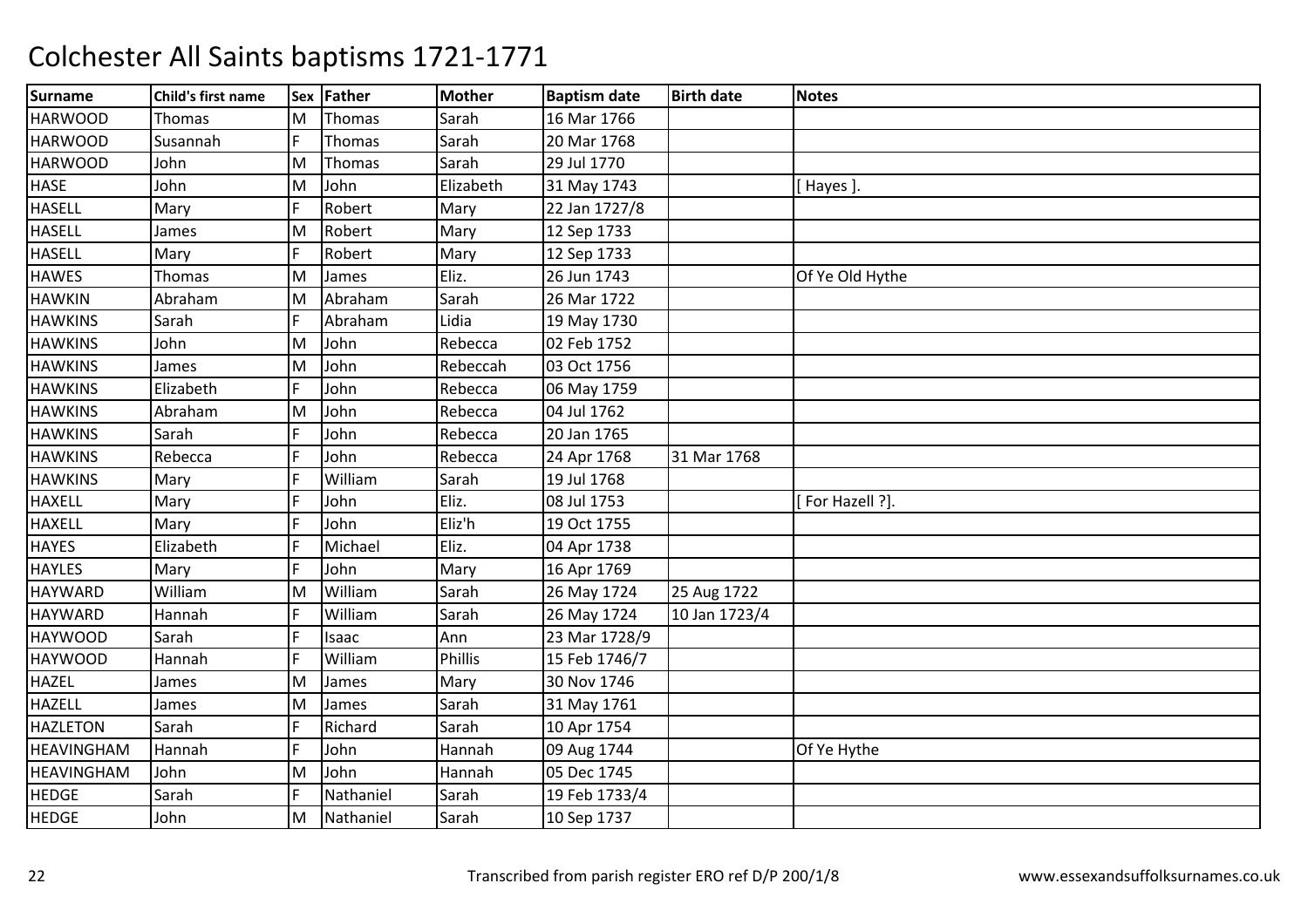# Colchester All Saints baptisms 1721-1771

| Surname | Child's first name | Sex | Father | Mother | Baptism date | Birth date | Notes |
|---|---|---|---|---|---|---|---|
| HARWOOD | Thomas | M | Thomas | Sarah | 16 Mar 1766 | | |
| HARWOOD | Susannah | F | Thomas | Sarah | 20 Mar 1768 | | |
| HARWOOD | John | M | Thomas | Sarah | 29 Jul 1770 | | |
| HASE | John | M | John | Elizabeth | 31 May 1743 | | [ Hayes ]. |
| HASELL | Mary | F | Robert | Mary | 22 Jan 1727/8 | | |
| HASELL | James | M | Robert | Mary | 12 Sep 1733 | | |
| HASELL | Mary | F | Robert | Mary | 12 Sep 1733 | | |
| HAWES | Thomas | M | James | Eliz. | 26 Jun 1743 | | Of Ye Old Hythe |
| HAWKIN | Abraham | M | Abraham | Sarah | 26 Mar 1722 | | |
| HAWKINS | Sarah | F | Abraham | Lidia | 19 May 1730 | | |
| HAWKINS | John | M | John | Rebecca | 02 Feb 1752 | | |
| HAWKINS | James | M | John | Rebeccah | 03 Oct 1756 | | |
| HAWKINS | Elizabeth | F | John | Rebecca | 06 May 1759 | | |
| HAWKINS | Abraham | M | John | Rebecca | 04 Jul 1762 | | |
| HAWKINS | Sarah | F | John | Rebecca | 20 Jan 1765 | | |
| HAWKINS | Rebecca | F | John | Rebecca | 24 Apr 1768 | 31 Mar 1768 | |
| HAWKINS | Mary | F | William | Sarah | 19 Jul 1768 | | |
| HAXELL | Mary | F | John | Eliz. | 08 Jul 1753 | | [ For Hazell ?]. |
| HAXELL | Mary | F | John | Eliz'h | 19 Oct 1755 | | |
| HAYES | Elizabeth | F | Michael | Eliz. | 04 Apr 1738 | | |
| HAYLES | Mary | F | John | Mary | 16 Apr 1769 | | |
| HAYWARD | William | M | William | Sarah | 26 May 1724 | 25 Aug 1722 | |
| HAYWARD | Hannah | F | William | Sarah | 26 May 1724 | 10 Jan 1723/4 | |
| HAYWOOD | Sarah | F | Isaac | Ann | 23 Mar 1728/9 | | |
| HAYWOOD | Hannah | F | William | Phillis | 15 Feb 1746/7 | | |
| HAZEL | James | M | James | Mary | 30 Nov 1746 | | |
| HAZELL | James | M | James | Sarah | 31 May 1761 | | |
| HAZLETON | Sarah | F | Richard | Sarah | 10 Apr 1754 | | |
| HEAVINGHAM | Hannah | F | John | Hannah | 09 Aug 1744 | | Of Ye Hythe |
| HEAVINGHAM | John | M | John | Hannah | 05 Dec 1745 | | |
| HEDGE | Sarah | F | Nathaniel | Sarah | 19 Feb 1733/4 | | |
| HEDGE | John | M | Nathaniel | Sarah | 10 Sep 1737 | | |

Transcribed from parish register ERO ref D/P 200/1/8 www.essexandsuffolksurnames.co.uk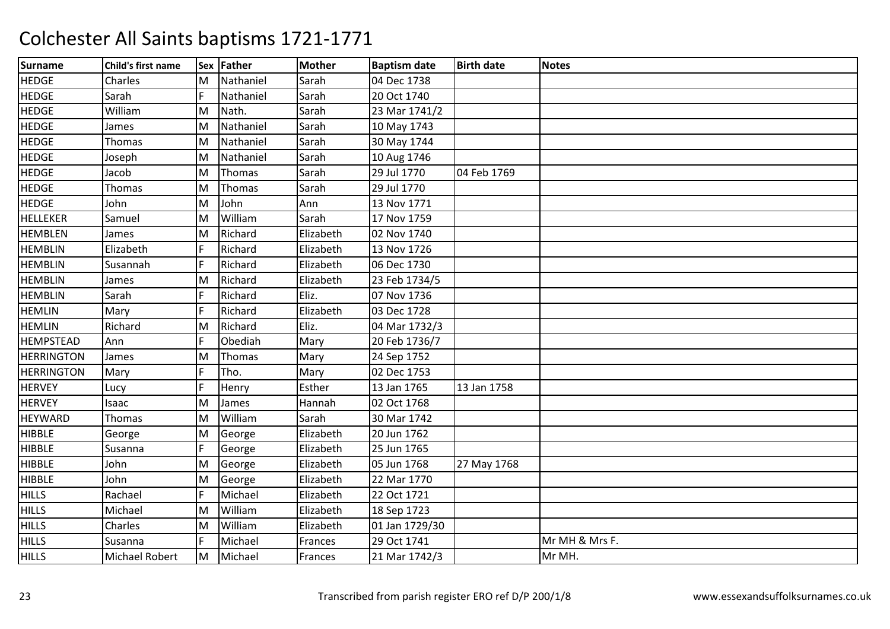# Colchester All Saints baptisms 1721-1771

| Surname | Child's first name | Sex | Father | Mother | Baptism date | Birth date | Notes |
|---|---|---|---|---|---|---|---|
| HEDGE | Charles | M | Nathaniel | Sarah | 04 Dec 1738 | | |
| HEDGE | Sarah | F | Nathaniel | Sarah | 20 Oct 1740 | | |
| HEDGE | William | M | Nath. | Sarah | 23 Mar 1741/2 | | |
| HEDGE | James | M | Nathaniel | Sarah | 10 May 1743 | | |
| HEDGE | Thomas | M | Nathaniel | Sarah | 30 May 1744 | | |
| HEDGE | Joseph | M | Nathaniel | Sarah | 10 Aug 1746 | | |
| HEDGE | Jacob | M | Thomas | Sarah | 29 Jul 1770 | 04 Feb 1769 | |
| HEDGE | Thomas | M | Thomas | Sarah | 29 Jul 1770 | | |
| HEDGE | John | M | John | Ann | 13 Nov 1771 | | |
| HELLEKER | Samuel | M | William | Sarah | 17 Nov 1759 | | |
| HEMBLEN | James | M | Richard | Elizabeth | 02 Nov 1740 | | |
| HEMBLIN | Elizabeth | F | Richard | Elizabeth | 13 Nov 1726 | | |
| HEMBLIN | Susannah | F | Richard | Elizabeth | 06 Dec 1730 | | |
| HEMBLIN | James | M | Richard | Elizabeth | 23 Feb 1734/5 | | |
| HEMBLIN | Sarah | F | Richard | Eliz. | 07 Nov 1736 | | |
| HEMLIN | Mary | F | Richard | Elizabeth | 03 Dec 1728 | | |
| HEMLIN | Richard | M | Richard | Eliz. | 04 Mar 1732/3 | | |
| HEMPSTEAD | Ann | F | Obediah | Mary | 20 Feb 1736/7 | | |
| HERRINGTON | James | M | Thomas | Mary | 24 Sep 1752 | | |
| HERRINGTON | Mary | F | Tho. | Mary | 02 Dec 1753 | | |
| HERVEY | Lucy | F | Henry | Esther | 13 Jan 1765 | 13 Jan 1758 | |
| HERVEY | Isaac | M | James | Hannah | 02 Oct 1768 | | |
| HEYWARD | Thomas | M | William | Sarah | 30 Mar 1742 | | |
| HIBBLE | George | M | George | Elizabeth | 20 Jun 1762 | | |
| HIBBLE | Susanna | F | George | Elizabeth | 25 Jun 1765 | | |
| HIBBLE | John | M | George | Elizabeth | 05 Jun 1768 | 27 May 1768 | |
| HIBBLE | John | M | George | Elizabeth | 22 Mar 1770 | | |
| HILLS | Rachael | F | Michael | Elizabeth | 22 Oct 1721 | | |
| HILLS | Michael | M | William | Elizabeth | 18 Sep 1723 | | |
| HILLS | Charles | M | William | Elizabeth | 01 Jan 1729/30 | | |
| HILLS | Susanna | F | Michael | Frances | 29 Oct 1741 | | Mr MH & Mrs F. |
| HILLS | Michael Robert | M | Michael | Frances | 21 Mar 1742/3 | | Mr MH. |

Transcribed from parish register ERO ref D/P 200/1/8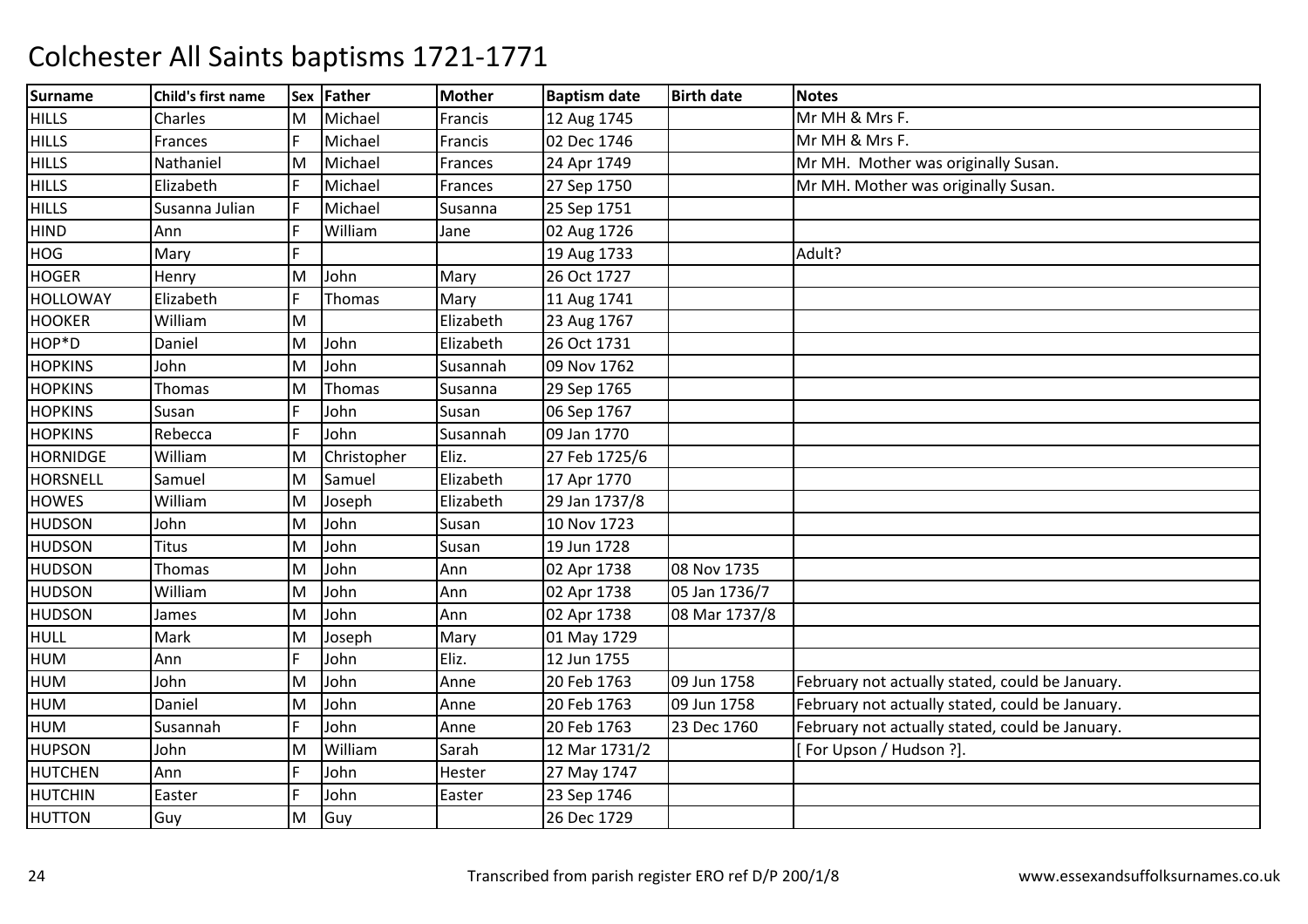# Colchester All Saints baptisms 1721-1771

| Surname | Child's first name | Sex | Father | Mother | Baptism date | Birth date | Notes |
|---|---|---|---|---|---|---|---|
| HILLS | Charles | M | Michael | Francis | 12 Aug 1745 | | Mr MH & Mrs F. |
| HILLS | Frances | F | Michael | Francis | 02 Dec 1746 | | Mr MH & Mrs F. |
| HILLS | Nathaniel | M | Michael | Frances | 24 Apr 1749 | | Mr MH. Mother was originally Susan. |
| HILLS | Elizabeth | F | Michael | Frances | 27 Sep 1750 | | Mr MH. Mother was originally Susan. |
| HILLS | Susanna Julian | F | Michael | Susanna | 25 Sep 1751 | | |
| HIND | Ann | F | William | Jane | 02 Aug 1726 | | |
| HOG | Mary | F | | | 19 Aug 1733 | | Adult? |
| HOGER | Henry | M | John | Mary | 26 Oct 1727 | | |
| HOLLOWAY | Elizabeth | F | Thomas | Mary | 11 Aug 1741 | | |
| HOOKER | William | M | | Elizabeth | 23 Aug 1767 | | |
| HOP*D | Daniel | M | John | Elizabeth | 26 Oct 1731 | | |
| HOPKINS | John | M | John | Susannah | 09 Nov 1762 | | |
| HOPKINS | Thomas | M | Thomas | Susanna | 29 Sep 1765 | | |
| HOPKINS | Susan | F | John | Susan | 06 Sep 1767 | | |
| HOPKINS | Rebecca | F | John | Susannah | 09 Jan 1770 | | |
| HORNIDGE | William | M | Christopher | Eliz. | 27 Feb 1725/6 | | |
| HORSNELL | Samuel | M | Samuel | Elizabeth | 17 Apr 1770 | | |
| HOWES | William | M | Joseph | Elizabeth | 29 Jan 1737/8 | | |
| HUDSON | John | M | John | Susan | 10 Nov 1723 | | |
| HUDSON | Titus | M | John | Susan | 19 Jun 1728 | | |
| HUDSON | Thomas | M | John | Ann | 02 Apr 1738 | 08 Nov 1735 | |
| HUDSON | William | M | John | Ann | 02 Apr 1738 | 05 Jan 1736/7 | |
| HUDSON | James | M | John | Ann | 02 Apr 1738 | 08 Mar 1737/8 | |
| HULL | Mark | M | Joseph | Mary | 01 May 1729 | | |
| HUM | Ann | F | John | Eliz. | 12 Jun 1755 | | |
| HUM | John | M | John | Anne | 20 Feb 1763 | 09 Jun 1758 | February not actually stated, could be January. |
| HUM | Daniel | M | John | Anne | 20 Feb 1763 | 09 Jun 1758 | February not actually stated, could be January. |
| HUM | Susannah | F | John | Anne | 20 Feb 1763 | 23 Dec 1760 | February not actually stated, could be January. |
| HUPSON | John | M | William | Sarah | 12 Mar 1731/2 | | [ For Upson / Hudson ?]. |
| HUTCHEN | Ann | F | John | Hester | 27 May 1747 | | |
| HUTCHIN | Easter | F | John | Easter | 23 Sep 1746 | | |
| HUTTON | Guy | M | Guy | | 26 Dec 1729 | | |

Transcribed from parish register ERO ref D/P 200/1/8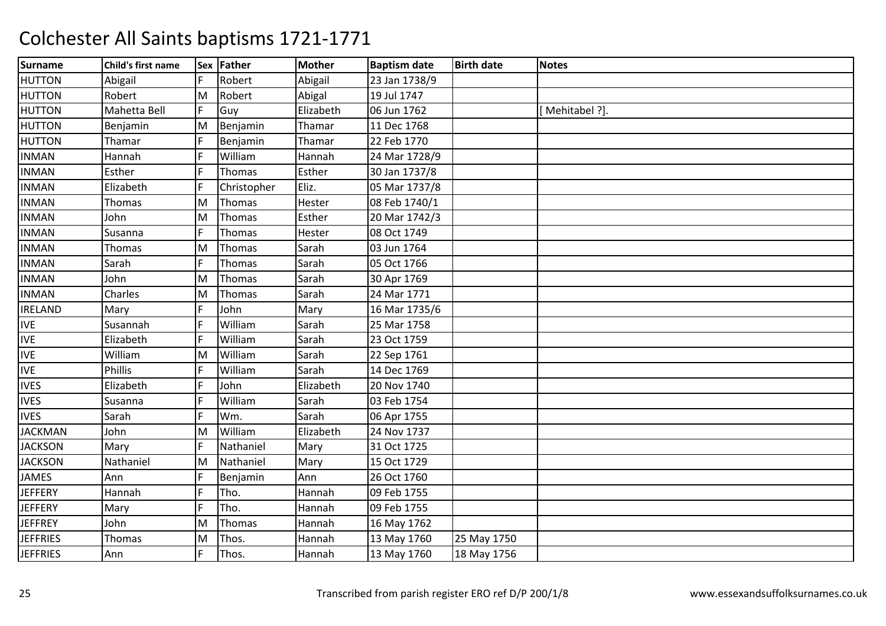# Colchester All Saints baptisms 1721-1771

| Surname | Child's first name | Sex | Father | Mother | Baptism date | Birth date | Notes |
|---|---|---|---|---|---|---|---|
| HUTTON | Abigail | F | Robert | Abigail | 23 Jan 1738/9 | | |
| HUTTON | Robert | M | Robert | Abigal | 19 Jul 1747 | | |
| HUTTON | Mahetta Bell | F | Guy | Elizabeth | 06 Jun 1762 | | [ Mehitabel ?]. |
| HUTTON | Benjamin | M | Benjamin | Thamar | 11 Dec 1768 | | |
| HUTTON | Thamar | F | Benjamin | Thamar | 22 Feb 1770 | | |
| INMAN | Hannah | F | William | Hannah | 24 Mar 1728/9 | | |
| INMAN | Esther | F | Thomas | Esther | 30 Jan 1737/8 | | |
| INMAN | Elizabeth | F | Christopher | Eliz. | 05 Mar 1737/8 | | |
| INMAN | Thomas | M | Thomas | Hester | 08 Feb 1740/1 | | |
| INMAN | John | M | Thomas | Esther | 20 Mar 1742/3 | | |
| INMAN | Susanna | F | Thomas | Hester | 08 Oct 1749 | | |
| INMAN | Thomas | M | Thomas | Sarah | 03 Jun 1764 | | |
| INMAN | Sarah | F | Thomas | Sarah | 05 Oct 1766 | | |
| INMAN | John | M | Thomas | Sarah | 30 Apr 1769 | | |
| INMAN | Charles | M | Thomas | Sarah | 24 Mar 1771 | | |
| IRELAND | Mary | F | John | Mary | 16 Mar 1735/6 | | |
| IVE | Susannah | F | William | Sarah | 25 Mar 1758 | | |
| IVE | Elizabeth | F | William | Sarah | 23 Oct 1759 | | |
| IVE | William | M | William | Sarah | 22 Sep 1761 | | |
| IVE | Phillis | F | William | Sarah | 14 Dec 1769 | | |
| IVES | Elizabeth | F | John | Elizabeth | 20 Nov 1740 | | |
| IVES | Susanna | F | William | Sarah | 03 Feb 1754 | | |
| IVES | Sarah | F | Wm. | Sarah | 06 Apr 1755 | | |
| JACKMAN | John | M | William | Elizabeth | 24 Nov 1737 | | |
| JACKSON | Mary | F | Nathaniel | Mary | 31 Oct 1725 | | |
| JACKSON | Nathaniel | M | Nathaniel | Mary | 15 Oct 1729 | | |
| JAMES | Ann | F | Benjamin | Ann | 26 Oct 1760 | | |
| JEFFERY | Hannah | F | Tho. | Hannah | 09 Feb 1755 | | |
| JEFFERY | Mary | F | Tho. | Hannah | 09 Feb 1755 | | |
| JEFFREY | John | M | Thomas | Hannah | 16 May 1762 | | |
| JEFFRIES | Thomas | M | Thos. | Hannah | 13 May 1760 | 25 May 1750 | |
| JEFFRIES | Ann | F | Thos. | Hannah | 13 May 1760 | 18 May 1756 | |

Transcribed from parish register ERO ref D/P 200/1/8 www.essexandsuffolksurnames.co.uk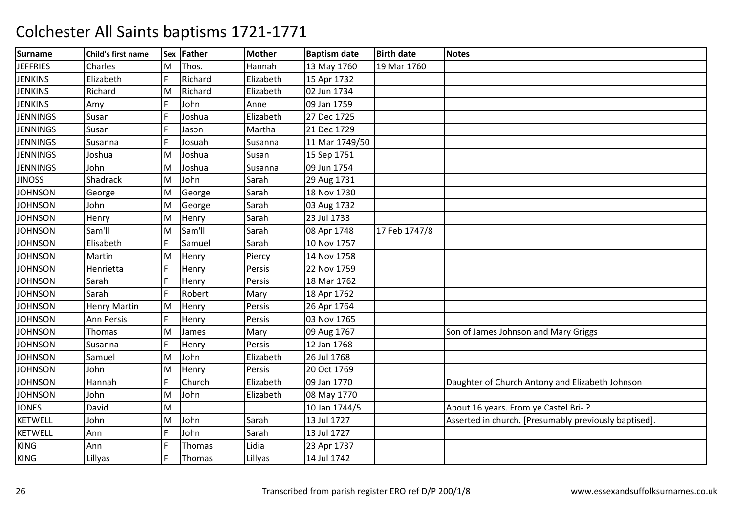# Colchester All Saints baptisms 1721-1771

| Surname | Child's first name | Sex | Father | Mother | Baptism date | Birth date | Notes |
|---|---|---|---|---|---|---|---|
| JEFFRIES | Charles | M | Thos. | Hannah | 13 May 1760 | 19 Mar 1760 | |
| JENKINS | Elizabeth | F | Richard | Elizabeth | 15 Apr 1732 | | |
| JENKINS | Richard | M | Richard | Elizabeth | 02 Jun 1734 | | |
| JENKINS | Amy | F | John | Anne | 09 Jan 1759 | | |
| JENNINGS | Susan | F | Joshua | Elizabeth | 27 Dec 1725 | | |
| JENNINGS | Susan | F | Jason | Martha | 21 Dec 1729 | | |
| JENNINGS | Susanna | F | Josuah | Susanna | 11 Mar 1749/50 | | |
| JENNINGS | Joshua | M | Joshua | Susan | 15 Sep 1751 | | |
| JENNINGS | John | M | Joshua | Susanna | 09 Jun 1754 | | |
| JINOSS | Shadrack | M | John | Sarah | 29 Aug 1731 | | |
| JOHNSON | George | M | George | Sarah | 18 Nov 1730 | | |
| JOHNSON | John | M | George | Sarah | 03 Aug 1732 | | |
| JOHNSON | Henry | M | Henry | Sarah | 23 Jul 1733 | | |
| JOHNSON | Sam'll | M | Sam'll | Sarah | 08 Apr 1748 | 17 Feb 1747/8 | |
| JOHNSON | Elisabeth | F | Samuel | Sarah | 10 Nov 1757 | | |
| JOHNSON | Martin | M | Henry | Piercy | 14 Nov 1758 | | |
| JOHNSON | Henrietta | F | Henry | Persis | 22 Nov 1759 | | |
| JOHNSON | Sarah | F | Henry | Persis | 18 Mar 1762 | | |
| JOHNSON | Sarah | F | Robert | Mary | 18 Apr 1762 | | |
| JOHNSON | Henry Martin | M | Henry | Persis | 26 Apr 1764 | | |
| JOHNSON | Ann Persis | F | Henry | Persis | 03 Nov 1765 | | |
| JOHNSON | Thomas | M | James | Mary | 09 Aug 1767 | | Son of James Johnson and Mary Griggs |
| JOHNSON | Susanna | F | Henry | Persis | 12 Jan 1768 | | |
| JOHNSON | Samuel | M | John | Elizabeth | 26 Jul 1768 | | |
| JOHNSON | John | M | Henry | Persis | 20 Oct 1769 | | |
| JOHNSON | Hannah | F | Church | Elizabeth | 09 Jan 1770 | | Daughter of Church Antony and Elizabeth Johnson |
| JOHNSON | John | M | John | Elizabeth | 08 May 1770 | | |
| JONES | David | M | | | 10 Jan 1744/5 | | About 16 years. From ye Castel Bri- ? |
| KETWELL | John | M | John | Sarah | 13 Jul 1727 | | Asserted in church. [Presumably previously baptised]. |
| KETWELL | Ann | F | John | Sarah | 13 Jul 1727 | | |
| KING | Ann | F | Thomas | Lidia | 23 Apr 1737 | | |
| KING | Lillyas | F | Thomas | Lillyas | 14 Jul 1742 | | |

Transcribed from parish register ERO ref D/P 200/1/8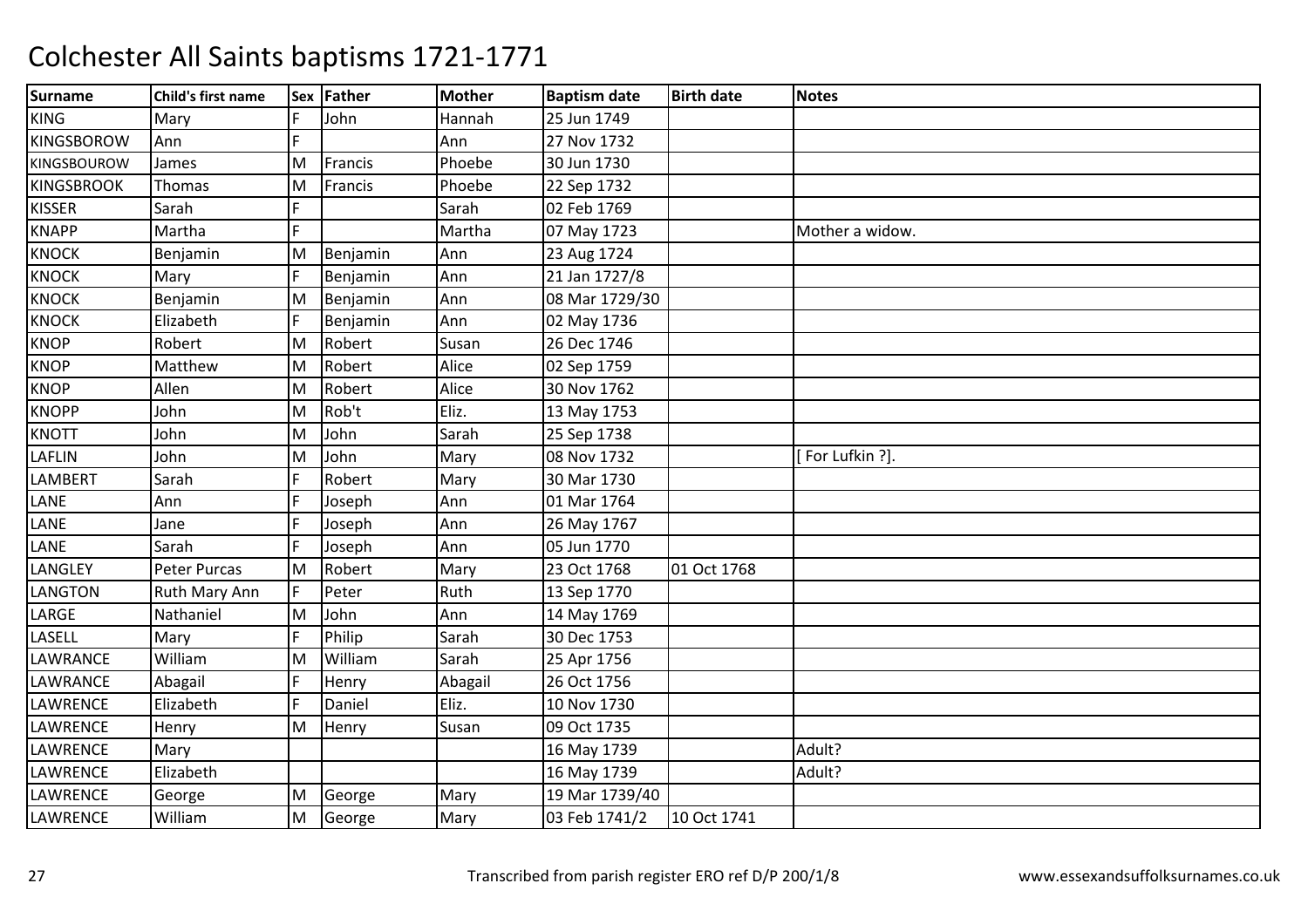# Colchester All Saints baptisms 1721-1771

| Surname | Child's first name | Sex | Father | Mother | Baptism date | Birth date | Notes |
|---|---|---|---|---|---|---|---|
| KING | Mary | F | John | Hannah | 25 Jun 1749 | | |
| KINGSBOROW | Ann | F | | Ann | 27 Nov 1732 | | |
| KINGSBOUROW | James | M | Francis | Phoebe | 30 Jun 1730 | | |
| KINGSBROOK | Thomas | M | Francis | Phoebe | 22 Sep 1732 | | |
| KISSER | Sarah | F | | Sarah | 02 Feb 1769 | | |
| KNAPP | Martha | F | | Martha | 07 May 1723 | | Mother a widow. |
| KNOCK | Benjamin | M | Benjamin | Ann | 23 Aug 1724 | | |
| KNOCK | Mary | F | Benjamin | Ann | 21 Jan 1727/8 | | |
| KNOCK | Benjamin | M | Benjamin | Ann | 08 Mar 1729/30 | | |
| KNOCK | Elizabeth | F | Benjamin | Ann | 02 May 1736 | | |
| KNOP | Robert | M | Robert | Susan | 26 Dec 1746 | | |
| KNOP | Matthew | M | Robert | Alice | 02 Sep 1759 | | |
| KNOP | Allen | M | Robert | Alice | 30 Nov 1762 | | |
| KNOPP | John | M | Rob't | Eliz. | 13 May 1753 | | |
| KNOTT | John | M | John | Sarah | 25 Sep 1738 | | |
| LAFLIN | John | M | John | Mary | 08 Nov 1732 | | [ For Lufkin ?]. |
| LAMBERT | Sarah | F | Robert | Mary | 30 Mar 1730 | | |
| LANE | Ann | F | Joseph | Ann | 01 Mar 1764 | | |
| LANE | Jane | F | Joseph | Ann | 26 May 1767 | | |
| LANE | Sarah | F | Joseph | Ann | 05 Jun 1770 | | |
| LANGLEY | Peter Purcas | M | Robert | Mary | 23 Oct 1768 | 01 Oct 1768 | |
| LANGTON | Ruth Mary Ann | F | Peter | Ruth | 13 Sep 1770 | | |
| LARGE | Nathaniel | M | John | Ann | 14 May 1769 | | |
| LASELL | Mary | F | Philip | Sarah | 30 Dec 1753 | | |
| LAWRANCE | William | M | William | Sarah | 25 Apr 1756 | | |
| LAWRANCE | Abagail | F | Henry | Abagail | 26 Oct 1756 | | |
| LAWRENCE | Elizabeth | F | Daniel | Eliz. | 10 Nov 1730 | | |
| LAWRENCE | Henry | M | Henry | Susan | 09 Oct 1735 | | |
| LAWRENCE | Mary | | | | 16 May 1739 | | Adult? |
| LAWRENCE | Elizabeth | | | | 16 May 1739 | | Adult? |
| LAWRENCE | George | M | George | Mary | 19 Mar 1739/40 | | |
| LAWRENCE | William | M | George | Mary | 03 Feb 1741/2 | 10 Oct 1741 | |

Transcribed from parish register ERO ref D/P 200/1/8

www.essexandsuffolksurnames.co.uk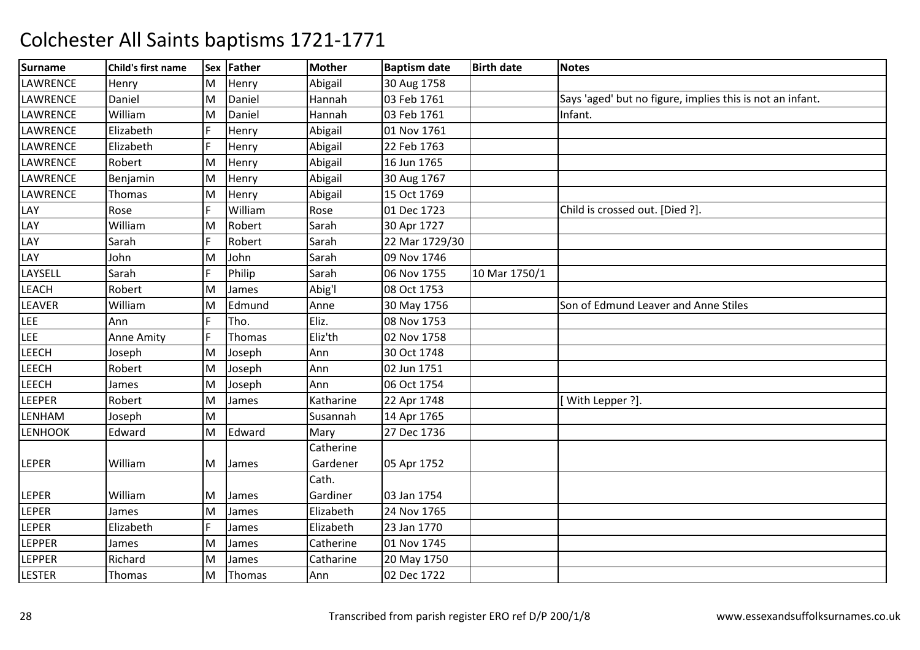# Colchester All Saints baptisms 1721-1771

| Surname | Child's first name | Sex | Father | Mother | Baptism date | Birth date | Notes |
|---|---|---|---|---|---|---|---|
| LAWRENCE | Henry | M | Henry | Abigail | 30 Aug 1758 | | |
| LAWRENCE | Daniel | M | Daniel | Hannah | 03 Feb 1761 | | Says 'aged' but no figure, implies this is not an infant. |
| LAWRENCE | William | M | Daniel | Hannah | 03 Feb 1761 | | Infant. |
| LAWRENCE | Elizabeth | F | Henry | Abigail | 01 Nov 1761 | | |
| LAWRENCE | Elizabeth | F | Henry | Abigail | 22 Feb 1763 | | |
| LAWRENCE | Robert | M | Henry | Abigail | 16 Jun 1765 | | |
| LAWRENCE | Benjamin | M | Henry | Abigail | 30 Aug 1767 | | |
| LAWRENCE | Thomas | M | Henry | Abigail | 15 Oct 1769 | | |
| LAY | Rose | F | William | Rose | 01 Dec 1723 | | Child is crossed out. [Died ?]. |
| LAY | William | M | Robert | Sarah | 30 Apr 1727 | | |
| LAY | Sarah | F | Robert | Sarah | 22 Mar 1729/30 | | |
| LAY | John | M | John | Sarah | 09 Nov 1746 | | |
| LAYSELL | Sarah | F | Philip | Sarah | 06 Nov 1755 | 10 Mar 1750/1 | |
| LEACH | Robert | M | James | Abig'l | 08 Oct 1753 | | |
| LEAVER | William | M | Edmund | Anne | 30 May 1756 | | Son of Edmund Leaver and Anne Stiles |
| LEE | Ann | F | Tho. | Eliz. | 08 Nov 1753 | | |
| LEE | Anne Amity | F | Thomas | Eliz'th | 02 Nov 1758 | | |
| LEECH | Joseph | M | Joseph | Ann | 30 Oct 1748 | | |
| LEECH | Robert | M | Joseph | Ann | 02 Jun 1751 | | |
| LEECH | James | M | Joseph | Ann | 06 Oct 1754 | | |
| LEEPER | Robert | M | James | Katharine | 22 Apr 1748 | | [ With Lepper ?]. |
| LENHAM | Joseph | M | | Susannah | 14 Apr 1765 | | |
| LENHOOK | Edward | M | Edward | Mary | 27 Dec 1736 | | |
| LEPER | William | M | James | Catherine Gardener | 05 Apr 1752 | | |
| LEPER | William | M | James | Cath. Gardiner | 03 Jan 1754 | | |
| LEPER | James | M | James | Elizabeth | 24 Nov 1765 | | |
| LEPER | Elizabeth | F | James | Elizabeth | 23 Jan 1770 | | |
| LEPPER | James | M | James | Catherine | 01 Nov 1745 | | |
| LEPPER | Richard | M | James | Catharine | 20 May 1750 | | |
| LESTER | Thomas | M | Thomas | Ann | 02 Dec 1722 | | |

Transcribed from parish register ERO ref D/P 200/1/8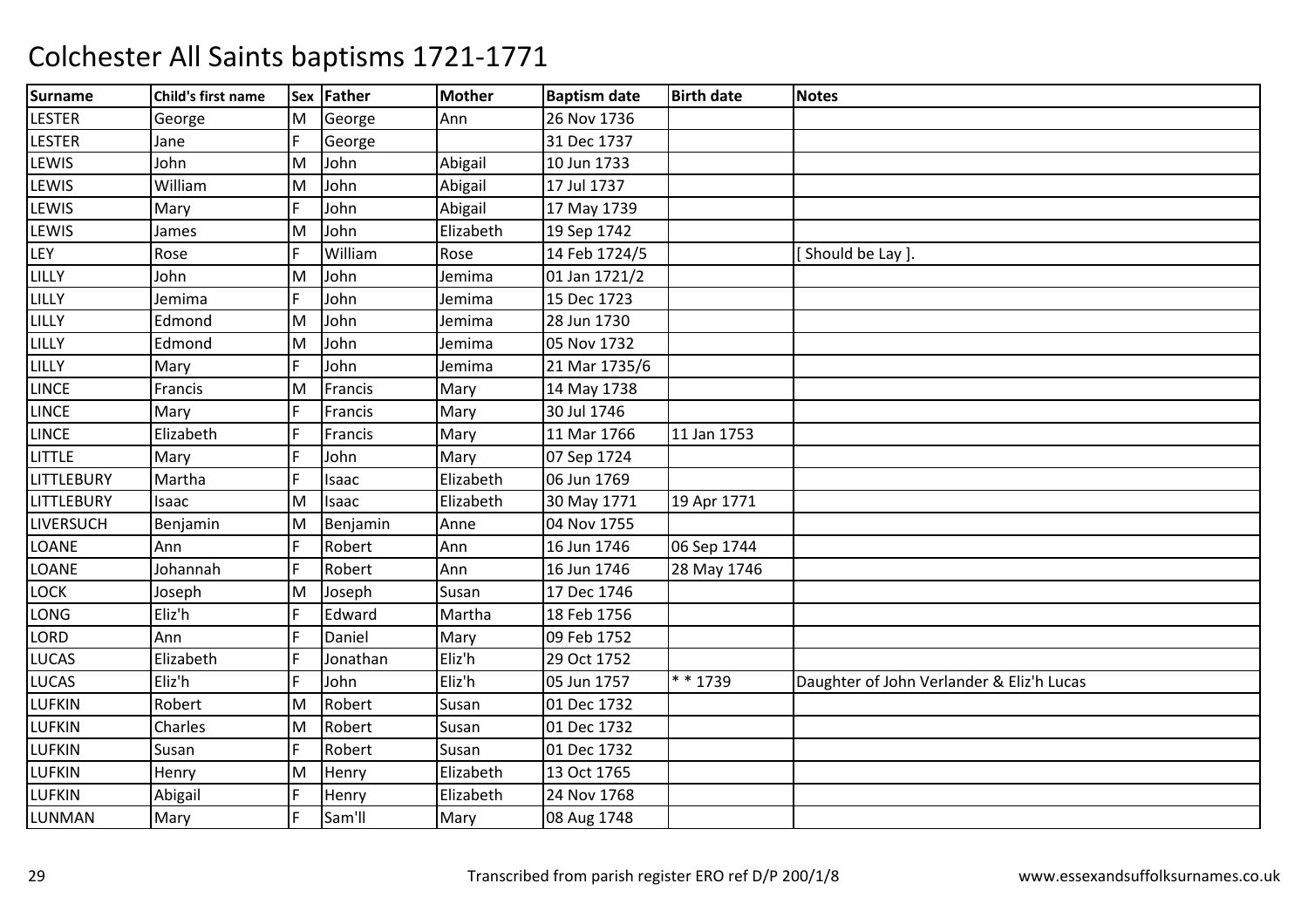# Colchester All Saints baptisms 1721-1771

| Surname | Child's first name | Sex | Father | Mother | Baptism date | Birth date | Notes |
|---|---|---|---|---|---|---|---|
| LESTER | George | M | George | Ann | 26 Nov 1736 | | |
| LESTER | Jane | F | George | | 31 Dec 1737 | | |
| LEWIS | John | M | John | Abigail | 10 Jun 1733 | | |
| LEWIS | William | M | John | Abigail | 17 Jul 1737 | | |
| LEWIS | Mary | F | John | Abigail | 17 May 1739 | | |
| LEWIS | James | M | John | Elizabeth | 19 Sep 1742 | | |
| LEY | Rose | F | William | Rose | 14 Feb 1724/5 | | [ Should be Lay ]. |
| LILLY | John | M | John | Jemima | 01 Jan 1721/2 | | |
| LILLY | Jemima | F | John | Jemima | 15 Dec 1723 | | |
| LILLY | Edmond | M | John | Jemima | 28 Jun 1730 | | |
| LILLY | Edmond | M | John | Jemima | 05 Nov 1732 | | |
| LILLY | Mary | F | John | Jemima | 21 Mar 1735/6 | | |
| LINCE | Francis | M | Francis | Mary | 14 May 1738 | | |
| LINCE | Mary | F | Francis | Mary | 30 Jul 1746 | | |
| LINCE | Elizabeth | F | Francis | Mary | 11 Mar 1766 | 11 Jan 1753 | |
| LITTLE | Mary | F | John | Mary | 07 Sep 1724 | | |
| LITTLEBURY | Martha | F | Isaac | Elizabeth | 06 Jun 1769 | | |
| LITTLEBURY | Isaac | M | Isaac | Elizabeth | 30 May 1771 | 19 Apr 1771 | |
| LIVERSUCH | Benjamin | M | Benjamin | Anne | 04 Nov 1755 | | |
| LOANE | Ann | F | Robert | Ann | 16 Jun 1746 | 06 Sep 1744 | |
| LOANE | Johannah | F | Robert | Ann | 16 Jun 1746 | 28 May 1746 | |
| LOCK | Joseph | M | Joseph | Susan | 17 Dec 1746 | | |
| LONG | Eliz'h | F | Edward | Martha | 18 Feb 1756 | | |
| LORD | Ann | F | Daniel | Mary | 09 Feb 1752 | | |
| LUCAS | Elizabeth | F | Jonathan | Eliz'h | 29 Oct 1752 | | |
| LUCAS | Eliz'h | F | John | Eliz'h | 05 Jun 1757 | * * 1739 | Daughter of John Verlander & Eliz'h Lucas |
| LUFKIN | Robert | M | Robert | Susan | 01 Dec 1732 | | |
| LUFKIN | Charles | M | Robert | Susan | 01 Dec 1732 | | |
| LUFKIN | Susan | F | Robert | Susan | 01 Dec 1732 | | |
| LUFKIN | Henry | M | Henry | Elizabeth | 13 Oct 1765 | | |
| LUFKIN | Abigail | F | Henry | Elizabeth | 24 Nov 1768 | | |
| LUNMAN | Mary | F | Sam'll | Mary | 08 Aug 1748 | | |

Transcribed from parish register ERO ref D/P 200/1/8

www.essexandsuffolksurnames.co.uk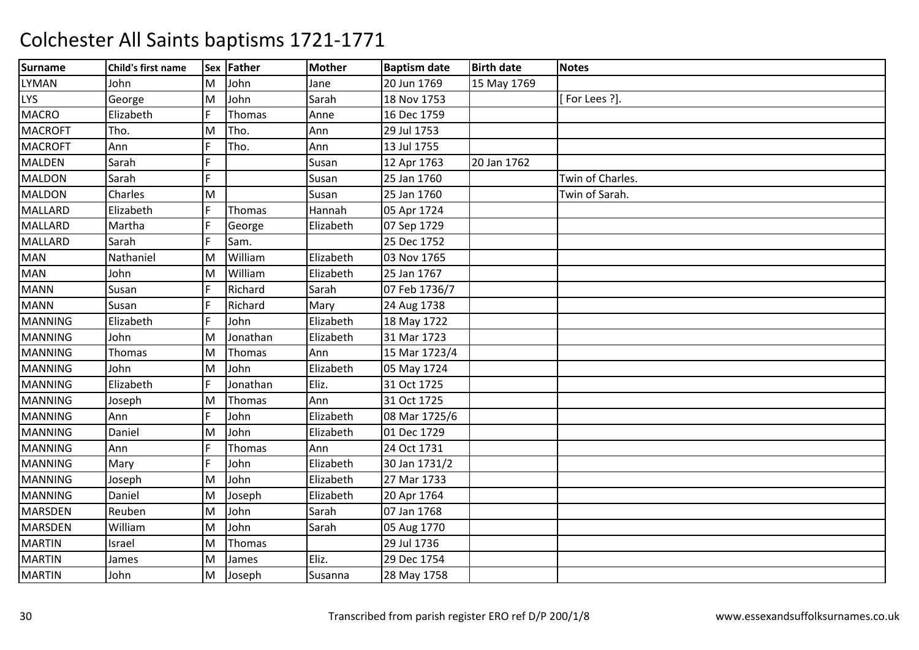# Colchester All Saints baptisms 1721-1771

| Surname | Child's first name | Sex | Father | Mother | Baptism date | Birth date | Notes |
|---|---|---|---|---|---|---|---|
| LYMAN | John | M | John | Jane | 20 Jun 1769 | 15 May 1769 | |
| LYS | George | M | John | Sarah | 18 Nov 1753 | | [ For Lees ?]. |
| MACRO | Elizabeth | F | Thomas | Anne | 16 Dec 1759 | | |
| MACROFT | Tho. | M | Tho. | Ann | 29 Jul 1753 | | |
| MACROFT | Ann | F | Tho. | Ann | 13 Jul 1755 | | |
| MALDEN | Sarah | F | | Susan | 12 Apr 1763 | 20 Jan 1762 | |
| MALDON | Sarah | F | | Susan | 25 Jan 1760 | | Twin of Charles. |
| MALDON | Charles | M | | Susan | 25 Jan 1760 | | Twin of Sarah. |
| MALLARD | Elizabeth | F | Thomas | Hannah | 05 Apr 1724 | | |
| MALLARD | Martha | F | George | Elizabeth | 07 Sep 1729 | | |
| MALLARD | Sarah | F | Sam. | | 25 Dec 1752 | | |
| MAN | Nathaniel | M | William | Elizabeth | 03 Nov 1765 | | |
| MAN | John | M | William | Elizabeth | 25 Jan 1767 | | |
| MANN | Susan | F | Richard | Sarah | 07 Feb 1736/7 | | |
| MANN | Susan | F | Richard | Mary | 24 Aug 1738 | | |
| MANNING | Elizabeth | F | John | Elizabeth | 18 May 1722 | | |
| MANNING | John | M | Jonathan | Elizabeth | 31 Mar 1723 | | |
| MANNING | Thomas | M | Thomas | Ann | 15 Mar 1723/4 | | |
| MANNING | John | M | John | Elizabeth | 05 May 1724 | | |
| MANNING | Elizabeth | F | Jonathan | Eliz. | 31 Oct 1725 | | |
| MANNING | Joseph | M | Thomas | Ann | 31 Oct 1725 | | |
| MANNING | Ann | F | John | Elizabeth | 08 Mar 1725/6 | | |
| MANNING | Daniel | M | John | Elizabeth | 01 Dec 1729 | | |
| MANNING | Ann | F | Thomas | Ann | 24 Oct 1731 | | |
| MANNING | Mary | F | John | Elizabeth | 30 Jan 1731/2 | | |
| MANNING | Joseph | M | John | Elizabeth | 27 Mar 1733 | | |
| MANNING | Daniel | M | Joseph | Elizabeth | 20 Apr 1764 | | |
| MARSDEN | Reuben | M | John | Sarah | 07 Jan 1768 | | |
| MARSDEN | William | M | John | Sarah | 05 Aug 1770 | | |
| MARTIN | Israel | M | Thomas | | 29 Jul 1736 | | |
| MARTIN | James | M | James | Eliz. | 29 Dec 1754 | | |
| MARTIN | John | M | Joseph | Susanna | 28 May 1758 | | |

Transcribed from parish register ERO ref D/P 200/1/8 www.essexandsuffolksurnames.co.uk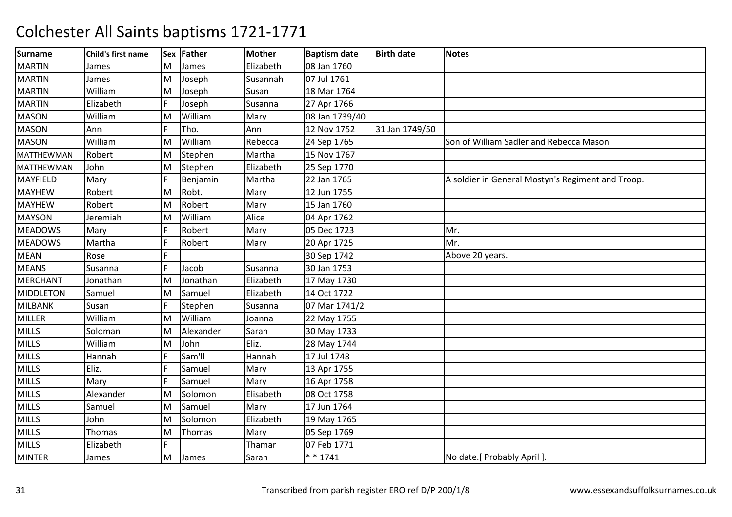# Colchester All Saints baptisms 1721-1771

| Surname | Child's first name | Sex | Father | Mother | Baptism date | Birth date | Notes |
|---|---|---|---|---|---|---|---|
| MARTIN | James | M | James | Elizabeth | 08 Jan 1760 | | |
| MARTIN | James | M | Joseph | Susannah | 07 Jul 1761 | | |
| MARTIN | William | M | Joseph | Susan | 18 Mar 1764 | | |
| MARTIN | Elizabeth | F | Joseph | Susanna | 27 Apr 1766 | | |
| MASON | William | M | William | Mary | 08 Jan 1739/40 | | |
| MASON | Ann | F | Tho. | Ann | 12 Nov 1752 | 31 Jan 1749/50 | |
| MASON | William | M | William | Rebecca | 24 Sep 1765 | | Son of William Sadler and Rebecca Mason |
| MATTHEWMAN | Robert | M | Stephen | Martha | 15 Nov 1767 | | |
| MATTHEWMAN | John | M | Stephen | Elizabeth | 25 Sep 1770 | | |
| MAYFIELD | Mary | F | Benjamin | Martha | 22 Jan 1765 | | A soldier in General Mostyn's Regiment and Troop. |
| MAYHEW | Robert | M | Robt. | Mary | 12 Jun 1755 | | |
| MAYHEW | Robert | M | Robert | Mary | 15 Jan 1760 | | |
| MAYSON | Jeremiah | M | William | Alice | 04 Apr 1762 | | |
| MEADOWS | Mary | F | Robert | Mary | 05 Dec 1723 | | Mr. |
| MEADOWS | Martha | F | Robert | Mary | 20 Apr 1725 | | Mr. |
| MEAN | Rose | F | | | 30 Sep 1742 | | Above 20 years. |
| MEANS | Susanna | F | Jacob | Susanna | 30 Jan 1753 | | |
| MERCHANT | Jonathan | M | Jonathan | Elizabeth | 17 May 1730 | | |
| MIDDLETON | Samuel | M | Samuel | Elizabeth | 14 Oct 1722 | | |
| MILBANK | Susan | F | Stephen | Susanna | 07 Mar 1741/2 | | |
| MILLER | William | M | William | Joanna | 22 May 1755 | | |
| MILLS | Soloman | M | Alexander | Sarah | 30 May 1733 | | |
| MILLS | William | M | John | Eliz. | 28 May 1744 | | |
| MILLS | Hannah | F | Sam'll | Hannah | 17 Jul 1748 | | |
| MILLS | Eliz. | F | Samuel | Mary | 13 Apr 1755 | | |
| MILLS | Mary | F | Samuel | Mary | 16 Apr 1758 | | |
| MILLS | Alexander | M | Solomon | Elisabeth | 08 Oct 1758 | | |
| MILLS | Samuel | M | Samuel | Mary | 17 Jun 1764 | | |
| MILLS | John | M | Solomon | Elizabeth | 19 May 1765 | | |
| MILLS | Thomas | M | Thomas | Mary | 05 Sep 1769 | | |
| MILLS | Elizabeth | F | | Thamar | 07 Feb 1771 | | |
| MINTER | James | M | James | Sarah | * * 1741 | | No date.[ Probably April ]. |

Transcribed from parish register ERO ref D/P 200/1/8

www.essexandsuffolksurnames.co.uk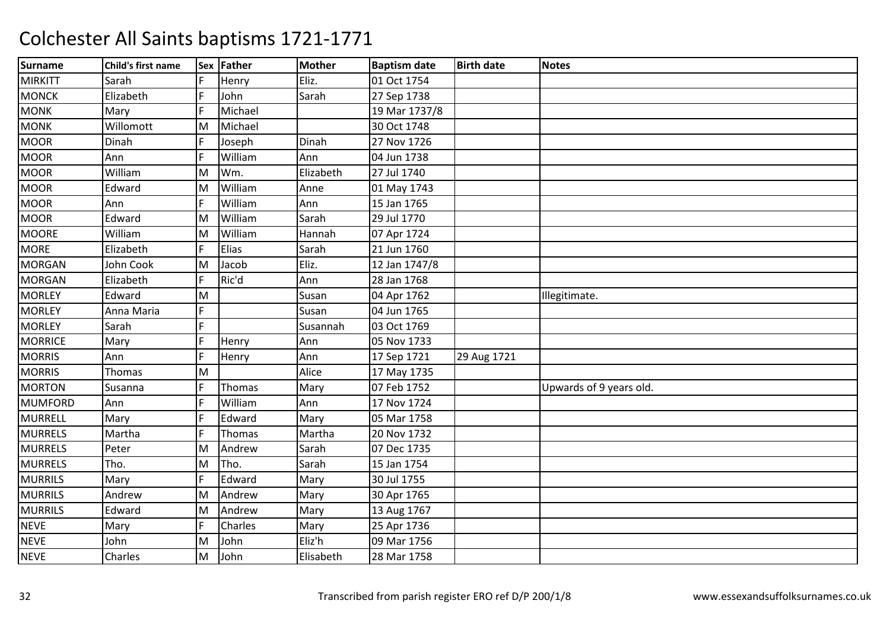# Colchester All Saints baptisms 1721-1771

| Surname | Child's first name | Sex | Father | Mother | Baptism date | Birth date | Notes |
|---|---|---|---|---|---|---|---|
| MIRKITT | Sarah | F | Henry | Eliz. | 01 Oct 1754 | | |
| MONCK | Elizabeth | F | John | Sarah | 27 Sep 1738 | | |
| MONK | Mary | F | Michael | | 19 Mar 1737/8 | | |
| MONK | Willomott | M | Michael | | 30 Oct 1748 | | |
| MOOR | Dinah | F | Joseph | Dinah | 27 Nov 1726 | | |
| MOOR | Ann | F | William | Ann | 04 Jun 1738 | | |
| MOOR | William | M | Wm. | Elizabeth | 27 Jul 1740 | | |
| MOOR | Edward | M | William | Anne | 01 May 1743 | | |
| MOOR | Ann | F | William | Ann | 15 Jan 1765 | | |
| MOOR | Edward | M | William | Sarah | 29 Jul 1770 | | |
| MOORE | William | M | William | Hannah | 07 Apr 1724 | | |
| MORE | Elizabeth | F | Elias | Sarah | 21 Jun 1760 | | |
| MORGAN | John Cook | M | Jacob | Eliz. | 12 Jan 1747/8 | | |
| MORGAN | Elizabeth | F | Ric'd | Ann | 28 Jan 1768 | | |
| MORLEY | Edward | M | | Susan | 04 Apr 1762 | | Illegitimate. |
| MORLEY | Anna Maria | F | | Susan | 04 Jun 1765 | | |
| MORLEY | Sarah | F | | Susannah | 03 Oct 1769 | | |
| MORRICE | Mary | F | Henry | Ann | 05 Nov 1733 | | |
| MORRIS | Ann | F | Henry | Ann | 17 Sep 1721 | 29 Aug 1721 | |
| MORRIS | Thomas | M | | Alice | 17 May 1735 | | |
| MORTON | Susanna | F | Thomas | Mary | 07 Feb 1752 | | Upwards of 9 years old. |
| MUMFORD | Ann | F | William | Ann | 17 Nov 1724 | | |
| MURRELL | Mary | F | Edward | Mary | 05 Mar 1758 | | |
| MURRELS | Martha | F | Thomas | Martha | 20 Nov 1732 | | |
| MURRELS | Peter | M | Andrew | Sarah | 07 Dec 1735 | | |
| MURRELS | Tho. | M | Tho. | Sarah | 15 Jan 1754 | | |
| MURRILS | Mary | F | Edward | Mary | 30 Jul 1755 | | |
| MURRILS | Andrew | M | Andrew | Mary | 30 Apr 1765 | | |
| MURRILS | Edward | M | Andrew | Mary | 13 Aug 1767 | | |
| NEVE | Mary | F | Charles | Mary | 25 Apr 1736 | | |
| NEVE | John | M | John | Eliz'h | 09 Mar 1756 | | |
| NEVE | Charles | M | John | Elisabeth | 28 Mar 1758 | | |

Transcribed from parish register ERO ref D/P 200/1/8 www.essexandsuffolksurnames.co.uk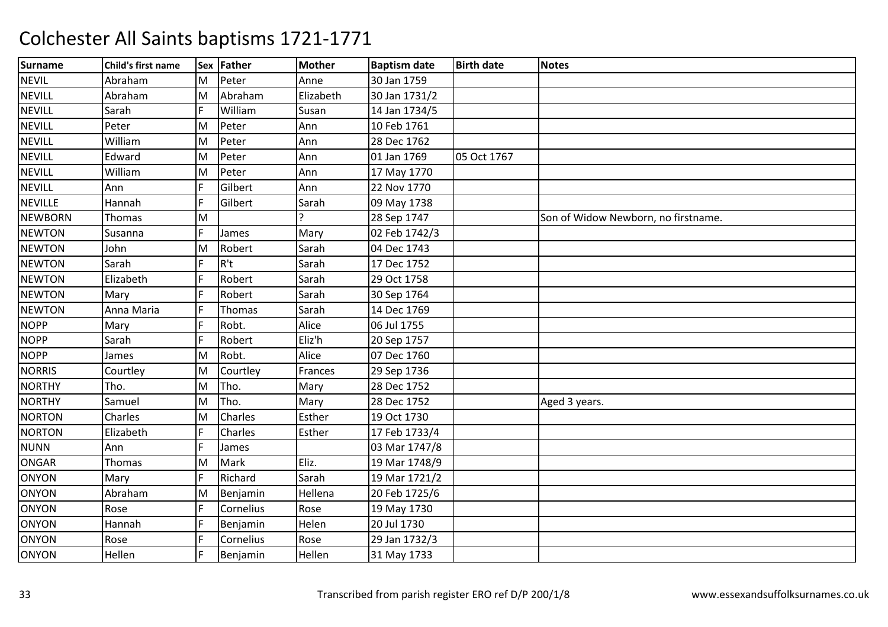# Colchester All Saints baptisms 1721-1771

| Surname | Child's first name | Sex | Father | Mother | Baptism date | Birth date | Notes |
|---|---|---|---|---|---|---|---|
| NEVIL | Abraham | M | Peter | Anne | 30 Jan 1759 | | |
| NEVILL | Abraham | M | Abraham | Elizabeth | 30 Jan 1731/2 | | |
| NEVILL | Sarah | F | William | Susan | 14 Jan 1734/5 | | |
| NEVILL | Peter | M | Peter | Ann | 10 Feb 1761 | | |
| NEVILL | William | M | Peter | Ann | 28 Dec 1762 | | |
| NEVILL | Edward | M | Peter | Ann | 01 Jan 1769 | 05 Oct 1767 | |
| NEVILL | William | M | Peter | Ann | 17 May 1770 | | |
| NEVILL | Ann | F | Gilbert | Ann | 22 Nov 1770 | | |
| NEVILLE | Hannah | F | Gilbert | Sarah | 09 May 1738 | | |
| NEWBORN | Thomas | M | | ? | 28 Sep 1747 | | Son of Widow Newborn, no firstname. |
| NEWTON | Susanna | F | James | Mary | 02 Feb 1742/3 | | |
| NEWTON | John | M | Robert | Sarah | 04 Dec 1743 | | |
| NEWTON | Sarah | F | R't | Sarah | 17 Dec 1752 | | |
| NEWTON | Elizabeth | F | Robert | Sarah | 29 Oct 1758 | | |
| NEWTON | Mary | F | Robert | Sarah | 30 Sep 1764 | | |
| NEWTON | Anna Maria | F | Thomas | Sarah | 14 Dec 1769 | | |
| NOPP | Mary | F | Robt. | Alice | 06 Jul 1755 | | |
| NOPP | Sarah | F | Robert | Eliz'h | 20 Sep 1757 | | |
| NOPP | James | M | Robt. | Alice | 07 Dec 1760 | | |
| NORRIS | Courtley | M | Courtley | Frances | 29 Sep 1736 | | |
| NORTHY | Tho. | M | Tho. | Mary | 28 Dec 1752 | | |
| NORTHY | Samuel | M | Tho. | Mary | 28 Dec 1752 | | Aged 3 years. |
| NORTON | Charles | M | Charles | Esther | 19 Oct 1730 | | |
| NORTON | Elizabeth | F | Charles | Esther | 17 Feb 1733/4 | | |
| NUNN | Ann | F | James | | 03 Mar 1747/8 | | |
| ONGAR | Thomas | M | Mark | Eliz. | 19 Mar 1748/9 | | |
| ONYON | Mary | F | Richard | Sarah | 19 Mar 1721/2 | | |
| ONYON | Abraham | M | Benjamin | Hellena | 20 Feb 1725/6 | | |
| ONYON | Rose | F | Cornelius | Rose | 19 May 1730 | | |
| ONYON | Hannah | F | Benjamin | Helen | 20 Jul 1730 | | |
| ONYON | Rose | F | Cornelius | Rose | 29 Jan 1732/3 | | |
| ONYON | Hellen | F | Benjamin | Hellen | 31 May 1733 | | |

Transcribed from parish register ERO ref D/P 200/1/8

www.essexandsuffolksurnames.co.uk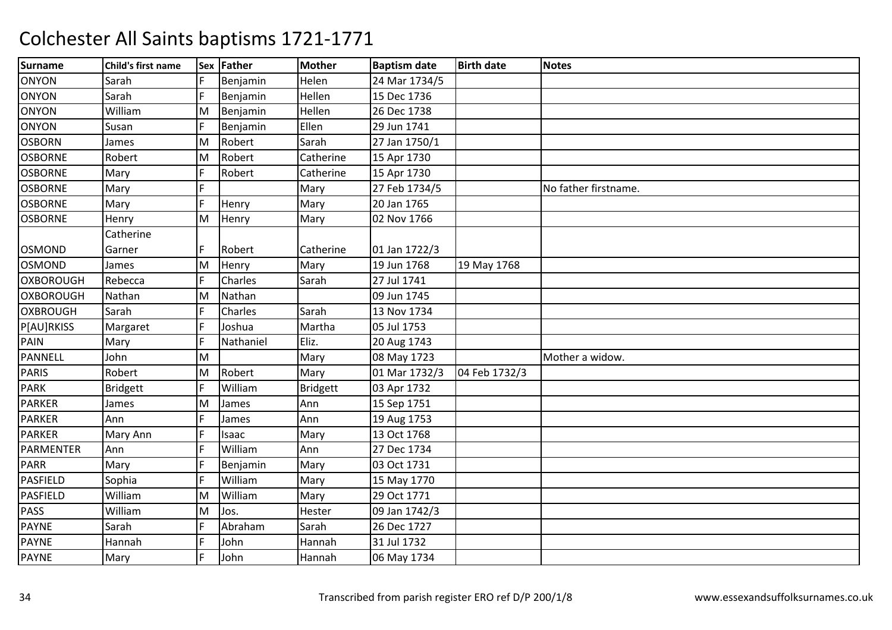# Colchester All Saints baptisms 1721-1771

| Surname | Child's first name | Sex | Father | Mother | Baptism date | Birth date | Notes |
|---|---|---|---|---|---|---|---|
| ONYON | Sarah | F | Benjamin | Helen | 24 Mar 1734/5 | | |
| ONYON | Sarah | F | Benjamin | Hellen | 15 Dec 1736 | | |
| ONYON | William | M | Benjamin | Hellen | 26 Dec 1738 | | |
| ONYON | Susan | F | Benjamin | Ellen | 29 Jun 1741 | | |
| OSBORN | James | M | Robert | Sarah | 27 Jan 1750/1 | | |
| OSBORNE | Robert | M | Robert | Catherine | 15 Apr 1730 | | |
| OSBORNE | Mary | F | Robert | Catherine | 15 Apr 1730 | | |
| OSBORNE | Mary | F | | Mary | 27 Feb 1734/5 | | No father firstname. |
| OSBORNE | Mary | F | Henry | Mary | 20 Jan 1765 | | |
| OSBORNE | Henry | M | Henry | Mary | 02 Nov 1766 | | |
| OSMOND | Catherine Garner | F | Robert | Catherine | 01 Jan 1722/3 | | |
| OSMOND | James | M | Henry | Mary | 19 Jun 1768 | 19 May 1768 | |
| OXBOROUGH | Rebecca | F | Charles | Sarah | 27 Jul 1741 | | |
| OXBOROUGH | Nathan | M | Nathan | | 09 Jun 1745 | | |
| OXBROUGH | Sarah | F | Charles | Sarah | 13 Nov 1734 | | |
| P[AU]RKISS | Margaret | F | Joshua | Martha | 05 Jul 1753 | | |
| PAIN | Mary | F | Nathaniel | Eliz. | 20 Aug 1743 | | |
| PANNELL | John | M | | Mary | 08 May 1723 | | Mother a widow. |
| PARIS | Robert | M | Robert | Mary | 01 Mar 1732/3 | 04 Feb 1732/3 | |
| PARK | Bridgett | F | William | Bridgett | 03 Apr 1732 | | |
| PARKER | James | M | James | Ann | 15 Sep 1751 | | |
| PARKER | Ann | F | James | Ann | 19 Aug 1753 | | |
| PARKER | Mary Ann | F | Isaac | Mary | 13 Oct 1768 | | |
| PARMENTER | Ann | F | William | Ann | 27 Dec 1734 | | |
| PARR | Mary | F | Benjamin | Mary | 03 Oct 1731 | | |
| PASFIELD | Sophia | F | William | Mary | 15 May 1770 | | |
| PASFIELD | William | M | William | Mary | 29 Oct 1771 | | |
| PASS | William | M | Jos. | Hester | 09 Jan 1742/3 | | |
| PAYNE | Sarah | F | Abraham | Sarah | 26 Dec 1727 | | |
| PAYNE | Hannah | F | John | Hannah | 31 Jul 1732 | | |
| PAYNE | Mary | F | John | Hannah | 06 May 1734 | | |

Transcribed from parish register ERO ref D/P 200/1/8 www.essexandsuffolksurnames.co.uk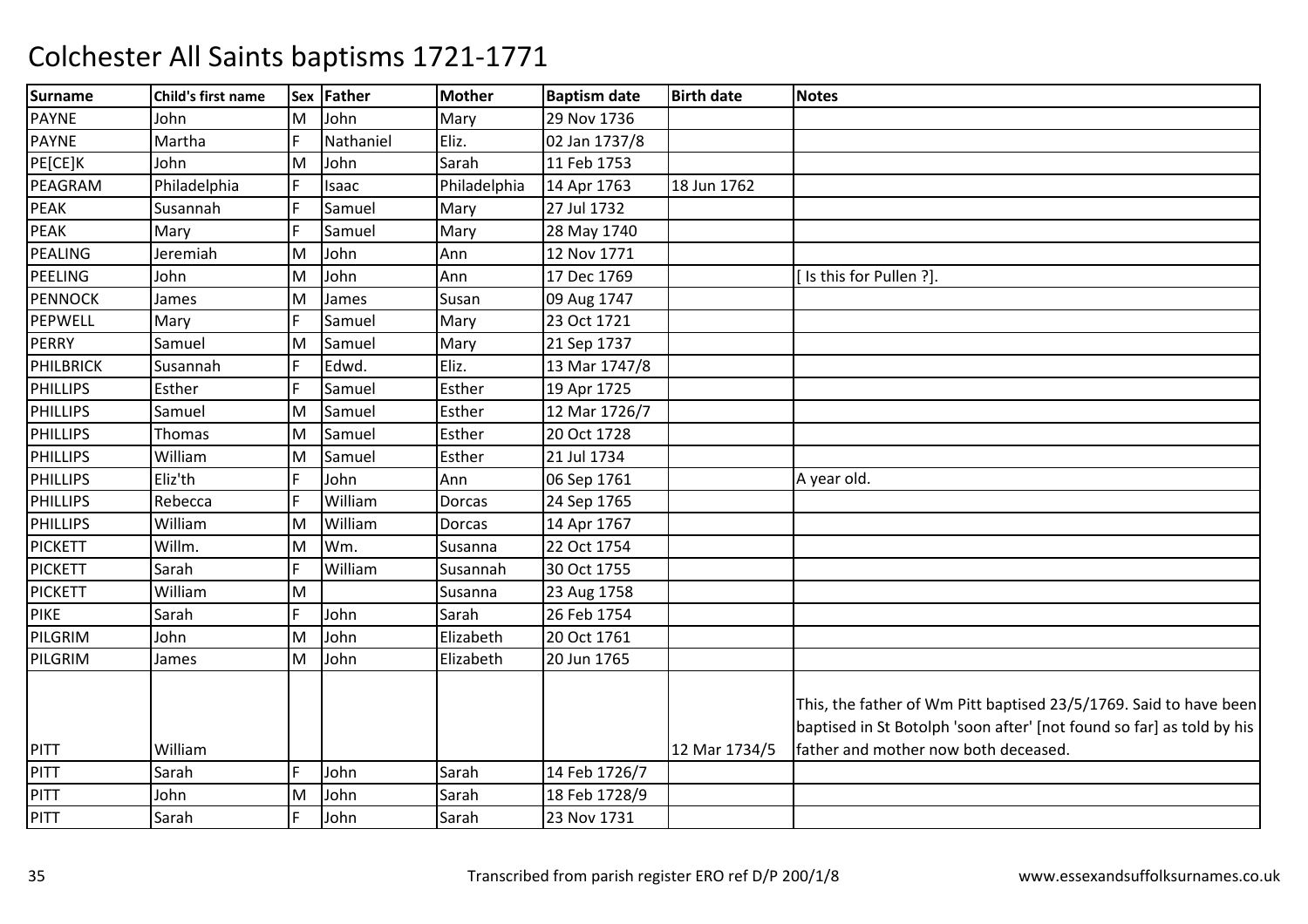# Colchester All Saints baptisms 1721-1771

| Surname | Child's first name | Sex | Father | Mother | Baptism date | Birth date | Notes |
|---|---|---|---|---|---|---|---|
| PAYNE | John | M | John | Mary | 29 Nov 1736 | | |
| PAYNE | Martha | F | Nathaniel | Eliz. | 02 Jan 1737/8 | | |
| PE[CE]K | John | M | John | Sarah | 11 Feb 1753 | | |
| PEAGRAM | Philadelphia | F | Isaac | Philadelphia | 14 Apr 1763 | 18 Jun 1762 | |
| PEAK | Susannah | F | Samuel | Mary | 27 Jul 1732 | | |
| PEAK | Mary | F | Samuel | Mary | 28 May 1740 | | |
| PEALING | Jeremiah | M | John | Ann | 12 Nov 1771 | | |
| PEELING | John | M | John | Ann | 17 Dec 1769 | | [ Is this for Pullen ?]. |
| PENNOCK | James | M | James | Susan | 09 Aug 1747 | | |
| PEPWELL | Mary | F | Samuel | Mary | 23 Oct 1721 | | |
| PERRY | Samuel | M | Samuel | Mary | 21 Sep 1737 | | |
| PHILBRICK | Susannah | F | Edwd. | Eliz. | 13 Mar 1747/8 | | |
| PHILLIPS | Esther | F | Samuel | Esther | 19 Apr 1725 | | |
| PHILLIPS | Samuel | M | Samuel | Esther | 12 Mar 1726/7 | | |
| PHILLIPS | Thomas | M | Samuel | Esther | 20 Oct 1728 | | |
| PHILLIPS | William | M | Samuel | Esther | 21 Jul 1734 | | |
| PHILLIPS | Eliz'th | F | John | Ann | 06 Sep 1761 | | A year old. |
| PHILLIPS | Rebecca | F | William | Dorcas | 24 Sep 1765 | | |
| PHILLIPS | William | M | William | Dorcas | 14 Apr 1767 | | |
| PICKETT | Willm. | M | Wm. | Susanna | 22 Oct 1754 | | |
| PICKETT | Sarah | F | William | Susannah | 30 Oct 1755 | | |
| PICKETT | William | M | | Susanna | 23 Aug 1758 | | |
| PIKE | Sarah | F | John | Sarah | 26 Feb 1754 | | |
| PILGRIM | John | M | John | Elizabeth | 20 Oct 1761 | | |
| PILGRIM | James | M | John | Elizabeth | 20 Jun 1765 | | |
| PITT | William | | | | | 12 Mar 1734/5 | This, the father of Wm Pitt baptised 23/5/1769. Said to have been baptised in St Botolph 'soon after' [not found so far] as told by his father and mother now both deceased. |
| PITT | Sarah | F | John | Sarah | 14 Feb 1726/7 | | |
| PITT | John | M | John | Sarah | 18 Feb 1728/9 | | |
| PITT | Sarah | F | John | Sarah | 23 Nov 1731 | | |

Transcribed from parish register ERO ref D/P 200/1/8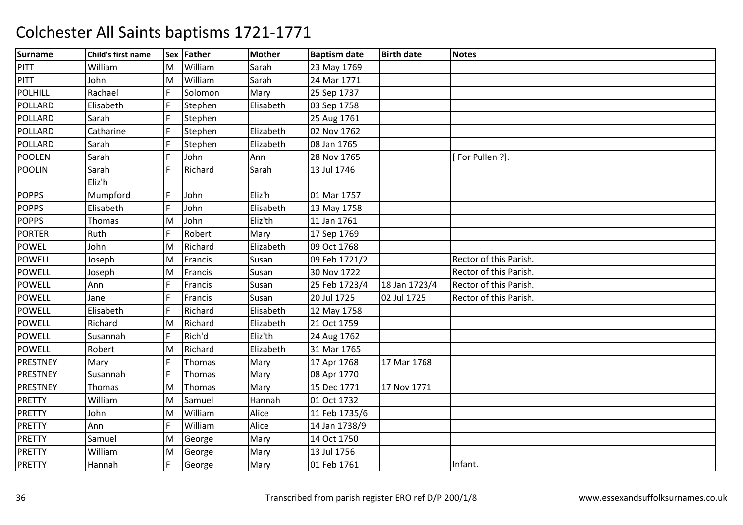# Colchester All Saints baptisms 1721-1771

| Surname | Child's first name | Sex | Father | Mother | Baptism date | Birth date | Notes |
|---|---|---|---|---|---|---|---|
| PITT | William | M | William | Sarah | 23 May 1769 | | |
| PITT | John | M | William | Sarah | 24 Mar 1771 | | |
| POLHILL | Rachael | F | Solomon | Mary | 25 Sep 1737 | | |
| POLLARD | Elisabeth | F | Stephen | Elisabeth | 03 Sep 1758 | | |
| POLLARD | Sarah | F | Stephen | | 25 Aug 1761 | | |
| POLLARD | Catharine | F | Stephen | Elizabeth | 02 Nov 1762 | | |
| POLLARD | Sarah | F | Stephen | Elizabeth | 08 Jan 1765 | | |
| POOLEN | Sarah | F | John | Ann | 28 Nov 1765 | | [ For Pullen ?]. |
| POOLIN | Sarah | F | Richard | Sarah | 13 Jul 1746 | | |
| POPPS | Eliz'h Mumpford | F | John | Eliz'h | 01 Mar 1757 | | |
| POPPS | Elisabeth | F | John | Elisabeth | 13 May 1758 | | |
| POPPS | Thomas | M | John | Eliz'th | 11 Jan 1761 | | |
| PORTER | Ruth | F | Robert | Mary | 17 Sep 1769 | | |
| POWEL | John | M | Richard | Elizabeth | 09 Oct 1768 | | |
| POWELL | Joseph | M | Francis | Susan | 09 Feb 1721/2 | | Rector of this Parish. |
| POWELL | Joseph | M | Francis | Susan | 30 Nov 1722 | | Rector of this Parish. |
| POWELL | Ann | F | Francis | Susan | 25 Feb 1723/4 | 18 Jan 1723/4 | Rector of this Parish. |
| POWELL | Jane | F | Francis | Susan | 20 Jul 1725 | 02 Jul 1725 | Rector of this Parish. |
| POWELL | Elisabeth | F | Richard | Elisabeth | 12 May 1758 | | |
| POWELL | Richard | M | Richard | Elizabeth | 21 Oct 1759 | | |
| POWELL | Susannah | F | Rich'd | Eliz'th | 24 Aug 1762 | | |
| POWELL | Robert | M | Richard | Elizabeth | 31 Mar 1765 | | |
| PRESTNEY | Mary | F | Thomas | Mary | 17 Apr 1768 | 17 Mar 1768 | |
| PRESTNEY | Susannah | F | Thomas | Mary | 08 Apr 1770 | | |
| PRESTNEY | Thomas | M | Thomas | Mary | 15 Dec 1771 | 17 Nov 1771 | |
| PRETTY | William | M | Samuel | Hannah | 01 Oct 1732 | | |
| PRETTY | John | M | William | Alice | 11 Feb 1735/6 | | |
| PRETTY | Ann | F | William | Alice | 14 Jan 1738/9 | | |
| PRETTY | Samuel | M | George | Mary | 14 Oct 1750 | | |
| PRETTY | William | M | George | Mary | 13 Jul 1756 | | |
| PRETTY | Hannah | F | George | Mary | 01 Feb 1761 | | Infant. |

Transcribed from parish register ERO ref D/P 200/1/8 www.essexandsuffolksurnames.co.uk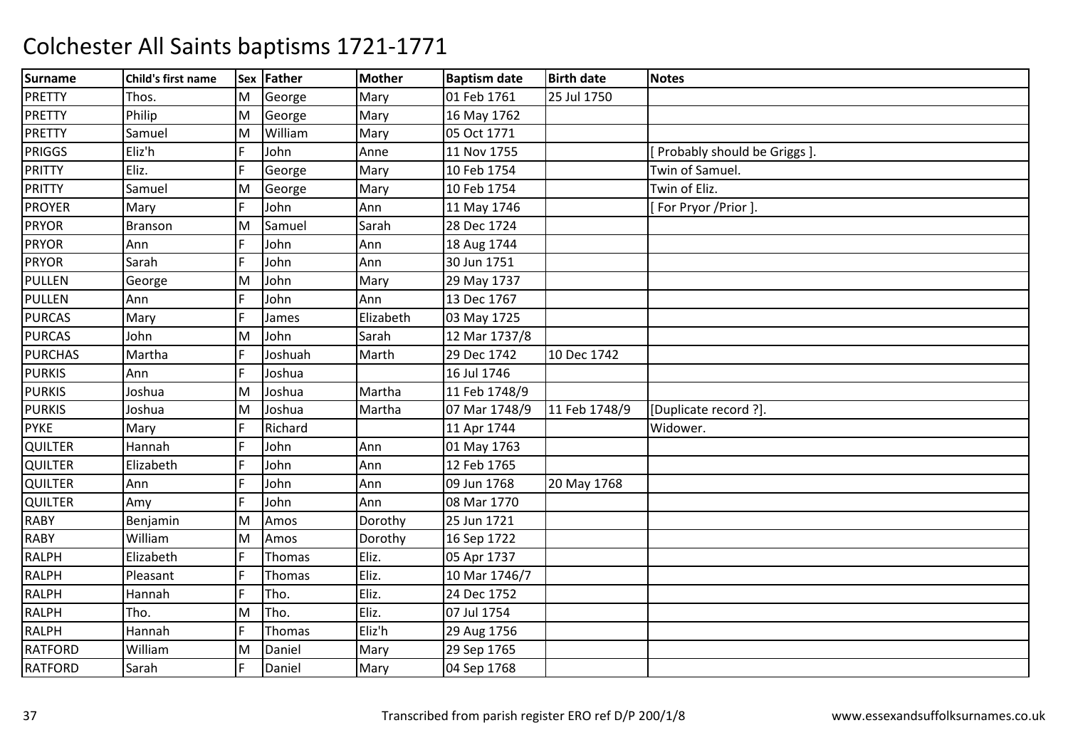# Colchester All Saints baptisms 1721-1771

| Surname | Child's first name | Sex | Father | Mother | Baptism date | Birth date | Notes |
|---|---|---|---|---|---|---|---|
| PRETTY | Thos. | M | George | Mary | 01 Feb 1761 | 25 Jul 1750 | |
| PRETTY | Philip | M | George | Mary | 16 May 1762 | | |
| PRETTY | Samuel | M | William | Mary | 05 Oct 1771 | | |
| PRIGGS | Eliz'h | F | John | Anne | 11 Nov 1755 | | [ Probably should be Griggs ]. |
| PRITTY | Eliz. | F | George | Mary | 10 Feb 1754 | | Twin of Samuel. |
| PRITTY | Samuel | M | George | Mary | 10 Feb 1754 | | Twin of Eliz. |
| PROYER | Mary | F | John | Ann | 11 May 1746 | | [ For Pryor /Prior ]. |
| PRYOR | Branson | M | Samuel | Sarah | 28 Dec 1724 | | |
| PRYOR | Ann | F | John | Ann | 18 Aug 1744 | | |
| PRYOR | Sarah | F | John | Ann | 30 Jun 1751 | | |
| PULLEN | George | M | John | Mary | 29 May 1737 | | |
| PULLEN | Ann | F | John | Ann | 13 Dec 1767 | | |
| PURCAS | Mary | F | James | Elizabeth | 03 May 1725 | | |
| PURCAS | John | M | John | Sarah | 12 Mar 1737/8 | | |
| PURCHAS | Martha | F | Joshuah | Marth | 29 Dec 1742 | 10 Dec 1742 | |
| PURKIS | Ann | F | Joshua | | 16 Jul 1746 | | |
| PURKIS | Joshua | M | Joshua | Martha | 11 Feb 1748/9 | | |
| PURKIS | Joshua | M | Joshua | Martha | 07 Mar 1748/9 | 11 Feb 1748/9 | [Duplicate record ?]. |
| PYKE | Mary | F | Richard | | 11 Apr 1744 | | Widower. |
| QUILTER | Hannah | F | John | Ann | 01 May 1763 | | |
| QUILTER | Elizabeth | F | John | Ann | 12 Feb 1765 | | |
| QUILTER | Ann | F | John | Ann | 09 Jun 1768 | 20 May 1768 | |
| QUILTER | Amy | F | John | Ann | 08 Mar 1770 | | |
| RABY | Benjamin | M | Amos | Dorothy | 25 Jun 1721 | | |
| RABY | William | M | Amos | Dorothy | 16 Sep 1722 | | |
| RALPH | Elizabeth | F | Thomas | Eliz. | 05 Apr 1737 | | |
| RALPH | Pleasant | F | Thomas | Eliz. | 10 Mar 1746/7 | | |
| RALPH | Hannah | F | Tho. | Eliz. | 24 Dec 1752 | | |
| RALPH | Tho. | M | Tho. | Eliz. | 07 Jul 1754 | | |
| RALPH | Hannah | F | Thomas | Eliz'h | 29 Aug 1756 | | |
| RATFORD | William | M | Daniel | Mary | 29 Sep 1765 | | |
| RATFORD | Sarah | F | Daniel | Mary | 04 Sep 1768 | | |

Transcribed from parish register ERO ref D/P 200/1/8 www.essexandsuffolksurnames.co.uk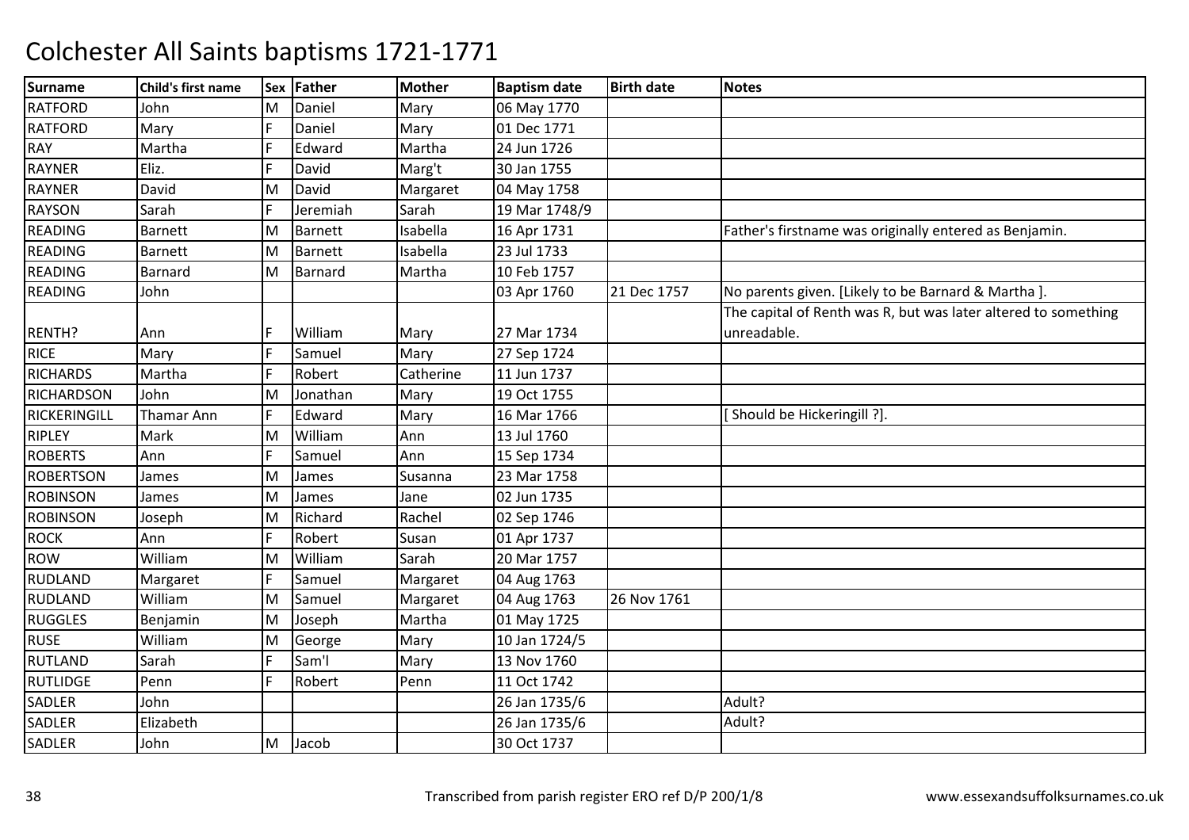# Colchester All Saints baptisms 1721-1771

| Surname | Child's first name | Sex | Father | Mother | Baptism date | Birth date | Notes |
|---|---|---|---|---|---|---|---|
| RATFORD | John | M | Daniel | Mary | 06 May 1770 | | |
| RATFORD | Mary | F | Daniel | Mary | 01 Dec 1771 | | |
| RAY | Martha | F | Edward | Martha | 24 Jun 1726 | | |
| RAYNER | Eliz. | F | David | Marg't | 30 Jan 1755 | | |
| RAYNER | David | M | David | Margaret | 04 May 1758 | | |
| RAYSON | Sarah | F | Jeremiah | Sarah | 19 Mar 1748/9 | | |
| READING | Barnett | M | Barnett | Isabella | 16 Apr 1731 | | Father's firstname was originally entered as Benjamin. |
| READING | Barnett | M | Barnett | Isabella | 23 Jul 1733 | | |
| READING | Barnard | M | Barnard | Martha | 10 Feb 1757 | | |
| READING | John | | | | 03 Apr 1760 | 21 Dec 1757 | No parents given. [Likely to be Barnard & Martha ]. |
| RENTH? | Ann | F | William | Mary | 27 Mar 1734 | | The capital of Renth was R, but was later altered to something unreadable. |
| RICE | Mary | F | Samuel | Mary | 27 Sep 1724 | | |
| RICHARDS | Martha | F | Robert | Catherine | 11 Jun 1737 | | |
| RICHARDSON | John | M | Jonathan | Mary | 19 Oct 1755 | | |
| RICKERINGILL | Thamar Ann | F | Edward | Mary | 16 Mar 1766 | | [ Should be Hickeringill ?]. |
| RIPLEY | Mark | M | William | Ann | 13 Jul 1760 | | |
| ROBERTS | Ann | F | Samuel | Ann | 15 Sep 1734 | | |
| ROBERTSON | James | M | James | Susanna | 23 Mar 1758 | | |
| ROBINSON | James | M | James | Jane | 02 Jun 1735 | | |
| ROBINSON | Joseph | M | Richard | Rachel | 02 Sep 1746 | | |
| ROCK | Ann | F | Robert | Susan | 01 Apr 1737 | | |
| ROW | William | M | William | Sarah | 20 Mar 1757 | | |
| RUDLAND | Margaret | F | Samuel | Margaret | 04 Aug 1763 | | |
| RUDLAND | William | M | Samuel | Margaret | 04 Aug 1763 | 26 Nov 1761 | |
| RUGGLES | Benjamin | M | Joseph | Martha | 01 May 1725 | | |
| RUSE | William | M | George | Mary | 10 Jan 1724/5 | | |
| RUTLAND | Sarah | F | Sam'l | Mary | 13 Nov 1760 | | |
| RUTLIDGE | Penn | F | Robert | Penn | 11 Oct 1742 | | |
| SADLER | John | | | | 26 Jan 1735/6 | | Adult? |
| SADLER | Elizabeth | | | | 26 Jan 1735/6 | | Adult? |
| SADLER | John | M | Jacob | | 30 Oct 1737 | | |

Transcribed from parish register ERO ref D/P 200/1/8

www.essexandsuffolksurnames.co.uk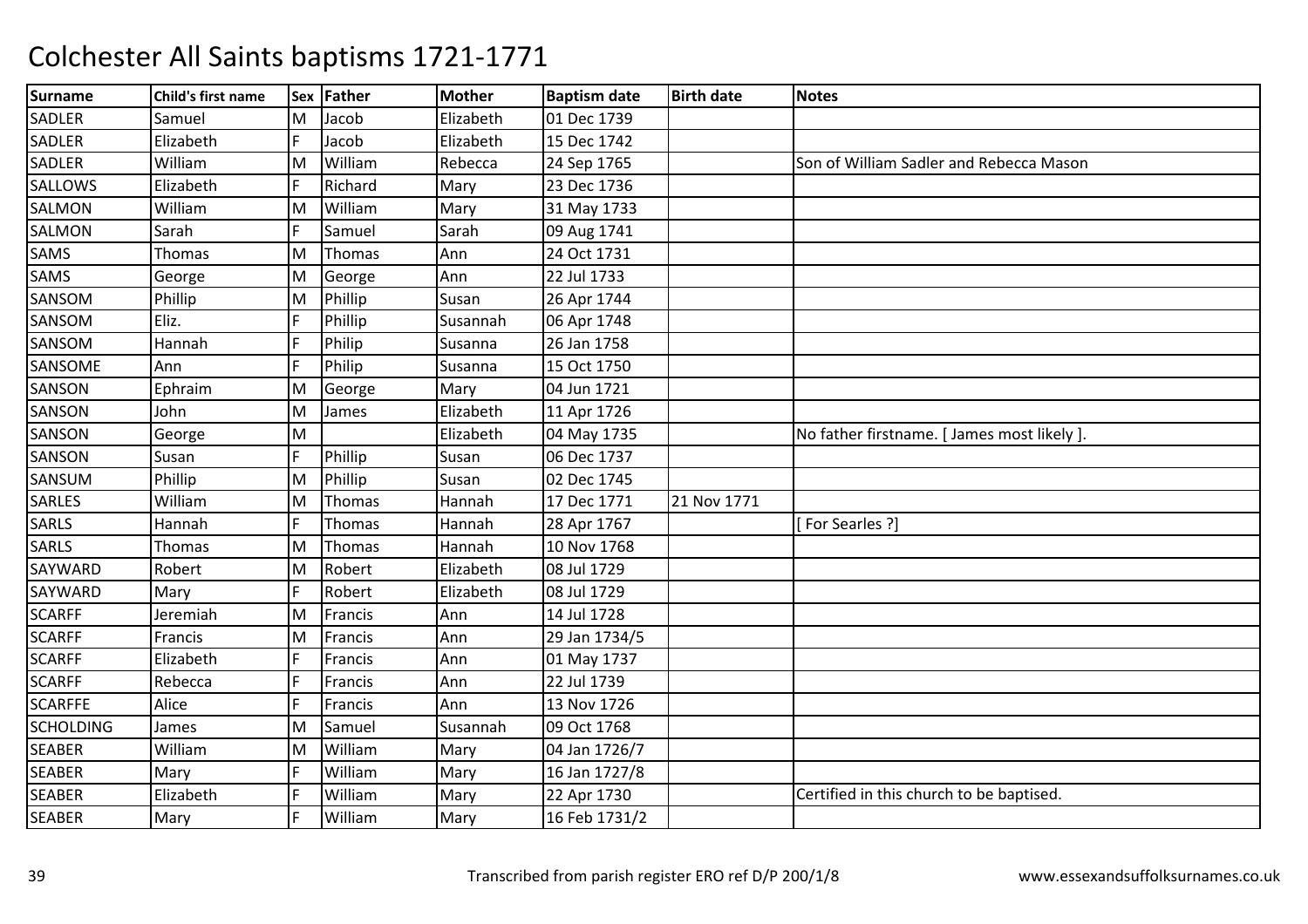# Colchester All Saints baptisms 1721-1771

| Surname | Child's first name | Sex | Father | Mother | Baptism date | Birth date | Notes |
|---|---|---|---|---|---|---|---|
| SADLER | Samuel | M | Jacob | Elizabeth | 01 Dec 1739 | | |
| SADLER | Elizabeth | F | Jacob | Elizabeth | 15 Dec 1742 | | |
| SADLER | William | M | William | Rebecca | 24 Sep 1765 | | Son of William Sadler and Rebecca Mason |
| SALLOWS | Elizabeth | F | Richard | Mary | 23 Dec 1736 | | |
| SALMON | William | M | William | Mary | 31 May 1733 | | |
| SALMON | Sarah | F | Samuel | Sarah | 09 Aug 1741 | | |
| SAMS | Thomas | M | Thomas | Ann | 24 Oct 1731 | | |
| SAMS | George | M | George | Ann | 22 Jul 1733 | | |
| SANSOM | Phillip | M | Phillip | Susan | 26 Apr 1744 | | |
| SANSOM | Eliz. | F | Phillip | Susannah | 06 Apr 1748 | | |
| SANSOM | Hannah | F | Philip | Susanna | 26 Jan 1758 | | |
| SANSOME | Ann | F | Philip | Susanna | 15 Oct 1750 | | |
| SANSON | Ephraim | M | George | Mary | 04 Jun 1721 | | |
| SANSON | John | M | James | Elizabeth | 11 Apr 1726 | | |
| SANSON | George | M | | Elizabeth | 04 May 1735 | | No father firstname. [ James most likely ]. |
| SANSON | Susan | F | Phillip | Susan | 06 Dec 1737 | | |
| SANSUM | Phillip | M | Phillip | Susan | 02 Dec 1745 | | |
| SARLES | William | M | Thomas | Hannah | 17 Dec 1771 | 21 Nov 1771 | |
| SARLS | Hannah | F | Thomas | Hannah | 28 Apr 1767 | | [ For Searles ?] |
| SARLS | Thomas | M | Thomas | Hannah | 10 Nov 1768 | | |
| SAYWARD | Robert | M | Robert | Elizabeth | 08 Jul 1729 | | |
| SAYWARD | Mary | F | Robert | Elizabeth | 08 Jul 1729 | | |
| SCARFF | Jeremiah | M | Francis | Ann | 14 Jul 1728 | | |
| SCARFF | Francis | M | Francis | Ann | 29 Jan 1734/5 | | |
| SCARFF | Elizabeth | F | Francis | Ann | 01 May 1737 | | |
| SCARFF | Rebecca | F | Francis | Ann | 22 Jul 1739 | | |
| SCARFFE | Alice | F | Francis | Ann | 13 Nov 1726 | | |
| SCHOLDING | James | M | Samuel | Susannah | 09 Oct 1768 | | |
| SEABER | William | M | William | Mary | 04 Jan 1726/7 | | |
| SEABER | Mary | F | William | Mary | 16 Jan 1727/8 | | |
| SEABER | Elizabeth | F | William | Mary | 22 Apr 1730 | | Certified in this church to be baptised. |
| SEABER | Mary | F | William | Mary | 16 Feb 1731/2 | | |

Transcribed from parish register ERO ref D/P 200/1/8 www.essexandsuffolksurnames.co.uk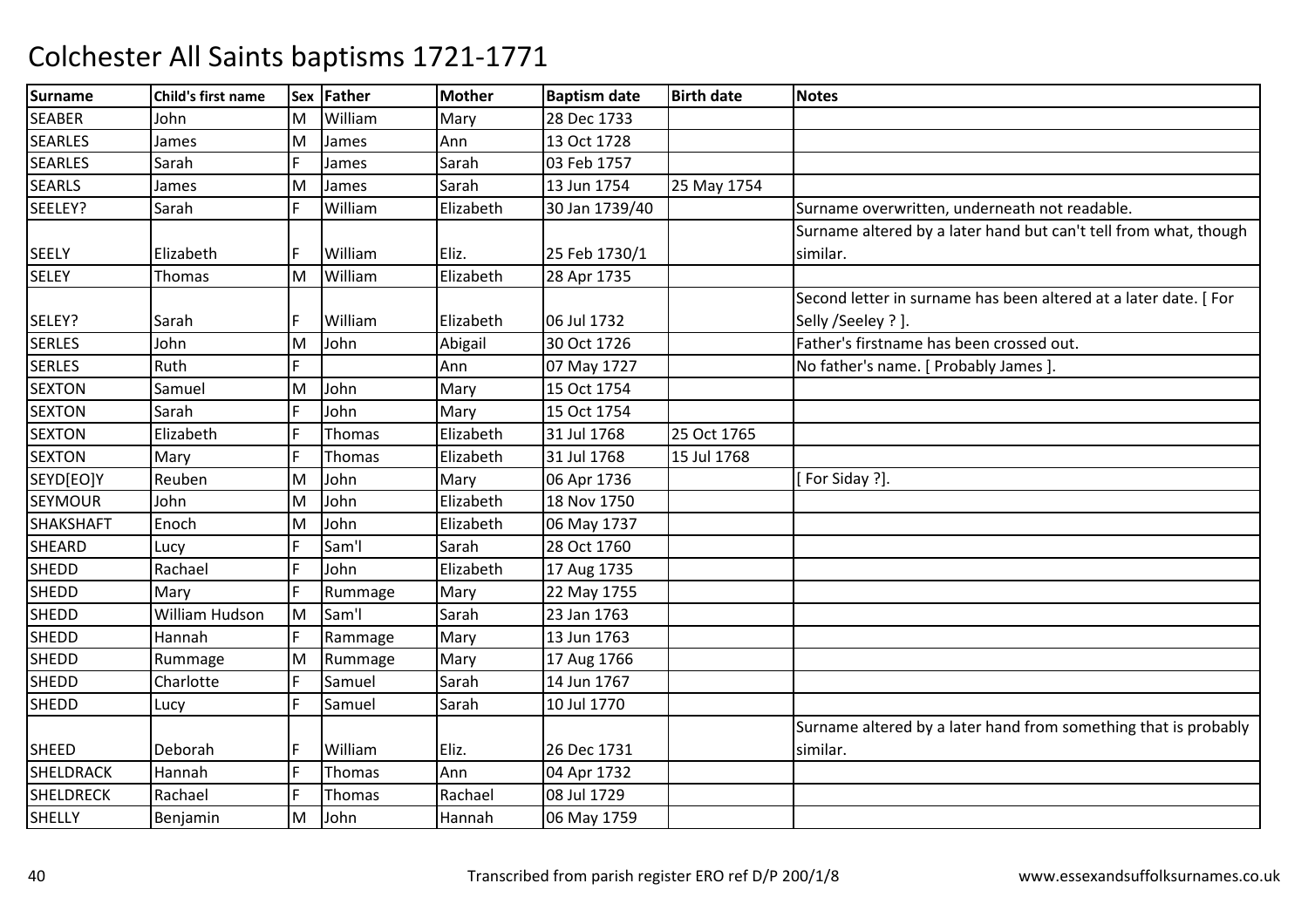# Colchester All Saints baptisms 1721-1771

| Surname | Child's first name | Sex | Father | Mother | Baptism date | Birth date | Notes |
|---|---|---|---|---|---|---|---|
| SEABER | John | M | William | Mary | 28 Dec 1733 | | |
| SEARLES | James | M | James | Ann | 13 Oct 1728 | | |
| SEARLES | Sarah | F | James | Sarah | 03 Feb 1757 | | |
| SEARLS | James | M | James | Sarah | 13 Jun 1754 | 25 May 1754 | |
| SEELEY? | Sarah | F | William | Elizabeth | 30 Jan 1739/40 | | Surname overwritten, underneath not readable. |
| SEELY | Elizabeth | F | William | Eliz. | 25 Feb 1730/1 | | Surname altered by a later hand but can't tell from what, though similar. |
| SELEY | Thomas | M | William | Elizabeth | 28 Apr 1735 | | |
| SELEY? | Sarah | F | William | Elizabeth | 06 Jul 1732 | | Second letter in surname has been altered at a later date. [ For Selly /Seeley ? ]. |
| SERLES | John | M | John | Abigail | 30 Oct 1726 | | Father's firstname has been crossed out. |
| SERLES | Ruth | F | | Ann | 07 May 1727 | | No father's name. [ Probably James ]. |
| SEXTON | Samuel | M | John | Mary | 15 Oct 1754 | | |
| SEXTON | Sarah | F | John | Mary | 15 Oct 1754 | | |
| SEXTON | Elizabeth | F | Thomas | Elizabeth | 31 Jul 1768 | 25 Oct 1765 | |
| SEXTON | Mary | F | Thomas | Elizabeth | 31 Jul 1768 | 15 Jul 1768 | |
| SEYD[EO]Y | Reuben | M | John | Mary | 06 Apr 1736 | | [ For Siday ?]. |
| SEYMOUR | John | M | John | Elizabeth | 18 Nov 1750 | | |
| SHAKSHAFT | Enoch | M | John | Elizabeth | 06 May 1737 | | |
| SHEARD | Lucy | F | Sam'l | Sarah | 28 Oct 1760 | | |
| SHEDD | Rachael | F | John | Elizabeth | 17 Aug 1735 | | |
| SHEDD | Mary | F | Rummage | Mary | 22 May 1755 | | |
| SHEDD | William Hudson | M | Sam'l | Sarah | 23 Jan 1763 | | |
| SHEDD | Hannah | F | Rammage | Mary | 13 Jun 1763 | | |
| SHEDD | Rummage | M | Rummage | Mary | 17 Aug 1766 | | |
| SHEDD | Charlotte | F | Samuel | Sarah | 14 Jun 1767 | | |
| SHEDD | Lucy | F | Samuel | Sarah | 10 Jul 1770 | | |
| SHEED | Deborah | F | William | Eliz. | 26 Dec 1731 | | Surname altered by a later hand from something that is probably similar. |
| SHELDRACK | Hannah | F | Thomas | Ann | 04 Apr 1732 | | |
| SHELDRECK | Rachael | F | Thomas | Rachael | 08 Jul 1729 | | |
| SHELLY | Benjamin | M | John | Hannah | 06 May 1759 | | |

Transcribed from parish register ERO ref D/P 200/1/8 www.essexandsuffolksurnames.co.uk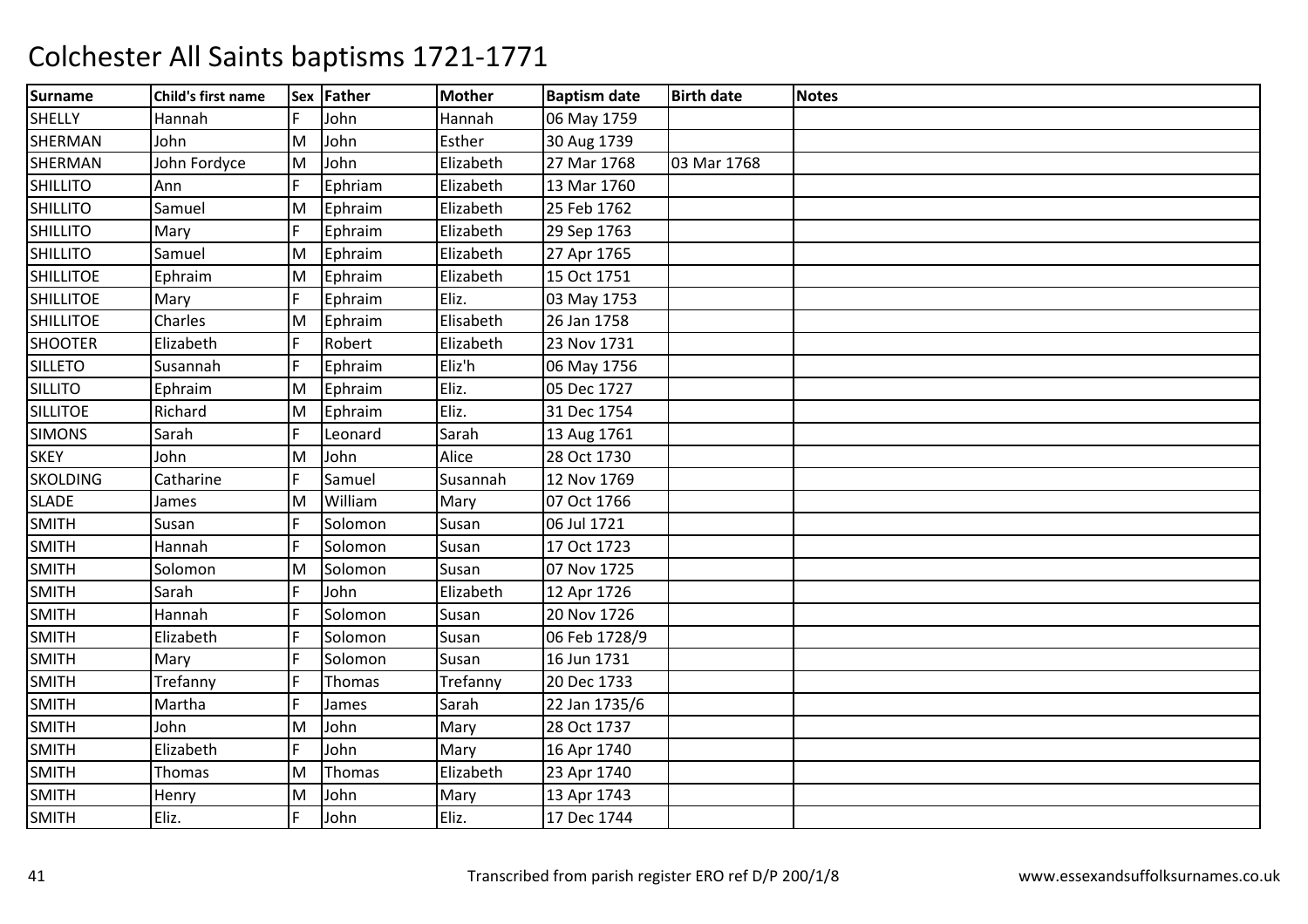# Colchester All Saints baptisms 1721-1771

| Surname | Child's first name | Sex | Father | Mother | Baptism date | Birth date | Notes |
|---|---|---|---|---|---|---|---|
| SHELLY | Hannah | F | John | Hannah | 06 May 1759 | | |
| SHERMAN | John | M | John | Esther | 30 Aug 1739 | | |
| SHERMAN | John Fordyce | M | John | Elizabeth | 27 Mar 1768 | 03 Mar 1768 | |
| SHILLITO | Ann | F | Ephriam | Elizabeth | 13 Mar 1760 | | |
| SHILLITO | Samuel | M | Ephraim | Elizabeth | 25 Feb 1762 | | |
| SHILLITO | Mary | F | Ephraim | Elizabeth | 29 Sep 1763 | | |
| SHILLITO | Samuel | M | Ephraim | Elizabeth | 27 Apr 1765 | | |
| SHILLITOE | Ephraim | M | Ephraim | Elizabeth | 15 Oct 1751 | | |
| SHILLITOE | Mary | F | Ephraim | Eliz. | 03 May 1753 | | |
| SHILLITOE | Charles | M | Ephraim | Elisabeth | 26 Jan 1758 | | |
| SHOOTER | Elizabeth | F | Robert | Elizabeth | 23 Nov 1731 | | |
| SILLETO | Susannah | F | Ephraim | Eliz'h | 06 May 1756 | | |
| SILLITO | Ephraim | M | Ephraim | Eliz. | 05 Dec 1727 | | |
| SILLITOE | Richard | M | Ephraim | Eliz. | 31 Dec 1754 | | |
| SIMONS | Sarah | F | Leonard | Sarah | 13 Aug 1761 | | |
| SKEY | John | M | John | Alice | 28 Oct 1730 | | |
| SKOLDING | Catharine | F | Samuel | Susannah | 12 Nov 1769 | | |
| SLADE | James | M | William | Mary | 07 Oct 1766 | | |
| SMITH | Susan | F | Solomon | Susan | 06 Jul 1721 | | |
| SMITH | Hannah | F | Solomon | Susan | 17 Oct 1723 | | |
| SMITH | Solomon | M | Solomon | Susan | 07 Nov 1725 | | |
| SMITH | Sarah | F | John | Elizabeth | 12 Apr 1726 | | |
| SMITH | Hannah | F | Solomon | Susan | 20 Nov 1726 | | |
| SMITH | Elizabeth | F | Solomon | Susan | 06 Feb 1728/9 | | |
| SMITH | Mary | F | Solomon | Susan | 16 Jun 1731 | | |
| SMITH | Trefanny | F | Thomas | Trefanny | 20 Dec 1733 | | |
| SMITH | Martha | F | James | Sarah | 22 Jan 1735/6 | | |
| SMITH | John | M | John | Mary | 28 Oct 1737 | | |
| SMITH | Elizabeth | F | John | Mary | 16 Apr 1740 | | |
| SMITH | Thomas | M | Thomas | Elizabeth | 23 Apr 1740 | | |
| SMITH | Henry | M | John | Mary | 13 Apr 1743 | | |
| SMITH | Eliz. | F | John | Eliz. | 17 Dec 1744 | | |

Transcribed from parish register ERO ref D/P 200/1/8

www.essexandsuffolksurnames.co.uk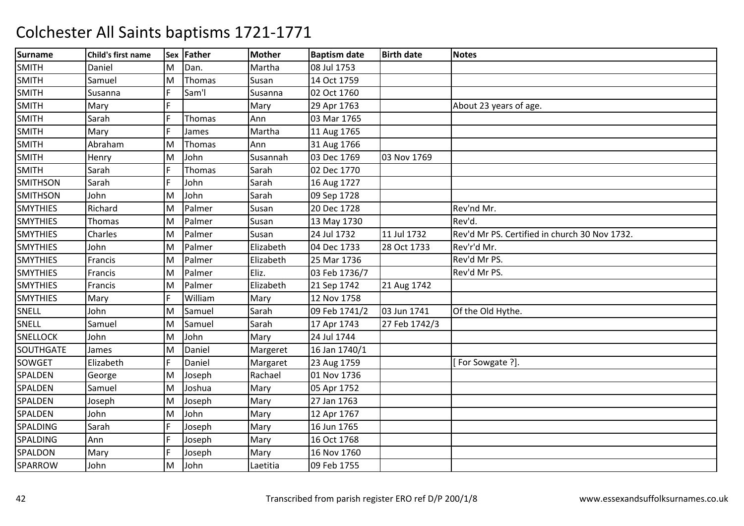# Colchester All Saints baptisms 1721-1771

| Surname | Child's first name | Sex | Father | Mother | Baptism date | Birth date | Notes |
|---|---|---|---|---|---|---|---|
| SMITH | Daniel | M | Dan. | Martha | 08 Jul 1753 | | |
| SMITH | Samuel | M | Thomas | Susan | 14 Oct 1759 | | |
| SMITH | Susanna | F | Sam'l | Susanna | 02 Oct 1760 | | |
| SMITH | Mary | F | | Mary | 29 Apr 1763 | | About 23 years of age. |
| SMITH | Sarah | F | Thomas | Ann | 03 Mar 1765 | | |
| SMITH | Mary | F | James | Martha | 11 Aug 1765 | | |
| SMITH | Abraham | M | Thomas | Ann | 31 Aug 1766 | | |
| SMITH | Henry | M | John | Susannah | 03 Dec 1769 | 03 Nov 1769 | |
| SMITH | Sarah | F | Thomas | Sarah | 02 Dec 1770 | | |
| SMITHSON | Sarah | F | John | Sarah | 16 Aug 1727 | | |
| SMITHSON | John | M | John | Sarah | 09 Sep 1728 | | |
| SMYTHIES | Richard | M | Palmer | Susan | 20 Dec 1728 | | Rev'nd Mr. |
| SMYTHIES | Thomas | M | Palmer | Susan | 13 May 1730 | | Rev'd. |
| SMYTHIES | Charles | M | Palmer | Susan | 24 Jul 1732 | 11 Jul 1732 | Rev'd Mr PS. Certified in church 30 Nov 1732. |
| SMYTHIES | John | M | Palmer | Elizabeth | 04 Dec 1733 | 28 Oct 1733 | Rev'r'd Mr. |
| SMYTHIES | Francis | M | Palmer | Elizabeth | 25 Mar 1736 | | Rev'd Mr PS. |
| SMYTHIES | Francis | M | Palmer | Eliz. | 03 Feb 1736/7 | | Rev'd Mr PS. |
| SMYTHIES | Francis | M | Palmer | Elizabeth | 21 Sep 1742 | 21 Aug 1742 | |
| SMYTHIES | Mary | F | William | Mary | 12 Nov 1758 | | |
| SNELL | John | M | Samuel | Sarah | 09 Feb 1741/2 | 03 Jun 1741 | Of the Old Hythe. |
| SNELL | Samuel | M | Samuel | Sarah | 17 Apr 1743 | 27 Feb 1742/3 | |
| SNELLOCK | John | M | John | Mary | 24 Jul 1744 | | |
| SOUTHGATE | James | M | Daniel | Margeret | 16 Jan 1740/1 | | |
| SOWGET | Elizabeth | F | Daniel | Margaret | 23 Aug 1759 | | [ For Sowgate ?]. |
| SPALDEN | George | M | Joseph | Rachael | 01 Nov 1736 | | |
| SPALDEN | Samuel | M | Joshua | Mary | 05 Apr 1752 | | |
| SPALDEN | Joseph | M | Joseph | Mary | 27 Jan 1763 | | |
| SPALDEN | John | M | John | Mary | 12 Apr 1767 | | |
| SPALDING | Sarah | F | Joseph | Mary | 16 Jun 1765 | | |
| SPALDING | Ann | F | Joseph | Mary | 16 Oct 1768 | | |
| SPALDON | Mary | F | Joseph | Mary | 16 Nov 1760 | | |
| SPARROW | John | M | John | Laetitia | 09 Feb 1755 | | |

Transcribed from parish register ERO ref D/P 200/1/8 www.essexandsuffolksurnames.co.uk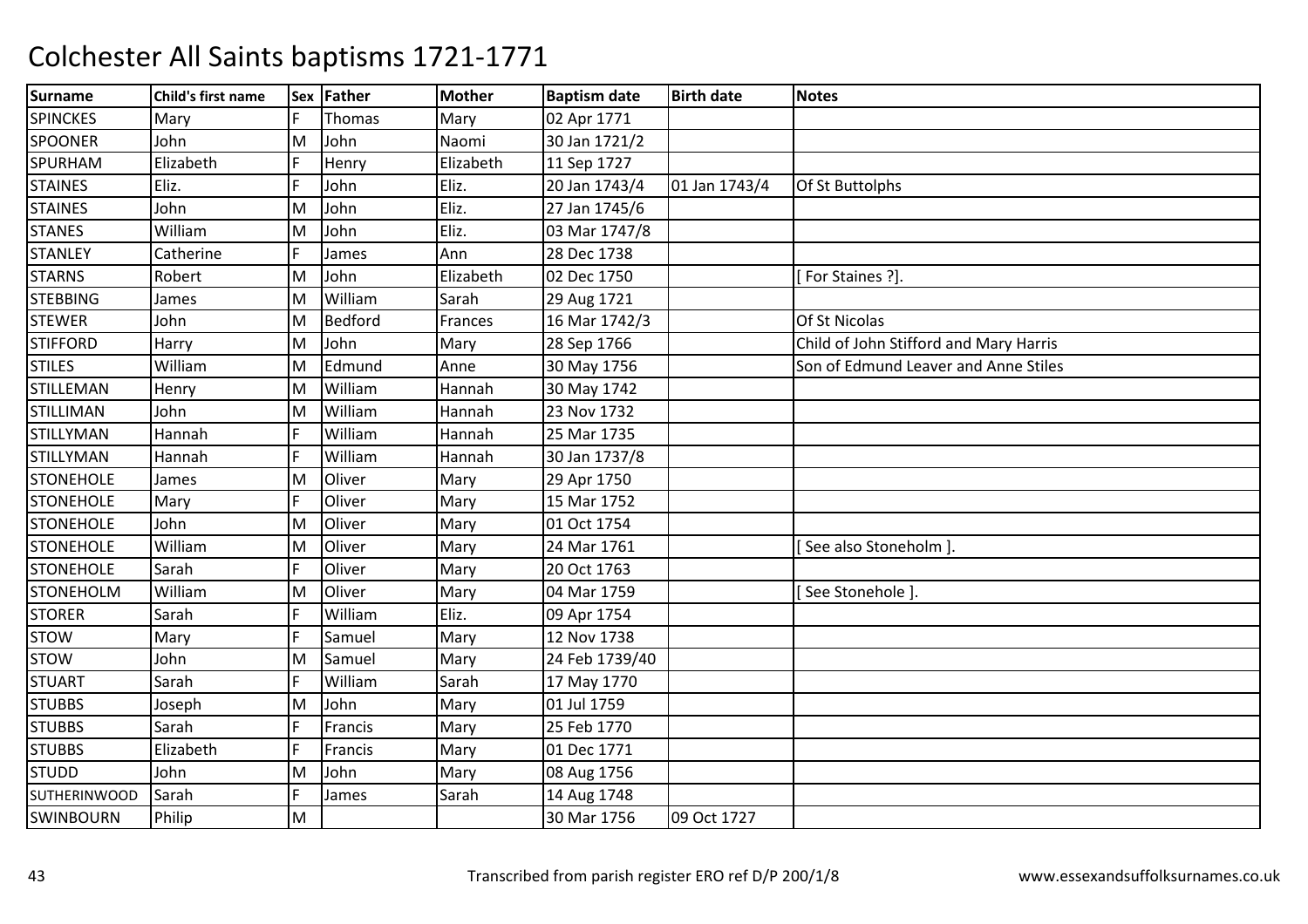# Colchester All Saints baptisms 1721-1771

| Surname | Child's first name | Sex | Father | Mother | Baptism date | Birth date | Notes |
|---|---|---|---|---|---|---|---|
| SPINCKES | Mary | F | Thomas | Mary | 02 Apr 1771 | | |
| SPOONER | John | M | John | Naomi | 30 Jan 1721/2 | | |
| SPURHAM | Elizabeth | F | Henry | Elizabeth | 11 Sep 1727 | | |
| STAINES | Eliz. | F | John | Eliz. | 20 Jan 1743/4 | 01 Jan 1743/4 | Of St Buttolphs |
| STAINES | John | M | John | Eliz. | 27 Jan 1745/6 | | |
| STANES | William | M | John | Eliz. | 03 Mar 1747/8 | | |
| STANLEY | Catherine | F | James | Ann | 28 Dec 1738 | | |
| STARNS | Robert | M | John | Elizabeth | 02 Dec 1750 | | [ For Staines ?]. |
| STEBBING | James | M | William | Sarah | 29 Aug 1721 | | |
| STEWER | John | M | Bedford | Frances | 16 Mar 1742/3 | | Of St Nicolas |
| STIFFORD | Harry | M | John | Mary | 28 Sep 1766 | | Child of John Stifford and Mary Harris |
| STILES | William | M | Edmund | Anne | 30 May 1756 | | Son of Edmund Leaver and Anne Stiles |
| STILLEMAN | Henry | M | William | Hannah | 30 May 1742 | | |
| STILLIMAN | John | M | William | Hannah | 23 Nov 1732 | | |
| STILLYMAN | Hannah | F | William | Hannah | 25 Mar 1735 | | |
| STILLYMAN | Hannah | F | William | Hannah | 30 Jan 1737/8 | | |
| STONEHOLE | James | M | Oliver | Mary | 29 Apr 1750 | | |
| STONEHOLE | Mary | F | Oliver | Mary | 15 Mar 1752 | | |
| STONEHOLE | John | M | Oliver | Mary | 01 Oct 1754 | | |
| STONEHOLE | William | M | Oliver | Mary | 24 Mar 1761 | | [ See also Stoneholm ]. |
| STONEHOLE | Sarah | F | Oliver | Mary | 20 Oct 1763 | | |
| STONEHOLM | William | M | Oliver | Mary | 04 Mar 1759 | | [ See Stonehole ]. |
| STORER | Sarah | F | William | Eliz. | 09 Apr 1754 | | |
| STOW | Mary | F | Samuel | Mary | 12 Nov 1738 | | |
| STOW | John | M | Samuel | Mary | 24 Feb 1739/40 | | |
| STUART | Sarah | F | William | Sarah | 17 May 1770 | | |
| STUBBS | Joseph | M | John | Mary | 01 Jul 1759 | | |
| STUBBS | Sarah | F | Francis | Mary | 25 Feb 1770 | | |
| STUBBS | Elizabeth | F | Francis | Mary | 01 Dec 1771 | | |
| STUDD | John | M | John | Mary | 08 Aug 1756 | | |
| SUTHERINWOOD | Sarah | F | James | Sarah | 14 Aug 1748 | | |
| SWINBOURN | Philip | M | | | 30 Mar 1756 | 09 Oct 1727 | |

Transcribed from parish register ERO ref D/P 200/1/8

www.essexandsuffolksurnames.co.uk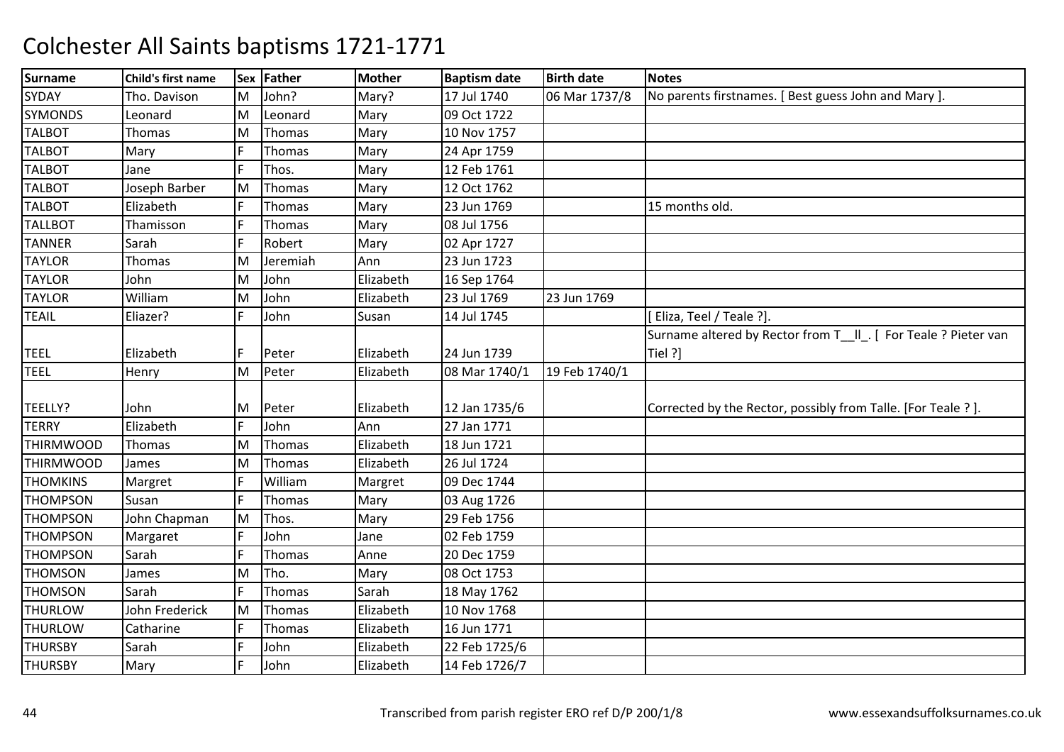# Colchester All Saints baptisms 1721-1771

| Surname | Child's first name | Sex | Father | Mother | Baptism date | Birth date | Notes |
|---|---|---|---|---|---|---|---|
| SYDAY | Tho. Davison | M | John? | Mary? | 17 Jul 1740 | 06 Mar 1737/8 | No parents firstnames. [ Best guess John and Mary ]. |
| SYMONDS | Leonard | M | Leonard | Mary | 09 Oct 1722 | | |
| TALBOT | Thomas | M | Thomas | Mary | 10 Nov 1757 | | |
| TALBOT | Mary | F | Thomas | Mary | 24 Apr 1759 | | |
| TALBOT | Jane | F | Thos. | Mary | 12 Feb 1761 | | |
| TALBOT | Joseph Barber | M | Thomas | Mary | 12 Oct 1762 | | |
| TALBOT | Elizabeth | F | Thomas | Mary | 23 Jun 1769 | | 15 months old. |
| TALLBOT | Thamisson | F | Thomas | Mary | 08 Jul 1756 | | |
| TANNER | Sarah | F | Robert | Mary | 02 Apr 1727 | | |
| TAYLOR | Thomas | M | Jeremiah | Ann | 23 Jun 1723 | | |
| TAYLOR | John | M | John | Elizabeth | 16 Sep 1764 | | |
| TAYLOR | William | M | John | Elizabeth | 23 Jul 1769 | 23 Jun 1769 | |
| TEAIL | Eliazer? | F | John | Susan | 14 Jul 1745 | | [ Eliza, Teel / Teale ?]. |
| TEEL | Elizabeth | F | Peter | Elizabeth | 24 Jun 1739 | | Surname altered by Rector from T__ll_. [ For Teale ? Pieter van Tiel ?] |
| TEEL | Henry | M | Peter | Elizabeth | 08 Mar 1740/1 | 19 Feb 1740/1 | |
| TEELLY? | John | M | Peter | Elizabeth | 12 Jan 1735/6 | | Corrected by the Rector, possibly from Talle. [For Teale ? ]. |
| TERRY | Elizabeth | F | John | Ann | 27 Jan 1771 | | |
| THIRMWOOD | Thomas | M | Thomas | Elizabeth | 18 Jun 1721 | | |
| THIRMWOOD | James | M | Thomas | Elizabeth | 26 Jul 1724 | | |
| THOMKINS | Margret | F | William | Margret | 09 Dec 1744 | | |
| THOMPSON | Susan | F | Thomas | Mary | 03 Aug 1726 | | |
| THOMPSON | John Chapman | M | Thos. | Mary | 29 Feb 1756 | | |
| THOMPSON | Margaret | F | John | Jane | 02 Feb 1759 | | |
| THOMPSON | Sarah | F | Thomas | Anne | 20 Dec 1759 | | |
| THOMSON | James | M | Tho. | Mary | 08 Oct 1753 | | |
| THOMSON | Sarah | F | Thomas | Sarah | 18 May 1762 | | |
| THURLOW | John Frederick | M | Thomas | Elizabeth | 10 Nov 1768 | | |
| THURLOW | Catharine | F | Thomas | Elizabeth | 16 Jun 1771 | | |
| THURSBY | Sarah | F | John | Elizabeth | 22 Feb 1725/6 | | |
| THURSBY | Mary | F | John | Elizabeth | 14 Feb 1726/7 | | |

Transcribed from parish register ERO ref D/P 200/1/8 www.essexandsuffolksurnames.co.uk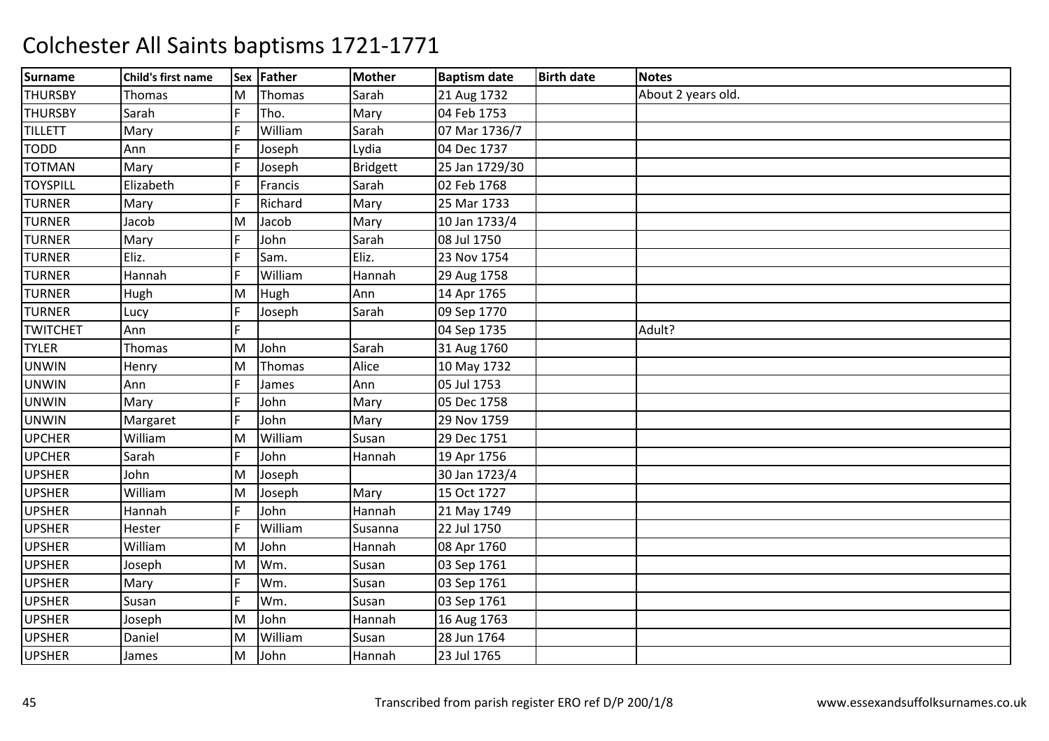# Colchester All Saints baptisms 1721-1771

| Surname | Child's first name | Sex | Father | Mother | Baptism date | Birth date | Notes |
|---|---|---|---|---|---|---|---|
| THURSBY | Thomas | M | Thomas | Sarah | 21 Aug 1732 | | About 2 years old. |
| THURSBY | Sarah | F | Tho. | Mary | 04 Feb 1753 | | |
| TILLETT | Mary | F | William | Sarah | 07 Mar 1736/7 | | |
| TODD | Ann | F | Joseph | Lydia | 04 Dec 1737 | | |
| TOTMAN | Mary | F | Joseph | Bridgett | 25 Jan 1729/30 | | |
| TOYSPILL | Elizabeth | F | Francis | Sarah | 02 Feb 1768 | | |
| TURNER | Mary | F | Richard | Mary | 25 Mar 1733 | | |
| TURNER | Jacob | M | Jacob | Mary | 10 Jan 1733/4 | | |
| TURNER | Mary | F | John | Sarah | 08 Jul 1750 | | |
| TURNER | Eliz. | F | Sam. | Eliz. | 23 Nov 1754 | | |
| TURNER | Hannah | F | William | Hannah | 29 Aug 1758 | | |
| TURNER | Hugh | M | Hugh | Ann | 14 Apr 1765 | | |
| TURNER | Lucy | F | Joseph | Sarah | 09 Sep 1770 | | |
| TWITCHET | Ann | F | | | 04 Sep 1735 | | Adult? |
| TYLER | Thomas | M | John | Sarah | 31 Aug 1760 | | |
| UNWIN | Henry | M | Thomas | Alice | 10 May 1732 | | |
| UNWIN | Ann | F | James | Ann | 05 Jul 1753 | | |
| UNWIN | Mary | F | John | Mary | 05 Dec 1758 | | |
| UNWIN | Margaret | F | John | Mary | 29 Nov 1759 | | |
| UPCHER | William | M | William | Susan | 29 Dec 1751 | | |
| UPCHER | Sarah | F | John | Hannah | 19 Apr 1756 | | |
| UPSHER | John | M | Joseph | | 30 Jan 1723/4 | | |
| UPSHER | William | M | Joseph | Mary | 15 Oct 1727 | | |
| UPSHER | Hannah | F | John | Hannah | 21 May 1749 | | |
| UPSHER | Hester | F | William | Susanna | 22 Jul 1750 | | |
| UPSHER | William | M | John | Hannah | 08 Apr 1760 | | |
| UPSHER | Joseph | M | Wm. | Susan | 03 Sep 1761 | | |
| UPSHER | Mary | F | Wm. | Susan | 03 Sep 1761 | | |
| UPSHER | Susan | F | Wm. | Susan | 03 Sep 1761 | | |
| UPSHER | Joseph | M | John | Hannah | 16 Aug 1763 | | |
| UPSHER | Daniel | M | William | Susan | 28 Jun 1764 | | |
| UPSHER | James | M | John | Hannah | 23 Jul 1765 | | |

Transcribed from parish register ERO ref D/P 200/1/8 www.essexandsuffolksurnames.co.uk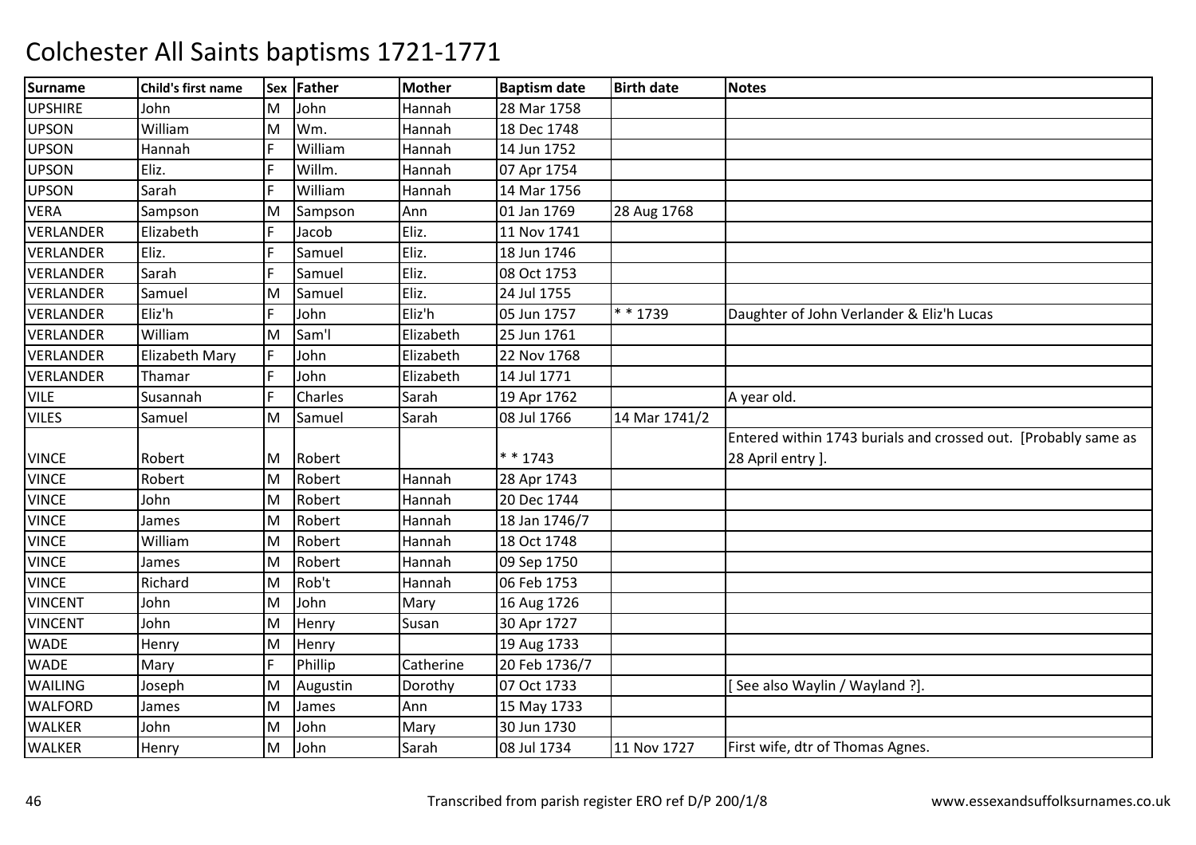# Colchester All Saints baptisms 1721-1771

| Surname | Child's first name | Sex | Father | Mother | Baptism date | Birth date | Notes |
|---|---|---|---|---|---|---|---|
| UPSHIRE | John | M | John | Hannah | 28 Mar 1758 | | |
| UPSON | William | M | Wm. | Hannah | 18 Dec 1748 | | |
| UPSON | Hannah | F | William | Hannah | 14 Jun 1752 | | |
| UPSON | Eliz. | F | Willm. | Hannah | 07 Apr 1754 | | |
| UPSON | Sarah | F | William | Hannah | 14 Mar 1756 | | |
| VERA | Sampson | M | Sampson | Ann | 01 Jan 1769 | 28 Aug 1768 | |
| VERLANDER | Elizabeth | F | Jacob | Eliz. | 11 Nov 1741 | | |
| VERLANDER | Eliz. | F | Samuel | Eliz. | 18 Jun 1746 | | |
| VERLANDER | Sarah | F | Samuel | Eliz. | 08 Oct 1753 | | |
| VERLANDER | Samuel | M | Samuel | Eliz. | 24 Jul 1755 | | |
| VERLANDER | Eliz'h | F | John | Eliz'h | 05 Jun 1757 | * * 1739 | Daughter of John Verlander & Eliz'h Lucas |
| VERLANDER | William | M | Sam'l | Elizabeth | 25 Jun 1761 | | |
| VERLANDER | Elizabeth Mary | F | John | Elizabeth | 22 Nov 1768 | | |
| VERLANDER | Thamar | F | John | Elizabeth | 14 Jul 1771 | | |
| VILE | Susannah | F | Charles | Sarah | 19 Apr 1762 | | A year old. |
| VILES | Samuel | M | Samuel | Sarah | 08 Jul 1766 | 14 Mar 1741/2 | |
| VINCE | Robert | M | Robert | | * * 1743 | | Entered within 1743 burials and crossed out. [Probably same as 28 April entry ]. |
| VINCE | Robert | M | Robert | Hannah | 28 Apr 1743 | | |
| VINCE | John | M | Robert | Hannah | 20 Dec 1744 | | |
| VINCE | James | M | Robert | Hannah | 18 Jan 1746/7 | | |
| VINCE | William | M | Robert | Hannah | 18 Oct 1748 | | |
| VINCE | James | M | Robert | Hannah | 09 Sep 1750 | | |
| VINCE | Richard | M | Rob't | Hannah | 06 Feb 1753 | | |
| VINCENT | John | M | John | Mary | 16 Aug 1726 | | |
| VINCENT | John | M | Henry | Susan | 30 Apr 1727 | | |
| WADE | Henry | M | Henry | | 19 Aug 1733 | | |
| WADE | Mary | F | Phillip | Catherine | 20 Feb 1736/7 | | |
| WAILING | Joseph | M | Augustin | Dorothy | 07 Oct 1733 | | [ See also Waylin / Wayland ?]. |
| WALFORD | James | M | James | Ann | 15 May 1733 | | |
| WALKER | John | M | John | Mary | 30 Jun 1730 | | |
| WALKER | Henry | M | John | Sarah | 08 Jul 1734 | 11 Nov 1727 | First wife, dtr of Thomas Agnes. |

Transcribed from parish register ERO ref D/P 200/1/8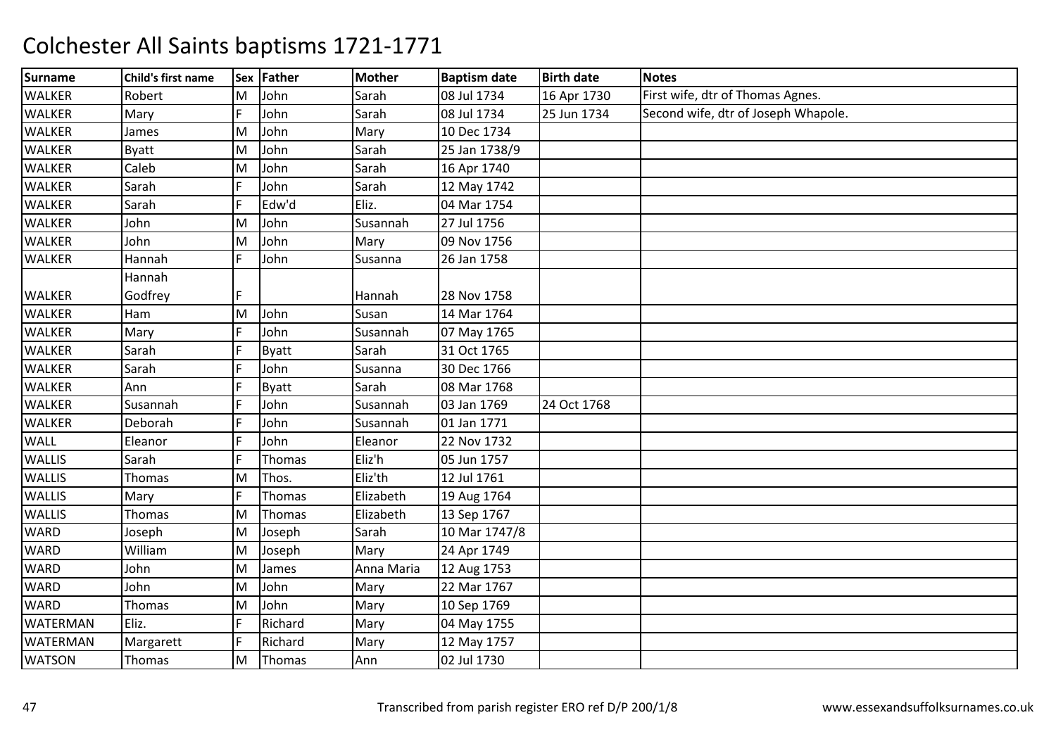# Colchester All Saints baptisms 1721-1771

| Surname | Child's first name | Sex | Father | Mother | Baptism date | Birth date | Notes |
|---|---|---|---|---|---|---|---|
| WALKER | Robert | M | John | Sarah | 08 Jul 1734 | 16 Apr 1730 | First wife, dtr of Thomas Agnes. |
| WALKER | Mary | F | John | Sarah | 08 Jul 1734 | 25 Jun 1734 | Second wife, dtr of Joseph Whapole. |
| WALKER | James | M | John | Mary | 10 Dec 1734 | | |
| WALKER | Byatt | M | John | Sarah | 25 Jan 1738/9 | | |
| WALKER | Caleb | M | John | Sarah | 16 Apr 1740 | | |
| WALKER | Sarah | F | John | Sarah | 12 May 1742 | | |
| WALKER | Sarah | F | Edw'd | Eliz. | 04 Mar 1754 | | |
| WALKER | John | M | John | Susannah | 27 Jul 1756 | | |
| WALKER | John | M | John | Mary | 09 Nov 1756 | | |
| WALKER | Hannah | F | John | Susanna | 26 Jan 1758 | | |
| WALKER | Hannah Godfrey | F | | Hannah | 28 Nov 1758 | | |
| WALKER | Ham | M | John | Susan | 14 Mar 1764 | | |
| WALKER | Mary | F | John | Susannah | 07 May 1765 | | |
| WALKER | Sarah | F | Byatt | Sarah | 31 Oct 1765 | | |
| WALKER | Sarah | F | John | Susanna | 30 Dec 1766 | | |
| WALKER | Ann | F | Byatt | Sarah | 08 Mar 1768 | | |
| WALKER | Susannah | F | John | Susannah | 03 Jan 1769 | 24 Oct 1768 | |
| WALKER | Deborah | F | John | Susannah | 01 Jan 1771 | | |
| WALL | Eleanor | F | John | Eleanor | 22 Nov 1732 | | |
| WALLIS | Sarah | F | Thomas | Eliz'h | 05 Jun 1757 | | |
| WALLIS | Thomas | M | Thos. | Eliz'th | 12 Jul 1761 | | |
| WALLIS | Mary | F | Thomas | Elizabeth | 19 Aug 1764 | | |
| WALLIS | Thomas | M | Thomas | Elizabeth | 13 Sep 1767 | | |
| WARD | Joseph | M | Joseph | Sarah | 10 Mar 1747/8 | | |
| WARD | William | M | Joseph | Mary | 24 Apr 1749 | | |
| WARD | John | M | James | Anna Maria | 12 Aug 1753 | | |
| WARD | John | M | John | Mary | 22 Mar 1767 | | |
| WARD | Thomas | M | John | Mary | 10 Sep 1769 | | |
| WATERMAN | Eliz. | F | Richard | Mary | 04 May 1755 | | |
| WATERMAN | Margarett | F | Richard | Mary | 12 May 1757 | | |
| WATSON | Thomas | M | Thomas | Ann | 02 Jul 1730 | | |

Transcribed from parish register ERO ref D/P 200/1/8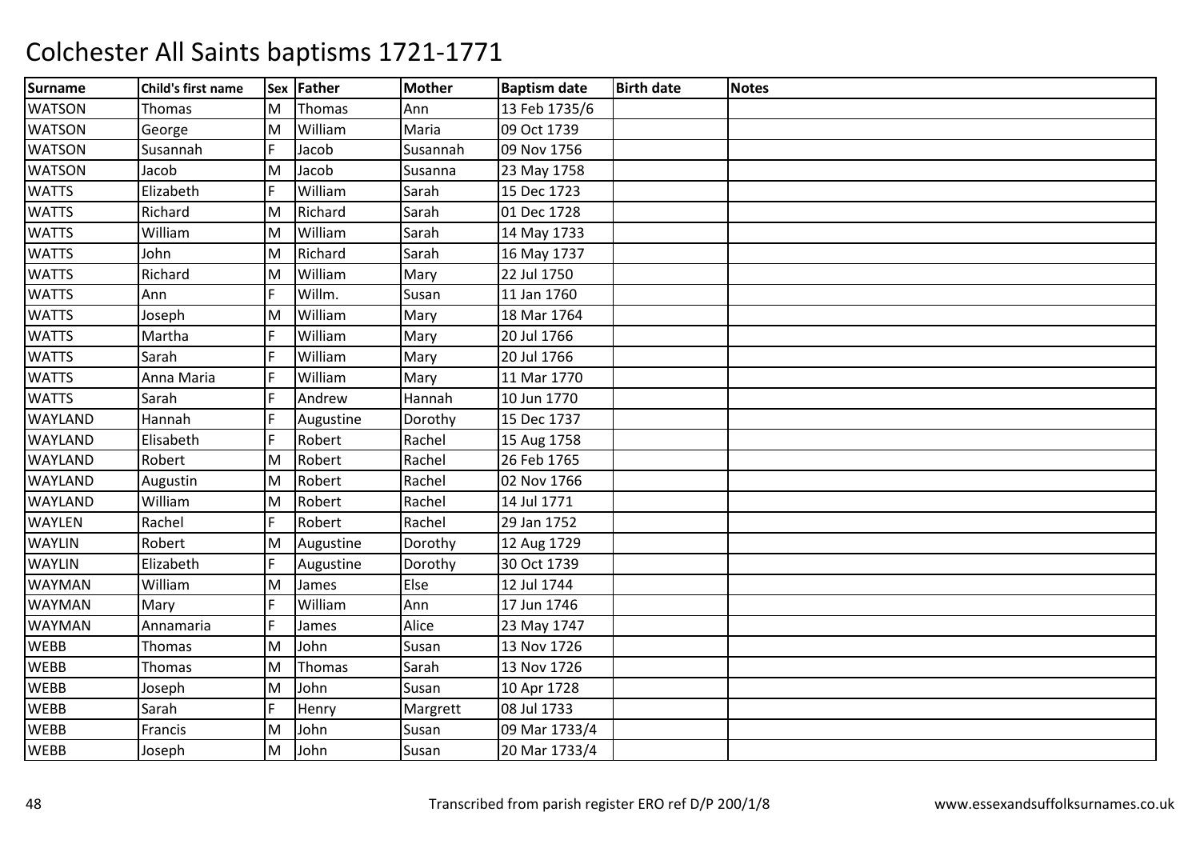# Colchester All Saints baptisms 1721-1771

| Surname | Child's first name | Sex | Father | Mother | Baptism date | Birth date | Notes |
|---|---|---|---|---|---|---|---|
| WATSON | Thomas | M | Thomas | Ann | 13 Feb 1735/6 | | |
| WATSON | George | M | William | Maria | 09 Oct 1739 | | |
| WATSON | Susannah | F | Jacob | Susannah | 09 Nov 1756 | | |
| WATSON | Jacob | M | Jacob | Susanna | 23 May 1758 | | |
| WATTS | Elizabeth | F | William | Sarah | 15 Dec 1723 | | |
| WATTS | Richard | M | Richard | Sarah | 01 Dec 1728 | | |
| WATTS | William | M | William | Sarah | 14 May 1733 | | |
| WATTS | John | M | Richard | Sarah | 16 May 1737 | | |
| WATTS | Richard | M | William | Mary | 22 Jul 1750 | | |
| WATTS | Ann | F | Willm. | Susan | 11 Jan 1760 | | |
| WATTS | Joseph | M | William | Mary | 18 Mar 1764 | | |
| WATTS | Martha | F | William | Mary | 20 Jul 1766 | | |
| WATTS | Sarah | F | William | Mary | 20 Jul 1766 | | |
| WATTS | Anna Maria | F | William | Mary | 11 Mar 1770 | | |
| WATTS | Sarah | F | Andrew | Hannah | 10 Jun 1770 | | |
| WAYLAND | Hannah | F | Augustine | Dorothy | 15 Dec 1737 | | |
| WAYLAND | Elisabeth | F | Robert | Rachel | 15 Aug 1758 | | |
| WAYLAND | Robert | M | Robert | Rachel | 26 Feb 1765 | | |
| WAYLAND | Augustin | M | Robert | Rachel | 02 Nov 1766 | | |
| WAYLAND | William | M | Robert | Rachel | 14 Jul 1771 | | |
| WAYLEN | Rachel | F | Robert | Rachel | 29 Jan 1752 | | |
| WAYLIN | Robert | M | Augustine | Dorothy | 12 Aug 1729 | | |
| WAYLIN | Elizabeth | F | Augustine | Dorothy | 30 Oct 1739 | | |
| WAYMAN | William | M | James | Else | 12 Jul 1744 | | |
| WAYMAN | Mary | F | William | Ann | 17 Jun 1746 | | |
| WAYMAN | Annamaria | F | James | Alice | 23 May 1747 | | |
| WEBB | Thomas | M | John | Susan | 13 Nov 1726 | | |
| WEBB | Thomas | M | Thomas | Sarah | 13 Nov 1726 | | |
| WEBB | Joseph | M | John | Susan | 10 Apr 1728 | | |
| WEBB | Sarah | F | Henry | Margrett | 08 Jul 1733 | | |
| WEBB | Francis | M | John | Susan | 09 Mar 1733/4 | | |
| WEBB | Joseph | M | John | Susan | 20 Mar 1733/4 | | |

Transcribed from parish register ERO ref D/P 200/1/8 www.essexandsuffolksurnames.co.uk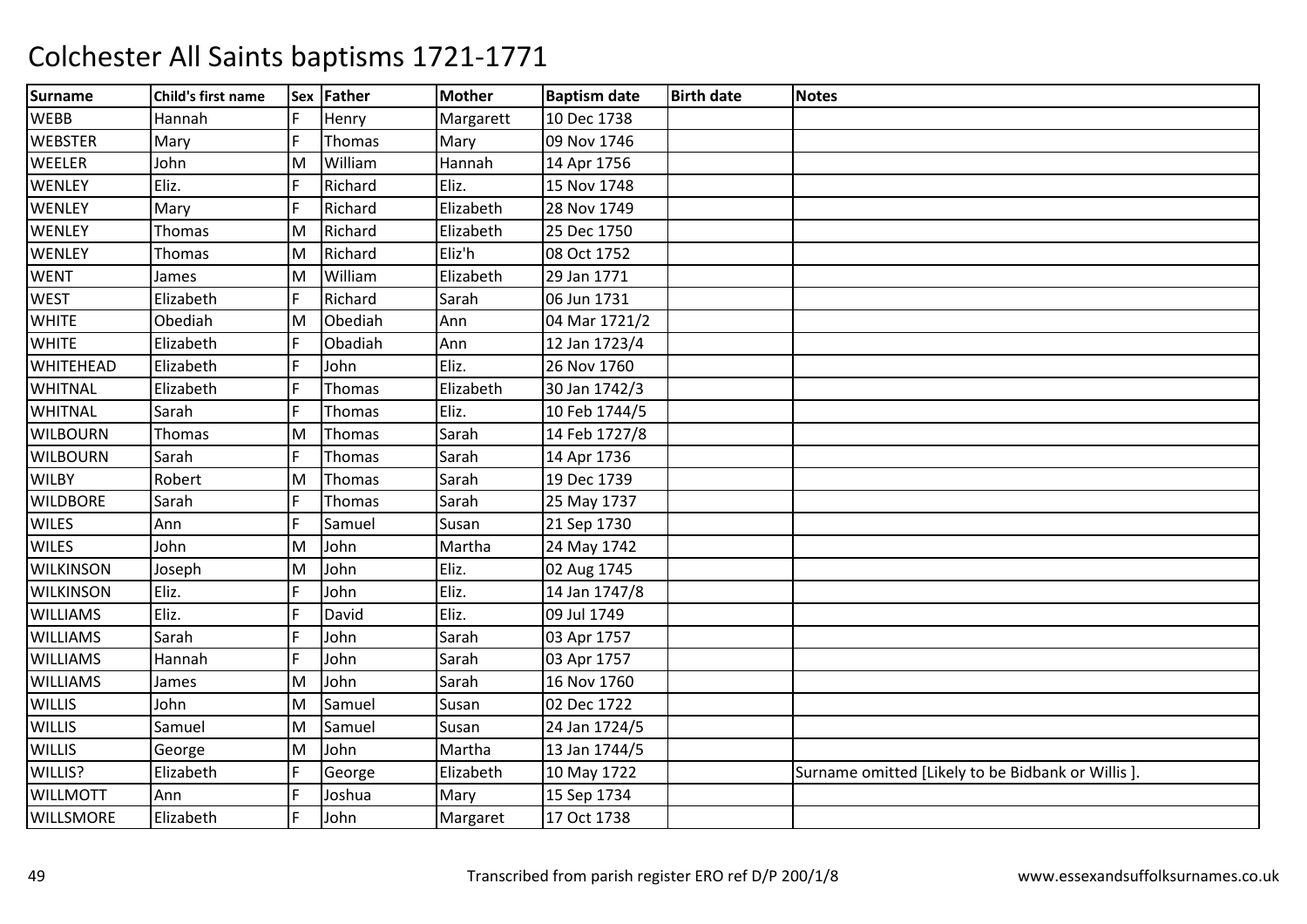# Colchester All Saints baptisms 1721-1771

| Surname | Child's first name | Sex | Father | Mother | Baptism date | Birth date | Notes |
|---|---|---|---|---|---|---|---|
| WEBB | Hannah | F | Henry | Margarett | 10 Dec 1738 | | |
| WEBSTER | Mary | F | Thomas | Mary | 09 Nov 1746 | | |
| WEELER | John | M | William | Hannah | 14 Apr 1756 | | |
| WENLEY | Eliz. | F | Richard | Eliz. | 15 Nov 1748 | | |
| WENLEY | Mary | F | Richard | Elizabeth | 28 Nov 1749 | | |
| WENLEY | Thomas | M | Richard | Elizabeth | 25 Dec 1750 | | |
| WENLEY | Thomas | M | Richard | Eliz'h | 08 Oct 1752 | | |
| WENT | James | M | William | Elizabeth | 29 Jan 1771 | | |
| WEST | Elizabeth | F | Richard | Sarah | 06 Jun 1731 | | |
| WHITE | Obediah | M | Obediah | Ann | 04 Mar 1721/2 | | |
| WHITE | Elizabeth | F | Obadiah | Ann | 12 Jan 1723/4 | | |
| WHITEHEAD | Elizabeth | F | John | Eliz. | 26 Nov 1760 | | |
| WHITNAL | Elizabeth | F | Thomas | Elizabeth | 30 Jan 1742/3 | | |
| WHITNAL | Sarah | F | Thomas | Eliz. | 10 Feb 1744/5 | | |
| WILBOURN | Thomas | M | Thomas | Sarah | 14 Feb 1727/8 | | |
| WILBOURN | Sarah | F | Thomas | Sarah | 14 Apr 1736 | | |
| WILBY | Robert | M | Thomas | Sarah | 19 Dec 1739 | | |
| WILDBORE | Sarah | F | Thomas | Sarah | 25 May 1737 | | |
| WILES | Ann | F | Samuel | Susan | 21 Sep 1730 | | |
| WILES | John | M | John | Martha | 24 May 1742 | | |
| WILKINSON | Joseph | M | John | Eliz. | 02 Aug 1745 | | |
| WILKINSON | Eliz. | F | John | Eliz. | 14 Jan 1747/8 | | |
| WILLIAMS | Eliz. | F | David | Eliz. | 09 Jul 1749 | | |
| WILLIAMS | Sarah | F | John | Sarah | 03 Apr 1757 | | |
| WILLIAMS | Hannah | F | John | Sarah | 03 Apr 1757 | | |
| WILLIAMS | James | M | John | Sarah | 16 Nov 1760 | | |
| WILLIS | John | M | Samuel | Susan | 02 Dec 1722 | | |
| WILLIS | Samuel | M | Samuel | Susan | 24 Jan 1724/5 | | |
| WILLIS | George | M | John | Martha | 13 Jan 1744/5 | | |
| WILLIS? | Elizabeth | F | George | Elizabeth | 10 May 1722 | | Surname omitted [Likely to be Bidbank or Willis ]. |
| WILLMOTT | Ann | F | Joshua | Mary | 15 Sep 1734 | | |
| WILLSMORE | Elizabeth | F | John | Margaret | 17 Oct 1738 | | |

Transcribed from parish register ERO ref D/P 200/1/8 www.essexandsuffolksurnames.co.uk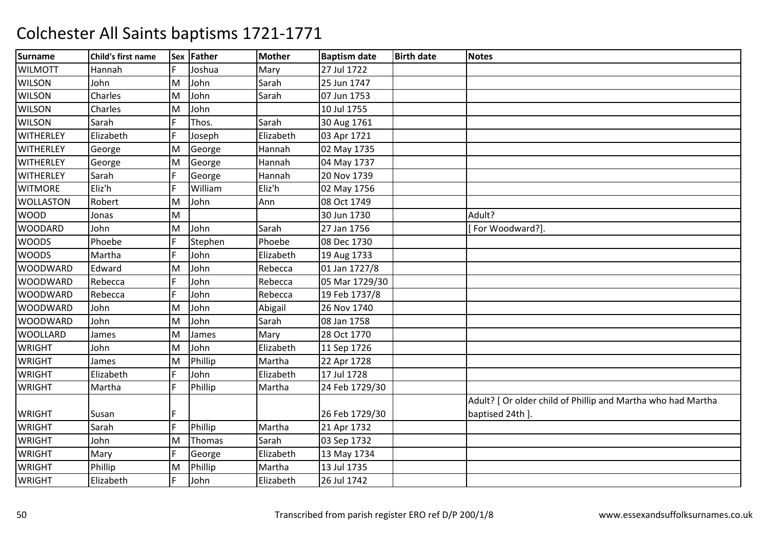# Colchester All Saints baptisms 1721-1771

| Surname | Child's first name | Sex | Father | Mother | Baptism date | Birth date | Notes |
|---|---|---|---|---|---|---|---|
| WILMOTT | Hannah | F | Joshua | Mary | 27 Jul 1722 | | |
| WILSON | John | M | John | Sarah | 25 Jun 1747 | | |
| WILSON | Charles | M | John | Sarah | 07 Jun 1753 | | |
| WILSON | Charles | M | John | | 10 Jul 1755 | | |
| WILSON | Sarah | F | Thos. | Sarah | 30 Aug 1761 | | |
| WITHERLEY | Elizabeth | F | Joseph | Elizabeth | 03 Apr 1721 | | |
| WITHERLEY | George | M | George | Hannah | 02 May 1735 | | |
| WITHERLEY | George | M | George | Hannah | 04 May 1737 | | |
| WITHERLEY | Sarah | F | George | Hannah | 20 Nov 1739 | | |
| WITMORE | Eliz'h | F | William | Eliz'h | 02 May 1756 | | |
| WOLLASTON | Robert | M | John | Ann | 08 Oct 1749 | | |
| WOOD | Jonas | M | | | 30 Jun 1730 | | Adult? |
| WOODARD | John | M | John | Sarah | 27 Jan 1756 | | [ For Woodward?]. |
| WOODS | Phoebe | F | Stephen | Phoebe | 08 Dec 1730 | | |
| WOODS | Martha | F | John | Elizabeth | 19 Aug 1733 | | |
| WOODWARD | Edward | M | John | Rebecca | 01 Jan 1727/8 | | |
| WOODWARD | Rebecca | F | John | Rebecca | 05 Mar 1729/30 | | |
| WOODWARD | Rebecca | F | John | Rebecca | 19 Feb 1737/8 | | |
| WOODWARD | John | M | John | Abigail | 26 Nov 1740 | | |
| WOODWARD | John | M | John | Sarah | 08 Jan 1758 | | |
| WOOLLARD | James | M | James | Mary | 28 Oct 1770 | | |
| WRIGHT | John | M | John | Elizabeth | 11 Sep 1726 | | |
| WRIGHT | James | M | Phillip | Martha | 22 Apr 1728 | | |
| WRIGHT | Elizabeth | F | John | Elizabeth | 17 Jul 1728 | | |
| WRIGHT | Martha | F | Phillip | Martha | 24 Feb 1729/30 | | |
| WRIGHT | Susan | F | | | 26 Feb 1729/30 | | Adult? [ Or older child of Phillip and Martha who had Martha baptised 24th ]. |
| WRIGHT | Sarah | F | Phillip | Martha | 21 Apr 1732 | | |
| WRIGHT | John | M | Thomas | Sarah | 03 Sep 1732 | | |
| WRIGHT | Mary | F | George | Elizabeth | 13 May 1734 | | |
| WRIGHT | Phillip | M | Phillip | Martha | 13 Jul 1735 | | |
| WRIGHT | Elizabeth | F | John | Elizabeth | 26 Jul 1742 | | |

Transcribed from parish register ERO ref D/P 200/1/8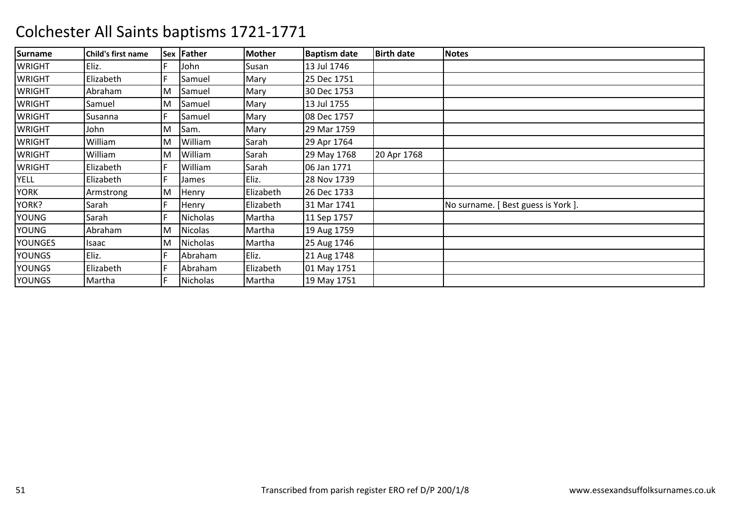# Colchester All Saints baptisms 1721-1771

| Surname | Child's first name | Sex | Father | Mother | Baptism date | Birth date | Notes |
|---|---|---|---|---|---|---|---|
| WRIGHT | Eliz. | F | John | Susan | 13 Jul 1746 | | |
| WRIGHT | Elizabeth | F | Samuel | Mary | 25 Dec 1751 | | |
| WRIGHT | Abraham | M | Samuel | Mary | 30 Dec 1753 | | |
| WRIGHT | Samuel | M | Samuel | Mary | 13 Jul 1755 | | |
| WRIGHT | Susanna | F | Samuel | Mary | 08 Dec 1757 | | |
| WRIGHT | John | M | Sam. | Mary | 29 Mar 1759 | | |
| WRIGHT | William | M | William | Sarah | 29 Apr 1764 | | |
| WRIGHT | William | M | William | Sarah | 29 May 1768 | 20 Apr 1768 | |
| WRIGHT | Elizabeth | F | William | Sarah | 06 Jan 1771 | | |
| YELL | Elizabeth | F | James | Eliz. | 28 Nov 1739 | | |
| YORK | Armstrong | M | Henry | Elizabeth | 26 Dec 1733 | | |
| YORK? | Sarah | F | Henry | Elizabeth | 31 Mar 1741 | | No surname. [ Best guess is York ]. |
| YOUNG | Sarah | F | Nicholas | Martha | 11 Sep 1757 | | |
| YOUNG | Abraham | M | Nicolas | Martha | 19 Aug 1759 | | |
| YOUNGES | Isaac | M | Nicholas | Martha | 25 Aug 1746 | | |
| YOUNGS | Eliz. | F | Abraham | Eliz. | 21 Aug 1748 | | |
| YOUNGS | Elizabeth | F | Abraham | Elizabeth | 01 May 1751 | | |
| YOUNGS | Martha | F | Nicholas | Martha | 19 May 1751 | | |

Transcribed from parish register ERO ref D/P 200/1/8

www.essexandsuffolksurnames.co.uk